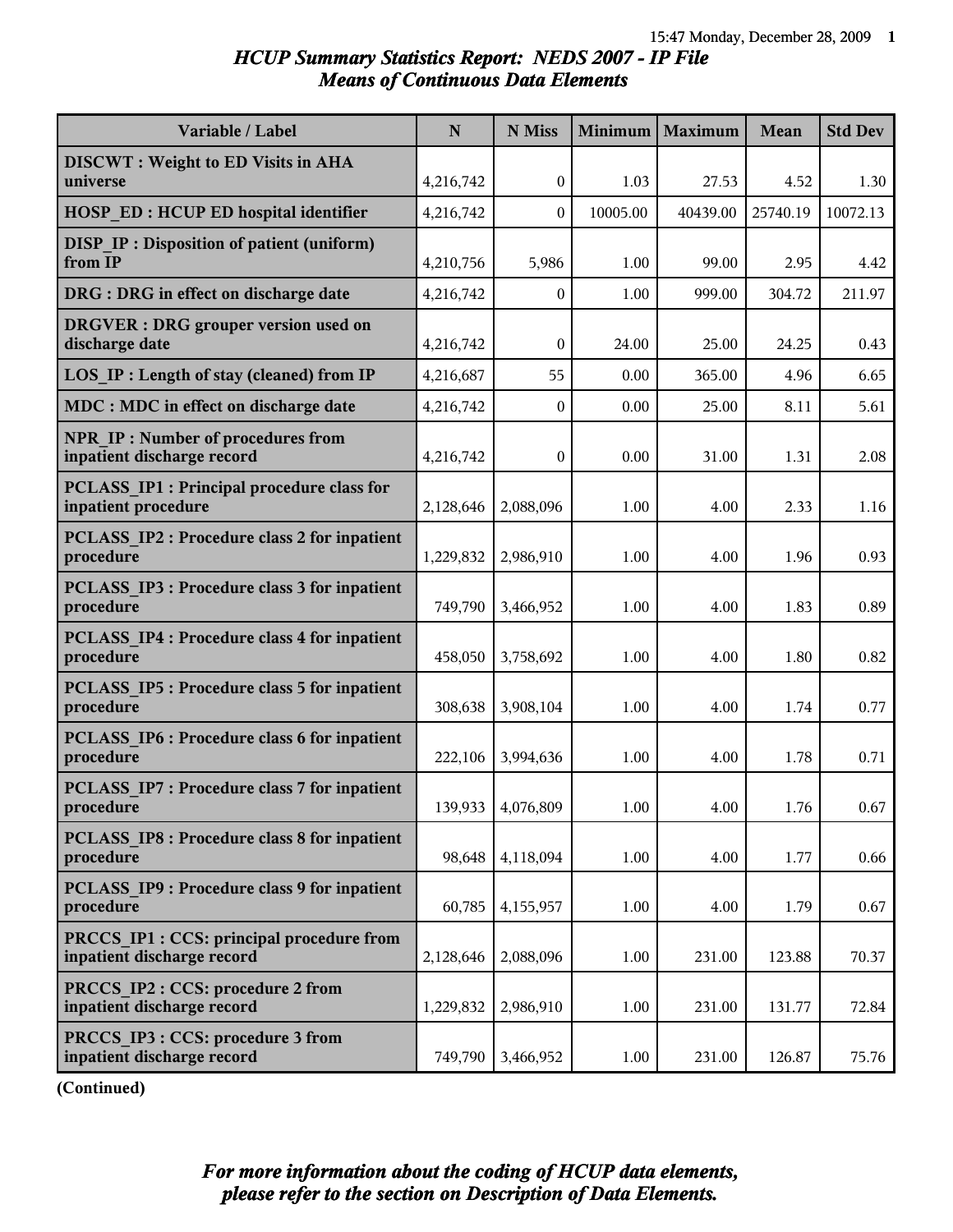# HCUP Summary Statistics Report: NEDS 2007 - IP File
## Means of Continuous Data Elements

| Variable / Label | N | N Miss | Minimum | Maximum | Mean | Std Dev |
|---|---|---|---|---|---|---|
| **DISCWT : Weight to ED Visits in AHA universe** | 4,216,742 | 0 | 1.03 | 27.53 | 4.52 | 1.30 |
| **HOSP_ED : HCUP ED hospital identifier** | 4,216,742 | 0 | 10005.00 | 40439.00 | 25740.19 | 10072.13 |
| **DISP_IP : Disposition of patient (uniform) from IP** | 4,210,756 | 5,986 | 1.00 | 99.00 | 2.95 | 4.42 |
| **DRG : DRG in effect on discharge date** | 4,216,742 | 0 | 1.00 | 999.00 | 304.72 | 211.97 |
| **DRGVER : DRG grouper version used on discharge date** | 4,216,742 | 0 | 24.00 | 25.00 | 24.25 | 0.43 |
| **LOS_IP : Length of stay (cleaned) from IP** | 4,216,687 | 55 | 0.00 | 365.00 | 4.96 | 6.65 |
| **MDC : MDC in effect on discharge date** | 4,216,742 | 0 | 0.00 | 25.00 | 8.11 | 5.61 |
| **NPR_IP : Number of procedures from inpatient discharge record** | 4,216,742 | 0 | 0.00 | 31.00 | 1.31 | 2.08 |
| **PCLASS_IP1 : Principal procedure class for inpatient procedure** | 2,128,646 | 2,088,096 | 1.00 | 4.00 | 2.33 | 1.16 |
| **PCLASS_IP2 : Procedure class 2 for inpatient procedure** | 1,229,832 | 2,986,910 | 1.00 | 4.00 | 1.96 | 0.93 |
| **PCLASS_IP3 : Procedure class 3 for inpatient procedure** | 749,790 | 3,466,952 | 1.00 | 4.00 | 1.83 | 0.89 |
| **PCLASS_IP4 : Procedure class 4 for inpatient procedure** | 458,050 | 3,758,692 | 1.00 | 4.00 | 1.80 | 0.82 |
| **PCLASS_IP5 : Procedure class 5 for inpatient procedure** | 308,638 | 3,908,104 | 1.00 | 4.00 | 1.74 | 0.77 |
| **PCLASS_IP6 : Procedure class 6 for inpatient procedure** | 222,106 | 3,994,636 | 1.00 | 4.00 | 1.78 | 0.71 |
| **PCLASS_IP7 : Procedure class 7 for inpatient procedure** | 139,933 | 4,076,809 | 1.00 | 4.00 | 1.76 | 0.67 |
| **PCLASS_IP8 : Procedure class 8 for inpatient procedure** | 98,648 | 4,118,094 | 1.00 | 4.00 | 1.77 | 0.66 |
| **PCLASS_IP9 : Procedure class 9 for inpatient procedure** | 60,785 | 4,155,957 | 1.00 | 4.00 | 1.79 | 0.67 |
| **PRCCS_IP1 : CCS: principal procedure from inpatient discharge record** | 2,128,646 | 2,088,096 | 1.00 | 231.00 | 123.88 | 70.37 |
| **PRCCS_IP2 : CCS: procedure 2 from inpatient discharge record** | 1,229,832 | 2,986,910 | 1.00 | 231.00 | 131.77 | 72.84 |
| **PRCCS_IP3 : CCS: procedure 3 from inpatient discharge record** | 749,790 | 3,466,952 | 1.00 | 231.00 | 126.87 | 75.76 |

**(Continued)**

***For more information about the coding of HCUP data elements, please refer to the section on Description of Data Elements.***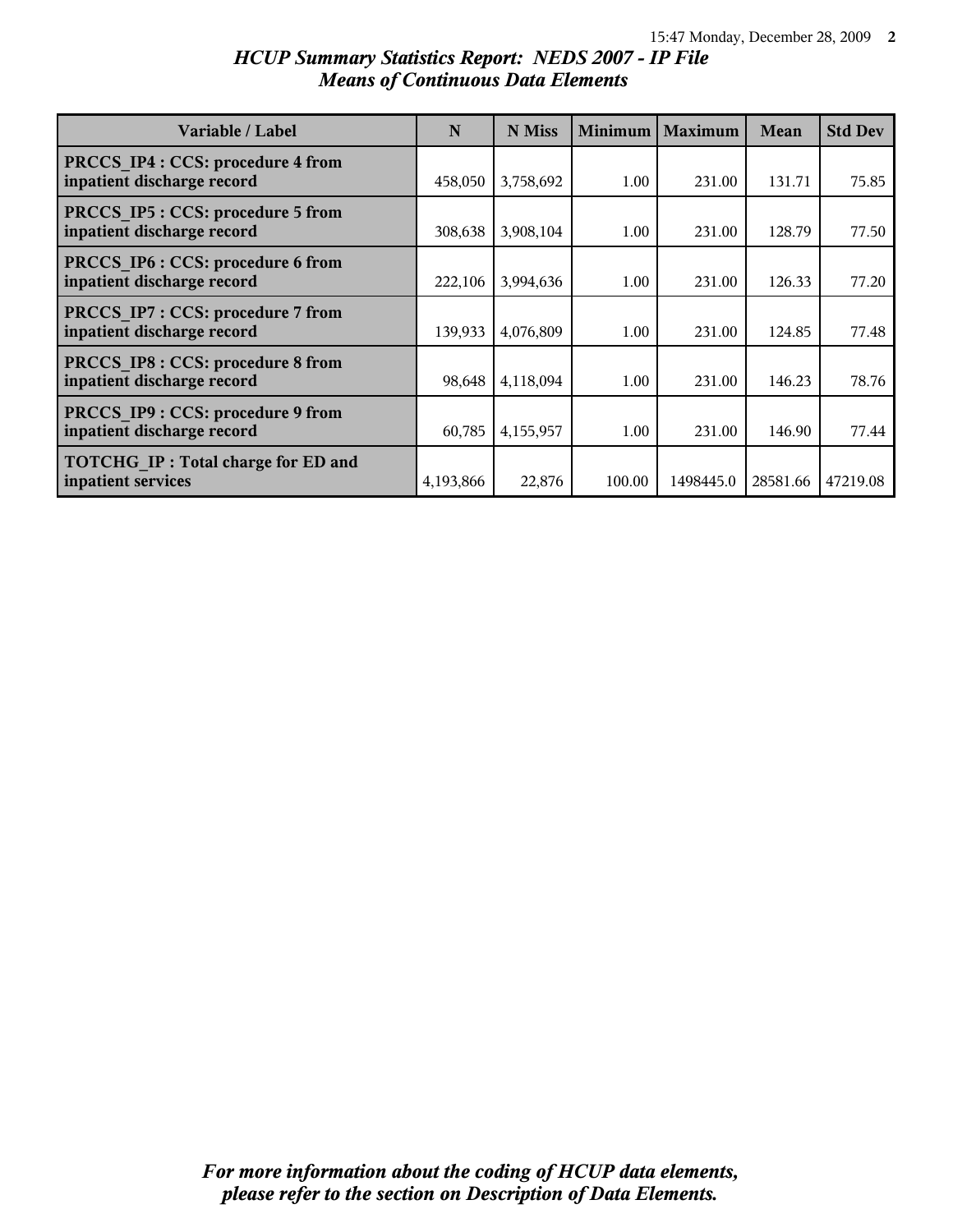*HCUP Summary Statistics Report: NEDS 2007 - IP File*
*Means of Continuous Data Elements*

| Variable / Label | N | N Miss | Minimum | Maximum | Mean | Std Dev |
|---|---|---|---|---|---|---|
| **PRCCS_IP4 : CCS: procedure 4 from inpatient discharge record** | 458,050 | 3,758,692 | 1.00 | 231.00 | 131.71 | 75.85 |
| **PRCCS_IP5 : CCS: procedure 5 from inpatient discharge record** | 308,638 | 3,908,104 | 1.00 | 231.00 | 128.79 | 77.50 |
| **PRCCS_IP6 : CCS: procedure 6 from inpatient discharge record** | 222,106 | 3,994,636 | 1.00 | 231.00 | 126.33 | 77.20 |
| **PRCCS_IP7 : CCS: procedure 7 from inpatient discharge record** | 139,933 | 4,076,809 | 1.00 | 231.00 | 124.85 | 77.48 |
| **PRCCS_IP8 : CCS: procedure 8 from inpatient discharge record** | 98,648 | 4,118,094 | 1.00 | 231.00 | 146.23 | 78.76 |
| **PRCCS_IP9 : CCS: procedure 9 from inpatient discharge record** | 60,785 | 4,155,957 | 1.00 | 231.00 | 146.90 | 77.44 |
| **TOTCHG_IP : Total charge for ED and inpatient services** | 4,193,866 | 22,876 | 100.00 | 1498445.0 | 28581.66 | 47219.08 |

***For more information about the coding of HCUP data elements, please refer to the section on Description of Data Elements.***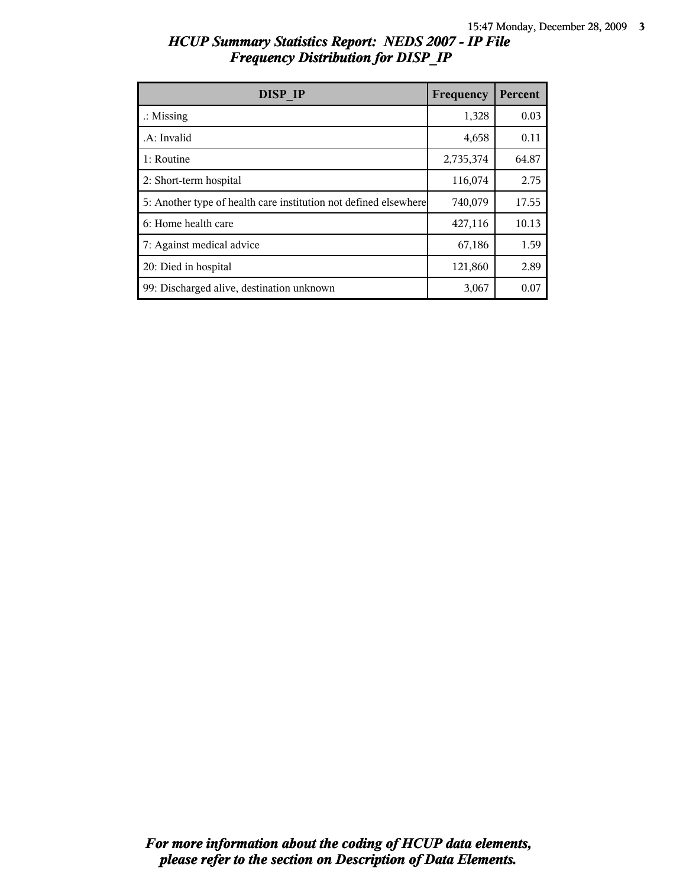# HCUP Summary Statistics Report: NEDS 2007 - IP File

## Frequency Distribution for DISP_IP

| DISP_IP | Frequency | Percent |
|---|---|---|
| .: Missing | 1,328 | 0.03 |
| .A: Invalid | 4,658 | 0.11 |
| 1: Routine | 2,735,374 | 64.87 |
| 2: Short-term hospital | 116,074 | 2.75 |
| 5: Another type of health care institution not defined elsewhere | 740,079 | 17.55 |
| 6: Home health care | 427,116 | 10.13 |
| 7: Against medical advice | 67,186 | 1.59 |
| 20: Died in hospital | 121,860 | 2.89 |
| 99: Discharged alive, destination unknown | 3,067 | 0.07 |

*For more information about the coding of HCUP data elements, please refer to the section on Description of Data Elements.*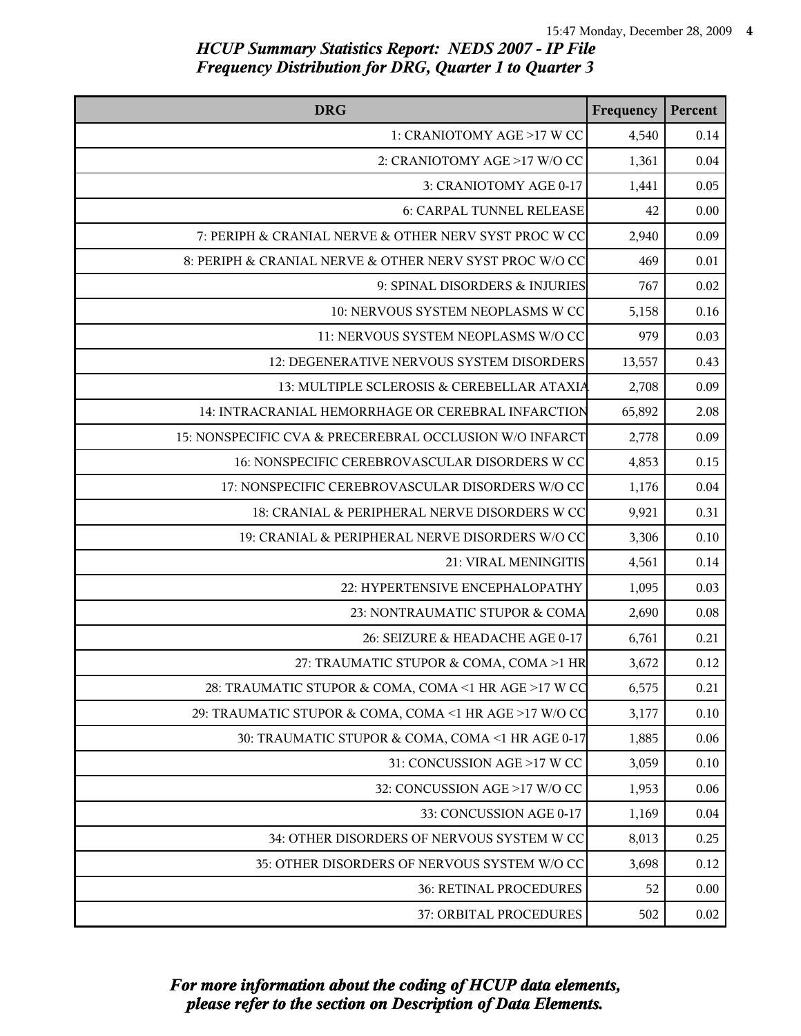*HCUP Summary Statistics Report: NEDS 2007 - IP File*
*Frequency Distribution for DRG, Quarter 1 to Quarter 3*

| DRG | Frequency | Percent |
|---|---|---|
| 1: CRANIOTOMY AGE >17 W CC | 4,540 | 0.14 |
| 2: CRANIOTOMY AGE >17 W/O CC | 1,361 | 0.04 |
| 3: CRANIOTOMY AGE 0-17 | 1,441 | 0.05 |
| 6: CARPAL TUNNEL RELEASE | 42 | 0.00 |
| 7: PERIPH & CRANIAL NERVE & OTHER NERV SYST PROC W CC | 2,940 | 0.09 |
| 8: PERIPH & CRANIAL NERVE & OTHER NERV SYST PROC W/O CC | 469 | 0.01 |
| 9: SPINAL DISORDERS & INJURIES | 767 | 0.02 |
| 10: NERVOUS SYSTEM NEOPLASMS W CC | 5,158 | 0.16 |
| 11: NERVOUS SYSTEM NEOPLASMS W/O CC | 979 | 0.03 |
| 12: DEGENERATIVE NERVOUS SYSTEM DISORDERS | 13,557 | 0.43 |
| 13: MULTIPLE SCLEROSIS & CEREBELLAR ATAXIA | 2,708 | 0.09 |
| 14: INTRACRANIAL HEMORRHAGE OR CEREBRAL INFARCTION | 65,892 | 2.08 |
| 15: NONSPECIFIC CVA & PRECEREBRAL OCCLUSION W/O INFARCT | 2,778 | 0.09 |
| 16: NONSPECIFIC CEREBROVASCULAR DISORDERS W CC | 4,853 | 0.15 |
| 17: NONSPECIFIC CEREBROVASCULAR DISORDERS W/O CC | 1,176 | 0.04 |
| 18: CRANIAL & PERIPHERAL NERVE DISORDERS W CC | 9,921 | 0.31 |
| 19: CRANIAL & PERIPHERAL NERVE DISORDERS W/O CC | 3,306 | 0.10 |
| 21: VIRAL MENINGITIS | 4,561 | 0.14 |
| 22: HYPERTENSIVE ENCEPHALOPATHY | 1,095 | 0.03 |
| 23: NONTRAUMATIC STUPOR & COMA | 2,690 | 0.08 |
| 26: SEIZURE & HEADACHE AGE 0-17 | 6,761 | 0.21 |
| 27: TRAUMATIC STUPOR & COMA, COMA >1 HR | 3,672 | 0.12 |
| 28: TRAUMATIC STUPOR & COMA, COMA <1 HR AGE >17 W CC | 6,575 | 0.21 |
| 29: TRAUMATIC STUPOR & COMA, COMA <1 HR AGE >17 W/O CC | 3,177 | 0.10 |
| 30: TRAUMATIC STUPOR & COMA, COMA <1 HR AGE 0-17 | 1,885 | 0.06 |
| 31: CONCUSSION AGE >17 W CC | 3,059 | 0.10 |
| 32: CONCUSSION AGE >17 W/O CC | 1,953 | 0.06 |
| 33: CONCUSSION AGE 0-17 | 1,169 | 0.04 |
| 34: OTHER DISORDERS OF NERVOUS SYSTEM W CC | 8,013 | 0.25 |
| 35: OTHER DISORDERS OF NERVOUS SYSTEM W/O CC | 3,698 | 0.12 |
| 36: RETINAL PROCEDURES | 52 | 0.00 |
| 37: ORBITAL PROCEDURES | 502 | 0.02 |

***For more information about the coding of HCUP data elements, please refer to the section on Description of Data Elements.***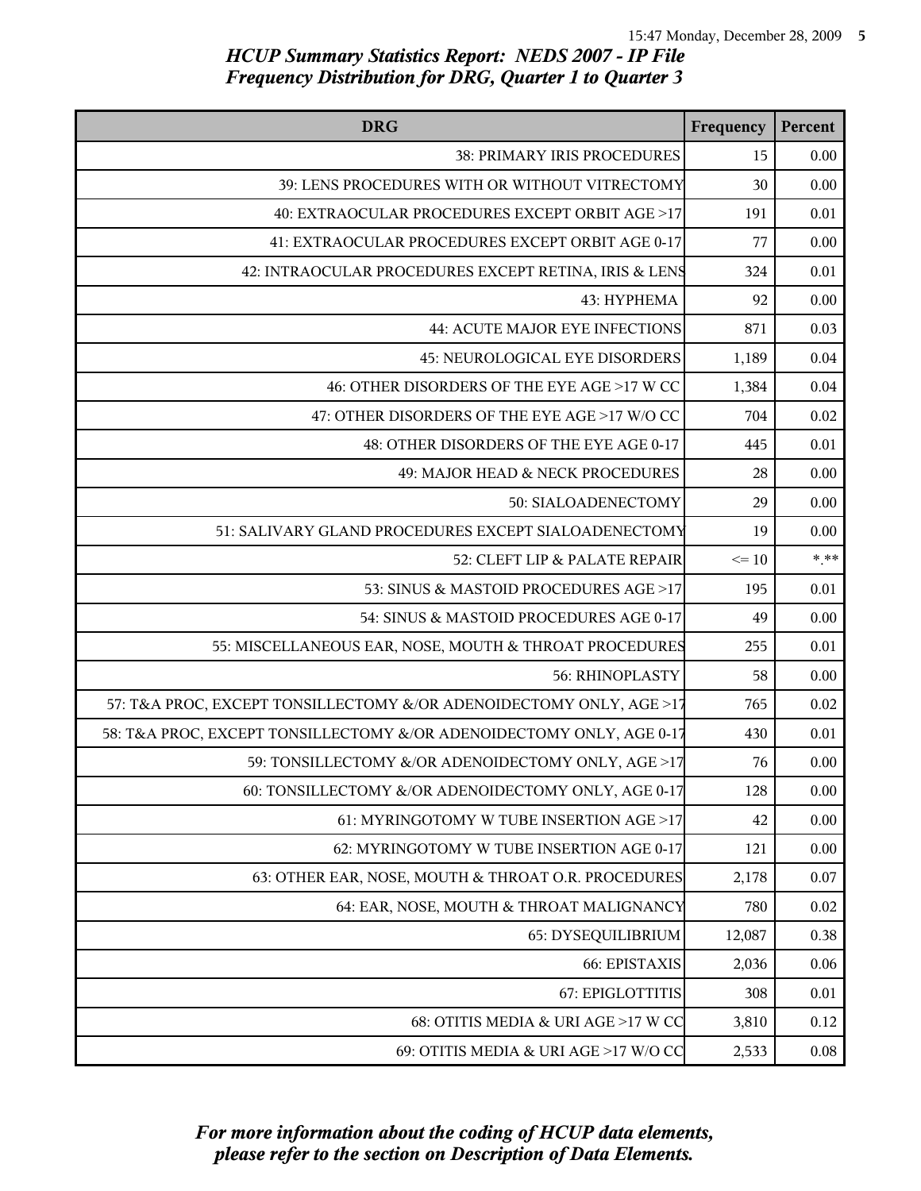*HCUP Summary Statistics Report: NEDS 2007 - IP File*
*Frequency Distribution for DRG, Quarter 1 to Quarter 3*

| DRG | Frequency | Percent |
|---|---|---|
| 38: PRIMARY IRIS PROCEDURES | 15 | 0.00 |
| 39: LENS PROCEDURES WITH OR WITHOUT VITRECTOMY | 30 | 0.00 |
| 40: EXTRAOCULAR PROCEDURES EXCEPT ORBIT AGE >17 | 191 | 0.01 |
| 41: EXTRAOCULAR PROCEDURES EXCEPT ORBIT AGE 0-17 | 77 | 0.00 |
| 42: INTRAOCULAR PROCEDURES EXCEPT RETINA, IRIS & LENS | 324 | 0.01 |
| 43: HYPHEMA | 92 | 0.00 |
| 44: ACUTE MAJOR EYE INFECTIONS | 871 | 0.03 |
| 45: NEUROLOGICAL EYE DISORDERS | 1,189 | 0.04 |
| 46: OTHER DISORDERS OF THE EYE AGE >17 W CC | 1,384 | 0.04 |
| 47: OTHER DISORDERS OF THE EYE AGE >17 W/O CC | 704 | 0.02 |
| 48: OTHER DISORDERS OF THE EYE AGE 0-17 | 445 | 0.01 |
| 49: MAJOR HEAD & NECK PROCEDURES | 28 | 0.00 |
| 50: SIALOADENECTOMY | 29 | 0.00 |
| 51: SALIVARY GLAND PROCEDURES EXCEPT SIALOADENECTOMY | 19 | 0.00 |
| 52: CLEFT LIP & PALATE REPAIR | <= 10 | *.** |
| 53: SINUS & MASTOID PROCEDURES AGE >17 | 195 | 0.01 |
| 54: SINUS & MASTOID PROCEDURES AGE 0-17 | 49 | 0.00 |
| 55: MISCELLANEOUS EAR, NOSE, MOUTH & THROAT PROCEDURES | 255 | 0.01 |
| 56: RHINOPLASTY | 58 | 0.00 |
| 57: T&A PROC, EXCEPT TONSILLECTOMY &/OR ADENOIDECTOMY ONLY, AGE >17 | 765 | 0.02 |
| 58: T&A PROC, EXCEPT TONSILLECTOMY &/OR ADENOIDECTOMY ONLY, AGE 0-17 | 430 | 0.01 |
| 59: TONSILLECTOMY &/OR ADENOIDECTOMY ONLY, AGE >17 | 76 | 0.00 |
| 60: TONSILLECTOMY &/OR ADENOIDECTOMY ONLY, AGE 0-17 | 128 | 0.00 |
| 61: MYRINGOTOMY W TUBE INSERTION AGE >17 | 42 | 0.00 |
| 62: MYRINGOTOMY W TUBE INSERTION AGE 0-17 | 121 | 0.00 |
| 63: OTHER EAR, NOSE, MOUTH & THROAT O.R. PROCEDURES | 2,178 | 0.07 |
| 64: EAR, NOSE, MOUTH & THROAT MALIGNANCY | 780 | 0.02 |
| 65: DYSEQUILIBRIUM | 12,087 | 0.38 |
| 66: EPISTAXIS | 2,036 | 0.06 |
| 67: EPIGLOTTITIS | 308 | 0.01 |
| 68: OTITIS MEDIA & URI AGE >17 W CC | 3,810 | 0.12 |
| 69: OTITIS MEDIA & URI AGE >17 W/O CC | 2,533 | 0.08 |

*For more information about the coding of HCUP data elements, please refer to the section on Description of Data Elements.*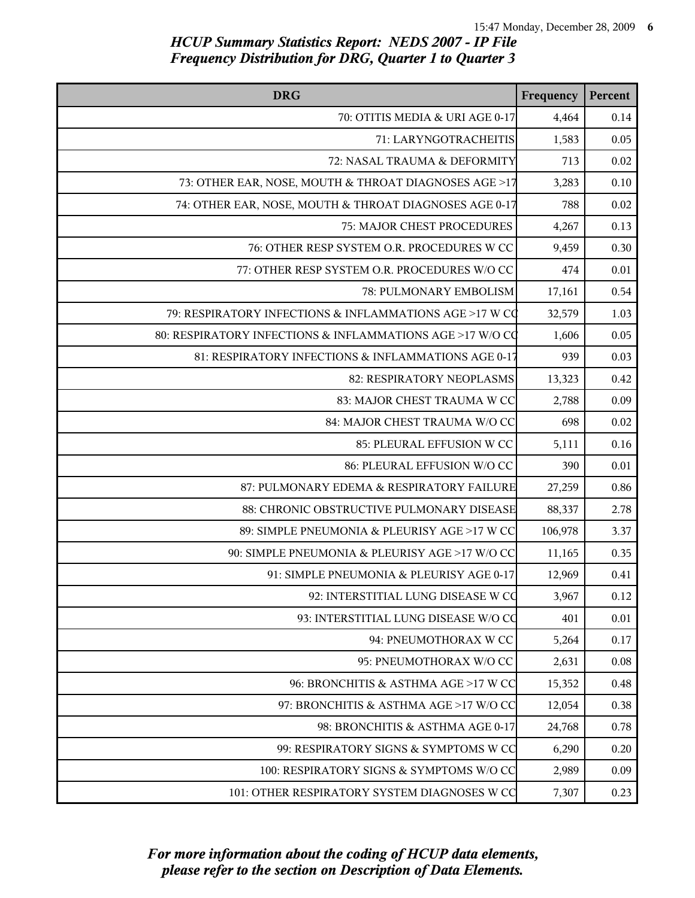*HCUP Summary Statistics Report: NEDS 2007 - IP File*
*Frequency Distribution for DRG, Quarter 1 to Quarter 3*

| DRG | Frequency | Percent |
|---|---|---|
| 70: OTITIS MEDIA & URI AGE 0-17 | 4,464 | 0.14 |
| 71: LARYNGOTRACHEITIS | 1,583 | 0.05 |
| 72: NASAL TRAUMA & DEFORMITY | 713 | 0.02 |
| 73: OTHER EAR, NOSE, MOUTH & THROAT DIAGNOSES AGE >17 | 3,283 | 0.10 |
| 74: OTHER EAR, NOSE, MOUTH & THROAT DIAGNOSES AGE 0-17 | 788 | 0.02 |
| 75: MAJOR CHEST PROCEDURES | 4,267 | 0.13 |
| 76: OTHER RESP SYSTEM O.R. PROCEDURES W CC | 9,459 | 0.30 |
| 77: OTHER RESP SYSTEM O.R. PROCEDURES W/O CC | 474 | 0.01 |
| 78: PULMONARY EMBOLISM | 17,161 | 0.54 |
| 79: RESPIRATORY INFECTIONS & INFLAMMATIONS AGE >17 W CC | 32,579 | 1.03 |
| 80: RESPIRATORY INFECTIONS & INFLAMMATIONS AGE >17 W/O CC | 1,606 | 0.05 |
| 81: RESPIRATORY INFECTIONS & INFLAMMATIONS AGE 0-17 | 939 | 0.03 |
| 82: RESPIRATORY NEOPLASMS | 13,323 | 0.42 |
| 83: MAJOR CHEST TRAUMA W CC | 2,788 | 0.09 |
| 84: MAJOR CHEST TRAUMA W/O CC | 698 | 0.02 |
| 85: PLEURAL EFFUSION W CC | 5,111 | 0.16 |
| 86: PLEURAL EFFUSION W/O CC | 390 | 0.01 |
| 87: PULMONARY EDEMA & RESPIRATORY FAILURE | 27,259 | 0.86 |
| 88: CHRONIC OBSTRUCTIVE PULMONARY DISEASE | 88,337 | 2.78 |
| 89: SIMPLE PNEUMONIA & PLEURISY AGE >17 W CC | 106,978 | 3.37 |
| 90: SIMPLE PNEUMONIA & PLEURISY AGE >17 W/O CC | 11,165 | 0.35 |
| 91: SIMPLE PNEUMONIA & PLEURISY AGE 0-17 | 12,969 | 0.41 |
| 92: INTERSTITIAL LUNG DISEASE W CC | 3,967 | 0.12 |
| 93: INTERSTITIAL LUNG DISEASE W/O CC | 401 | 0.01 |
| 94: PNEUMOTHORAX W CC | 5,264 | 0.17 |
| 95: PNEUMOTHORAX W/O CC | 2,631 | 0.08 |
| 96: BRONCHITIS & ASTHMA AGE >17 W CC | 15,352 | 0.48 |
| 97: BRONCHITIS & ASTHMA AGE >17 W/O CC | 12,054 | 0.38 |
| 98: BRONCHITIS & ASTHMA AGE 0-17 | 24,768 | 0.78 |
| 99: RESPIRATORY SIGNS & SYMPTOMS W CC | 6,290 | 0.20 |
| 100: RESPIRATORY SIGNS & SYMPTOMS W/O CC | 2,989 | 0.09 |
| 101: OTHER RESPIRATORY SYSTEM DIAGNOSES W CC | 7,307 | 0.23 |

*For more information about the coding of HCUP data elements, please refer to the section on Description of Data Elements.*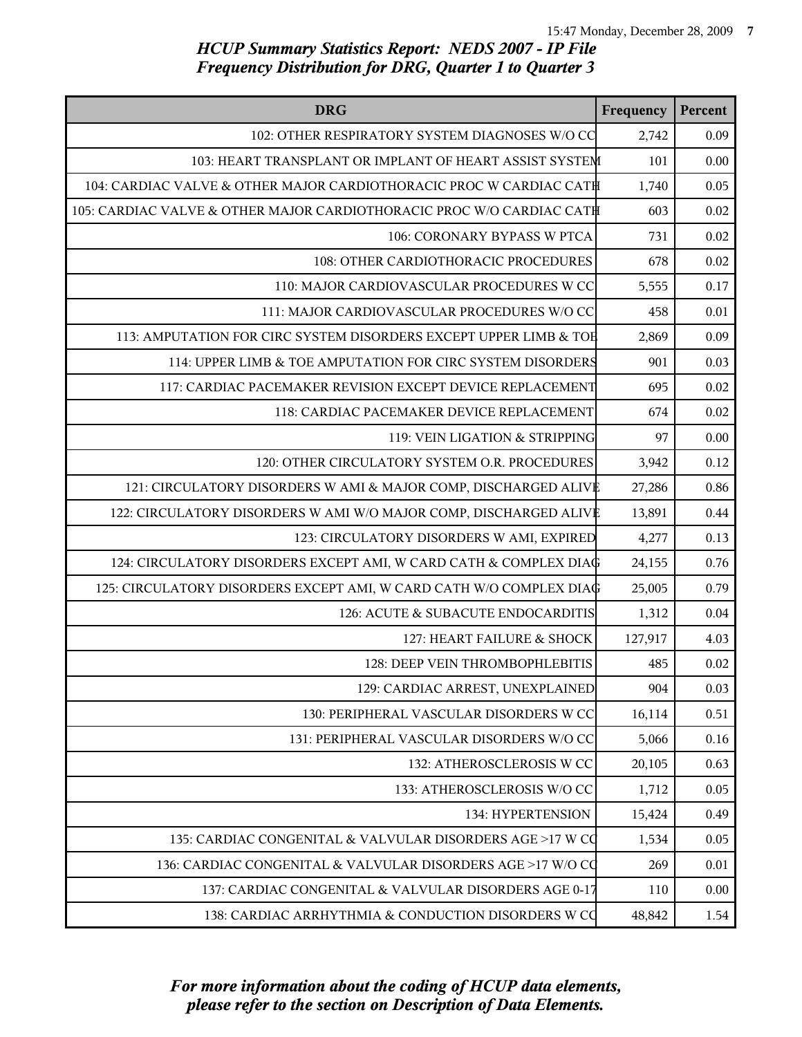## HCUP Summary Statistics Report: NEDS 2007 - IP File
## Frequency Distribution for DRG, Quarter 1 to Quarter 3

| DRG | Frequency | Percent |
|---|---|---|
| 102: OTHER RESPIRATORY SYSTEM DIAGNOSES W/O CC | 2,742 | 0.09 |
| 103: HEART TRANSPLANT OR IMPLANT OF HEART ASSIST SYSTEM | 101 | 0.00 |
| 104: CARDIAC VALVE & OTHER MAJOR CARDIOTHORACIC PROC W CARDIAC CATH | 1,740 | 0.05 |
| 105: CARDIAC VALVE & OTHER MAJOR CARDIOTHORACIC PROC W/O CARDIAC CATH | 603 | 0.02 |
| 106: CORONARY BYPASS W PTCA | 731 | 0.02 |
| 108: OTHER CARDIOTHORACIC PROCEDURES | 678 | 0.02 |
| 110: MAJOR CARDIOVASCULAR PROCEDURES W CC | 5,555 | 0.17 |
| 111: MAJOR CARDIOVASCULAR PROCEDURES W/O CC | 458 | 0.01 |
| 113: AMPUTATION FOR CIRC SYSTEM DISORDERS EXCEPT UPPER LIMB & TOE | 2,869 | 0.09 |
| 114: UPPER LIMB & TOE AMPUTATION FOR CIRC SYSTEM DISORDERS | 901 | 0.03 |
| 117: CARDIAC PACEMAKER REVISION EXCEPT DEVICE REPLACEMENT | 695 | 0.02 |
| 118: CARDIAC PACEMAKER DEVICE REPLACEMENT | 674 | 0.02 |
| 119: VEIN LIGATION & STRIPPING | 97 | 0.00 |
| 120: OTHER CIRCULATORY SYSTEM O.R. PROCEDURES | 3,942 | 0.12 |
| 121: CIRCULATORY DISORDERS W AMI & MAJOR COMP, DISCHARGED ALIVE | 27,286 | 0.86 |
| 122: CIRCULATORY DISORDERS W AMI W/O MAJOR COMP, DISCHARGED ALIVE | 13,891 | 0.44 |
| 123: CIRCULATORY DISORDERS W AMI, EXPIRED | 4,277 | 0.13 |
| 124: CIRCULATORY DISORDERS EXCEPT AMI, W CARD CATH & COMPLEX DIAG | 24,155 | 0.76 |
| 125: CIRCULATORY DISORDERS EXCEPT AMI, W CARD CATH W/O COMPLEX DIAG | 25,005 | 0.79 |
| 126: ACUTE & SUBACUTE ENDOCARDITIS | 1,312 | 0.04 |
| 127: HEART FAILURE & SHOCK | 127,917 | 4.03 |
| 128: DEEP VEIN THROMBOPHLEBITIS | 485 | 0.02 |
| 129: CARDIAC ARREST, UNEXPLAINED | 904 | 0.03 |
| 130: PERIPHERAL VASCULAR DISORDERS W CC | 16,114 | 0.51 |
| 131: PERIPHERAL VASCULAR DISORDERS W/O CC | 5,066 | 0.16 |
| 132: ATHEROSCLEROSIS W CC | 20,105 | 0.63 |
| 133: ATHEROSCLEROSIS W/O CC | 1,712 | 0.05 |
| 134: HYPERTENSION | 15,424 | 0.49 |
| 135: CARDIAC CONGENITAL & VALVULAR DISORDERS AGE >17 W CC | 1,534 | 0.05 |
| 136: CARDIAC CONGENITAL & VALVULAR DISORDERS AGE >17 W/O CC | 269 | 0.01 |
| 137: CARDIAC CONGENITAL & VALVULAR DISORDERS AGE 0-17 | 110 | 0.00 |
| 138: CARDIAC ARRHYTHMIA & CONDUCTION DISORDERS W CC | 48,842 | 1.54 |

*For more information about the coding of HCUP data elements, please refer to the section on Description of Data Elements.*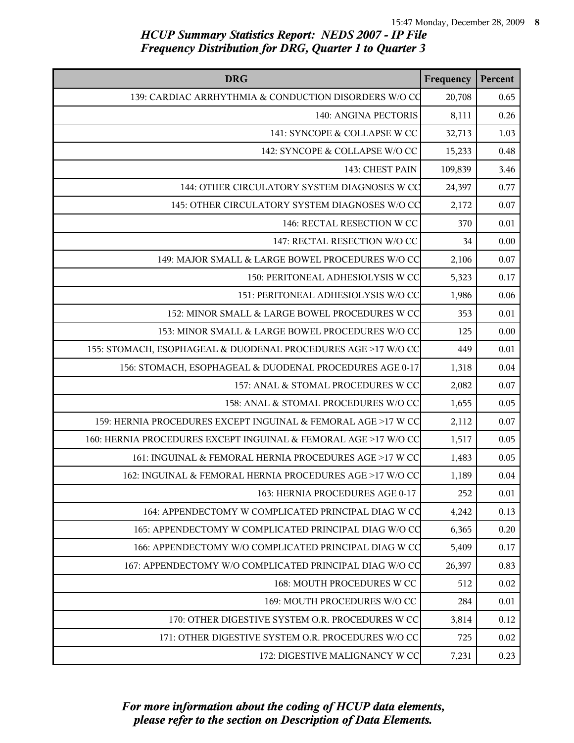# HCUP Summary Statistics Report: NEDS 2007 - IP File

## Frequency Distribution for DRG, Quarter 1 to Quarter 3

| DRG | Frequency | Percent |
|---|---|---|
| 139: CARDIAC ARRHYTHMIA & CONDUCTION DISORDERS W/O CC | 20,708 | 0.65 |
| 140: ANGINA PECTORIS | 8,111 | 0.26 |
| 141: SYNCOPE & COLLAPSE W CC | 32,713 | 1.03 |
| 142: SYNCOPE & COLLAPSE W/O CC | 15,233 | 0.48 |
| 143: CHEST PAIN | 109,839 | 3.46 |
| 144: OTHER CIRCULATORY SYSTEM DIAGNOSES W CC | 24,397 | 0.77 |
| 145: OTHER CIRCULATORY SYSTEM DIAGNOSES W/O CC | 2,172 | 0.07 |
| 146: RECTAL RESECTION W CC | 370 | 0.01 |
| 147: RECTAL RESECTION W/O CC | 34 | 0.00 |
| 149: MAJOR SMALL & LARGE BOWEL PROCEDURES W/O CC | 2,106 | 0.07 |
| 150: PERITONEAL ADHESIOLYSIS W CC | 5,323 | 0.17 |
| 151: PERITONEAL ADHESIOLYSIS W/O CC | 1,986 | 0.06 |
| 152: MINOR SMALL & LARGE BOWEL PROCEDURES W CC | 353 | 0.01 |
| 153: MINOR SMALL & LARGE BOWEL PROCEDURES W/O CC | 125 | 0.00 |
| 155: STOMACH, ESOPHAGEAL & DUODENAL PROCEDURES AGE >17 W/O CC | 449 | 0.01 |
| 156: STOMACH, ESOPHAGEAL & DUODENAL PROCEDURES AGE 0-17 | 1,318 | 0.04 |
| 157: ANAL & STOMAL PROCEDURES W CC | 2,082 | 0.07 |
| 158: ANAL & STOMAL PROCEDURES W/O CC | 1,655 | 0.05 |
| 159: HERNIA PROCEDURES EXCEPT INGUINAL & FEMORAL AGE >17 W CC | 2,112 | 0.07 |
| 160: HERNIA PROCEDURES EXCEPT INGUINAL & FEMORAL AGE >17 W/O CC | 1,517 | 0.05 |
| 161: INGUINAL & FEMORAL HERNIA PROCEDURES AGE >17 W CC | 1,483 | 0.05 |
| 162: INGUINAL & FEMORAL HERNIA PROCEDURES AGE >17 W/O CC | 1,189 | 0.04 |
| 163: HERNIA PROCEDURES AGE 0-17 | 252 | 0.01 |
| 164: APPENDECTOMY W COMPLICATED PRINCIPAL DIAG W CC | 4,242 | 0.13 |
| 165: APPENDECTOMY W COMPLICATED PRINCIPAL DIAG W/O CC | 6,365 | 0.20 |
| 166: APPENDECTOMY W/O COMPLICATED PRINCIPAL DIAG W CC | 5,409 | 0.17 |
| 167: APPENDECTOMY W/O COMPLICATED PRINCIPAL DIAG W/O CC | 26,397 | 0.83 |
| 168: MOUTH PROCEDURES W CC | 512 | 0.02 |
| 169: MOUTH PROCEDURES W/O CC | 284 | 0.01 |
| 170: OTHER DIGESTIVE SYSTEM O.R. PROCEDURES W CC | 3,814 | 0.12 |
| 171: OTHER DIGESTIVE SYSTEM O.R. PROCEDURES W/O CC | 725 | 0.02 |
| 172: DIGESTIVE MALIGNANCY W CC | 7,231 | 0.23 |

*For more information about the coding of HCUP data elements, please refer to the section on Description of Data Elements.*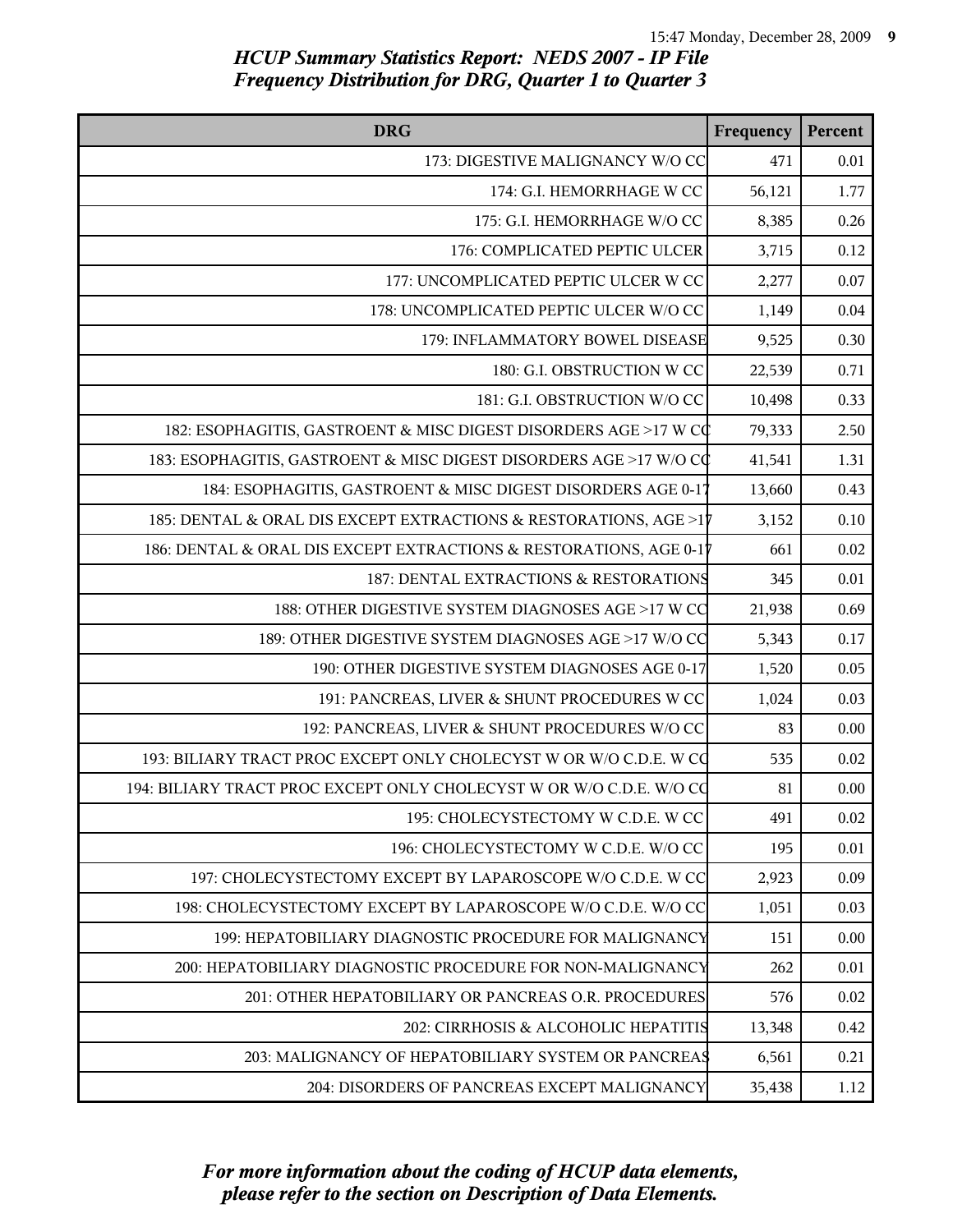*HCUP Summary Statistics Report: NEDS 2007 - IP File*
*Frequency Distribution for DRG, Quarter 1 to Quarter 3*

| DRG | Frequency | Percent |
|---|---|---|
| 173: DIGESTIVE MALIGNANCY W/O CC | 471 | 0.01 |
| 174: G.I. HEMORRHAGE W CC | 56,121 | 1.77 |
| 175: G.I. HEMORRHAGE W/O CC | 8,385 | 0.26 |
| 176: COMPLICATED PEPTIC ULCER | 3,715 | 0.12 |
| 177: UNCOMPLICATED PEPTIC ULCER W CC | 2,277 | 0.07 |
| 178: UNCOMPLICATED PEPTIC ULCER W/O CC | 1,149 | 0.04 |
| 179: INFLAMMATORY BOWEL DISEASE | 9,525 | 0.30 |
| 180: G.I. OBSTRUCTION W CC | 22,539 | 0.71 |
| 181: G.I. OBSTRUCTION W/O CC | 10,498 | 0.33 |
| 182: ESOPHAGITIS, GASTROENT & MISC DIGEST DISORDERS AGE >17 W CC | 79,333 | 2.50 |
| 183: ESOPHAGITIS, GASTROENT & MISC DIGEST DISORDERS AGE >17 W/O CC | 41,541 | 1.31 |
| 184: ESOPHAGITIS, GASTROENT & MISC DIGEST DISORDERS AGE 0-17 | 13,660 | 0.43 |
| 185: DENTAL & ORAL DIS EXCEPT EXTRACTIONS & RESTORATIONS, AGE >17 | 3,152 | 0.10 |
| 186: DENTAL & ORAL DIS EXCEPT EXTRACTIONS & RESTORATIONS, AGE 0-17 | 661 | 0.02 |
| 187: DENTAL EXTRACTIONS & RESTORATIONS | 345 | 0.01 |
| 188: OTHER DIGESTIVE SYSTEM DIAGNOSES AGE >17 W CC | 21,938 | 0.69 |
| 189: OTHER DIGESTIVE SYSTEM DIAGNOSES AGE >17 W/O CC | 5,343 | 0.17 |
| 190: OTHER DIGESTIVE SYSTEM DIAGNOSES AGE 0-17 | 1,520 | 0.05 |
| 191: PANCREAS, LIVER & SHUNT PROCEDURES W CC | 1,024 | 0.03 |
| 192: PANCREAS, LIVER & SHUNT PROCEDURES W/O CC | 83 | 0.00 |
| 193: BILIARY TRACT PROC EXCEPT ONLY CHOLECYST W OR W/O C.D.E. W CC | 535 | 0.02 |
| 194: BILIARY TRACT PROC EXCEPT ONLY CHOLECYST W OR W/O C.D.E. W/O CC | 81 | 0.00 |
| 195: CHOLECYSTECTOMY W C.D.E. W CC | 491 | 0.02 |
| 196: CHOLECYSTECTOMY W C.D.E. W/O CC | 195 | 0.01 |
| 197: CHOLECYSTECTOMY EXCEPT BY LAPAROSCOPE W/O C.D.E. W CC | 2,923 | 0.09 |
| 198: CHOLECYSTECTOMY EXCEPT BY LAPAROSCOPE W/O C.D.E. W/O CC | 1,051 | 0.03 |
| 199: HEPATOBILIARY DIAGNOSTIC PROCEDURE FOR MALIGNANCY | 151 | 0.00 |
| 200: HEPATOBILIARY DIAGNOSTIC PROCEDURE FOR NON-MALIGNANCY | 262 | 0.01 |
| 201: OTHER HEPATOBILIARY OR PANCREAS O.R. PROCEDURES | 576 | 0.02 |
| 202: CIRRHOSIS & ALCOHOLIC HEPATITIS | 13,348 | 0.42 |
| 203: MALIGNANCY OF HEPATOBILIARY SYSTEM OR PANCREAS | 6,561 | 0.21 |
| 204: DISORDERS OF PANCREAS EXCEPT MALIGNANCY | 35,438 | 1.12 |

*For more information about the coding of HCUP data elements, please refer to the section on Description of Data Elements.*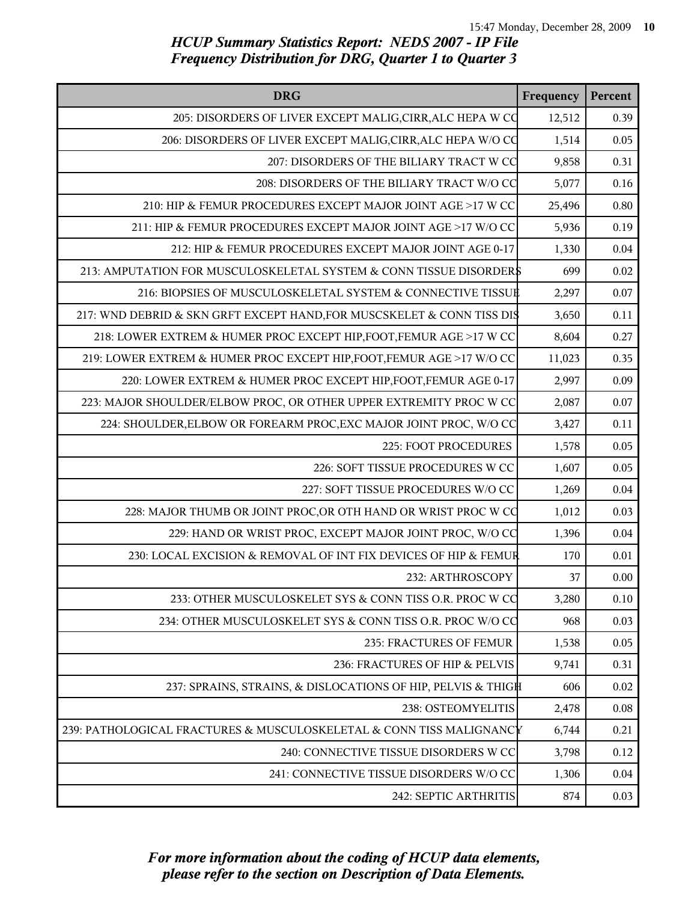## HCUP Summary Statistics Report: NEDS 2007 - IP File
## Frequency Distribution for DRG, Quarter 1 to Quarter 3

| DRG | Frequency | Percent |
|---|---|---|
| 205: DISORDERS OF LIVER EXCEPT MALIG,CIRR,ALC HEPA W CC | 12,512 | 0.39 |
| 206: DISORDERS OF LIVER EXCEPT MALIG,CIRR,ALC HEPA W/O CC | 1,514 | 0.05 |
| 207: DISORDERS OF THE BILIARY TRACT W CC | 9,858 | 0.31 |
| 208: DISORDERS OF THE BILIARY TRACT W/O CC | 5,077 | 0.16 |
| 210: HIP & FEMUR PROCEDURES EXCEPT MAJOR JOINT AGE >17 W CC | 25,496 | 0.80 |
| 211: HIP & FEMUR PROCEDURES EXCEPT MAJOR JOINT AGE >17 W/O CC | 5,936 | 0.19 |
| 212: HIP & FEMUR PROCEDURES EXCEPT MAJOR JOINT AGE 0-17 | 1,330 | 0.04 |
| 213: AMPUTATION FOR MUSCULOSKELETAL SYSTEM & CONN TISSUE DISORDERS | 699 | 0.02 |
| 216: BIOPSIES OF MUSCULOSKELETAL SYSTEM & CONNECTIVE TISSUE | 2,297 | 0.07 |
| 217: WND DEBRID & SKN GRFT EXCEPT HAND,FOR MUSCSKELET & CONN TISS DIS | 3,650 | 0.11 |
| 218: LOWER EXTREM & HUMER PROC EXCEPT HIP,FOOT,FEMUR AGE >17 W CC | 8,604 | 0.27 |
| 219: LOWER EXTREM & HUMER PROC EXCEPT HIP,FOOT,FEMUR AGE >17 W/O CC | 11,023 | 0.35 |
| 220: LOWER EXTREM & HUMER PROC EXCEPT HIP,FOOT,FEMUR AGE 0-17 | 2,997 | 0.09 |
| 223: MAJOR SHOULDER/ELBOW PROC, OR OTHER UPPER EXTREMITY PROC W CC | 2,087 | 0.07 |
| 224: SHOULDER,ELBOW OR FOREARM PROC,EXC MAJOR JOINT PROC, W/O CC | 3,427 | 0.11 |
| 225: FOOT PROCEDURES | 1,578 | 0.05 |
| 226: SOFT TISSUE PROCEDURES W CC | 1,607 | 0.05 |
| 227: SOFT TISSUE PROCEDURES W/O CC | 1,269 | 0.04 |
| 228: MAJOR THUMB OR JOINT PROC,OR OTH HAND OR WRIST PROC W CC | 1,012 | 0.03 |
| 229: HAND OR WRIST PROC, EXCEPT MAJOR JOINT PROC, W/O CC | 1,396 | 0.04 |
| 230: LOCAL EXCISION & REMOVAL OF INT FIX DEVICES OF HIP & FEMUR | 170 | 0.01 |
| 232: ARTHROSCOPY | 37 | 0.00 |
| 233: OTHER MUSCULOSKELET SYS & CONN TISS O.R. PROC W CC | 3,280 | 0.10 |
| 234: OTHER MUSCULOSKELET SYS & CONN TISS O.R. PROC W/O CC | 968 | 0.03 |
| 235: FRACTURES OF FEMUR | 1,538 | 0.05 |
| 236: FRACTURES OF HIP & PELVIS | 9,741 | 0.31 |
| 237: SPRAINS, STRAINS, & DISLOCATIONS OF HIP, PELVIS & THIGH | 606 | 0.02 |
| 238: OSTEOMYELITIS | 2,478 | 0.08 |
| 239: PATHOLOGICAL FRACTURES & MUSCULOSKELETAL & CONN TISS MALIGNANCY | 6,744 | 0.21 |
| 240: CONNECTIVE TISSUE DISORDERS W CC | 3,798 | 0.12 |
| 241: CONNECTIVE TISSUE DISORDERS W/O CC | 1,306 | 0.04 |
| 242: SEPTIC ARTHRITIS | 874 | 0.03 |

*For more information about the coding of HCUP data elements, please refer to the section on Description of Data Elements.*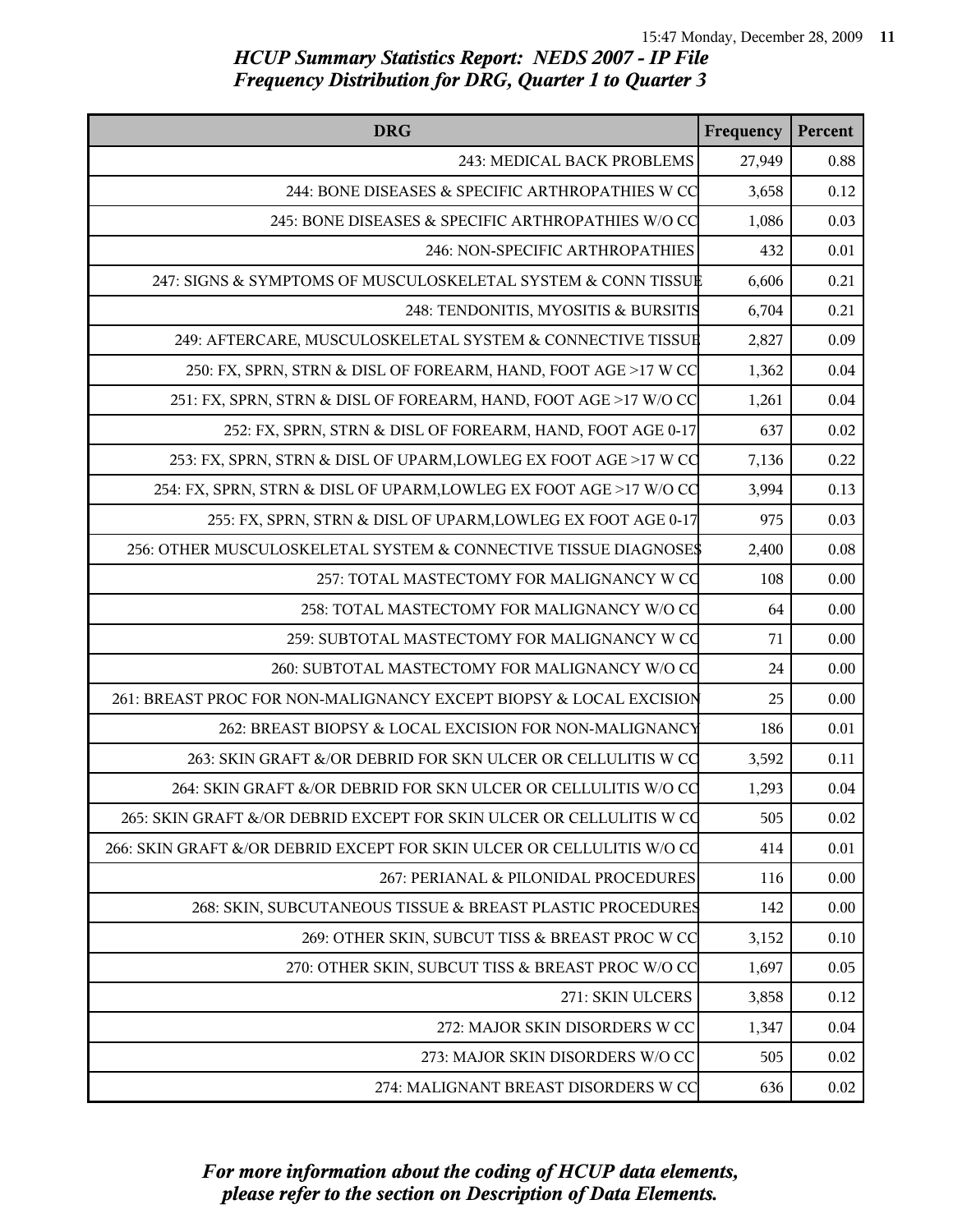*HCUP Summary Statistics Report: NEDS 2007 - IP File*
*Frequency Distribution for DRG, Quarter 1 to Quarter 3*

| DRG | Frequency | Percent |
|---|---|---|
| 243: MEDICAL BACK PROBLEMS | 27,949 | 0.88 |
| 244: BONE DISEASES & SPECIFIC ARTHROPATHIES W CC | 3,658 | 0.12 |
| 245: BONE DISEASES & SPECIFIC ARTHROPATHIES W/O CC | 1,086 | 0.03 |
| 246: NON-SPECIFIC ARTHROPATHIES | 432 | 0.01 |
| 247: SIGNS & SYMPTOMS OF MUSCULOSKELETAL SYSTEM & CONN TISSUE | 6,606 | 0.21 |
| 248: TENDONITIS, MYOSITIS & BURSITIS | 6,704 | 0.21 |
| 249: AFTERCARE, MUSCULOSKELETAL SYSTEM & CONNECTIVE TISSUE | 2,827 | 0.09 |
| 250: FX, SPRN, STRN & DISL OF FOREARM, HAND, FOOT AGE >17 W CC | 1,362 | 0.04 |
| 251: FX, SPRN, STRN & DISL OF FOREARM, HAND, FOOT AGE >17 W/O CC | 1,261 | 0.04 |
| 252: FX, SPRN, STRN & DISL OF FOREARM, HAND, FOOT AGE 0-17 | 637 | 0.02 |
| 253: FX, SPRN, STRN & DISL OF UPARM,LOWLEG EX FOOT AGE >17 W CC | 7,136 | 0.22 |
| 254: FX, SPRN, STRN & DISL OF UPARM,LOWLEG EX FOOT AGE >17 W/O CC | 3,994 | 0.13 |
| 255: FX, SPRN, STRN & DISL OF UPARM,LOWLEG EX FOOT AGE 0-17 | 975 | 0.03 |
| 256: OTHER MUSCULOSKELETAL SYSTEM & CONNECTIVE TISSUE DIAGNOSES | 2,400 | 0.08 |
| 257: TOTAL MASTECTOMY FOR MALIGNANCY W CC | 108 | 0.00 |
| 258: TOTAL MASTECTOMY FOR MALIGNANCY W/O CC | 64 | 0.00 |
| 259: SUBTOTAL MASTECTOMY FOR MALIGNANCY W CC | 71 | 0.00 |
| 260: SUBTOTAL MASTECTOMY FOR MALIGNANCY W/O CC | 24 | 0.00 |
| 261: BREAST PROC FOR NON-MALIGNANCY EXCEPT BIOPSY & LOCAL EXCISION | 25 | 0.00 |
| 262: BREAST BIOPSY & LOCAL EXCISION FOR NON-MALIGNANCY | 186 | 0.01 |
| 263: SKIN GRAFT &/OR DEBRID FOR SKN ULCER OR CELLULITIS W CC | 3,592 | 0.11 |
| 264: SKIN GRAFT &/OR DEBRID FOR SKN ULCER OR CELLULITIS W/O CC | 1,293 | 0.04 |
| 265: SKIN GRAFT &/OR DEBRID EXCEPT FOR SKIN ULCER OR CELLULITIS W CC | 505 | 0.02 |
| 266: SKIN GRAFT &/OR DEBRID EXCEPT FOR SKIN ULCER OR CELLULITIS W/O CC | 414 | 0.01 |
| 267: PERIANAL & PILONIDAL PROCEDURES | 116 | 0.00 |
| 268: SKIN, SUBCUTANEOUS TISSUE & BREAST PLASTIC PROCEDURES | 142 | 0.00 |
| 269: OTHER SKIN, SUBCUT TISS & BREAST PROC W CC | 3,152 | 0.10 |
| 270: OTHER SKIN, SUBCUT TISS & BREAST PROC W/O CC | 1,697 | 0.05 |
| 271: SKIN ULCERS | 3,858 | 0.12 |
| 272: MAJOR SKIN DISORDERS W CC | 1,347 | 0.04 |
| 273: MAJOR SKIN DISORDERS W/O CC | 505 | 0.02 |
| 274: MALIGNANT BREAST DISORDERS W CC | 636 | 0.02 |

*For more information about the coding of HCUP data elements, please refer to the section on Description of Data Elements.*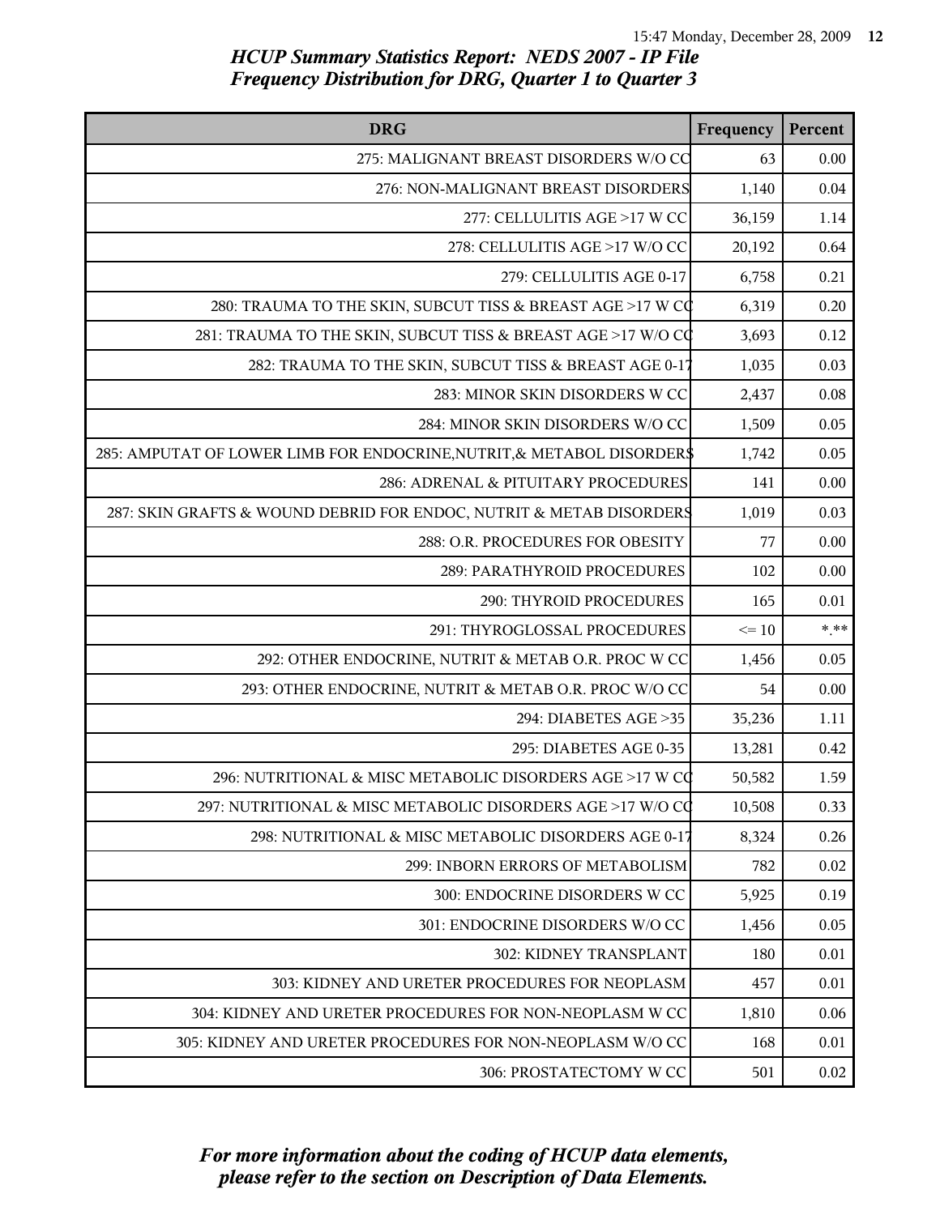## HCUP Summary Statistics Report: NEDS 2007 - IP File
## Frequency Distribution for DRG, Quarter 1 to Quarter 3

| DRG | Frequency | Percent |
|---|---|---|
| 275: MALIGNANT BREAST DISORDERS W/O CC | 63 | 0.00 |
| 276: NON-MALIGNANT BREAST DISORDERS | 1,140 | 0.04 |
| 277: CELLULITIS AGE >17 W CC | 36,159 | 1.14 |
| 278: CELLULITIS AGE >17 W/O CC | 20,192 | 0.64 |
| 279: CELLULITIS AGE 0-17 | 6,758 | 0.21 |
| 280: TRAUMA TO THE SKIN, SUBCUT TISS & BREAST AGE >17 W CC | 6,319 | 0.20 |
| 281: TRAUMA TO THE SKIN, SUBCUT TISS & BREAST AGE >17 W/O CC | 3,693 | 0.12 |
| 282: TRAUMA TO THE SKIN, SUBCUT TISS & BREAST AGE 0-17 | 1,035 | 0.03 |
| 283: MINOR SKIN DISORDERS W CC | 2,437 | 0.08 |
| 284: MINOR SKIN DISORDERS W/O CC | 1,509 | 0.05 |
| 285: AMPUTAT OF LOWER LIMB FOR ENDOCRINE,NUTRIT,& METABOL DISORDERS | 1,742 | 0.05 |
| 286: ADRENAL & PITUITARY PROCEDURES | 141 | 0.00 |
| 287: SKIN GRAFTS & WOUND DEBRID FOR ENDOC, NUTRIT & METAB DISORDERS | 1,019 | 0.03 |
| 288: O.R. PROCEDURES FOR OBESITY | 77 | 0.00 |
| 289: PARATHYROID PROCEDURES | 102 | 0.00 |
| 290: THYROID PROCEDURES | 165 | 0.01 |
| 291: THYROGLOSSAL PROCEDURES | <= 10 | *.** |
| 292: OTHER ENDOCRINE, NUTRIT & METAB O.R. PROC W CC | 1,456 | 0.05 |
| 293: OTHER ENDOCRINE, NUTRIT & METAB O.R. PROC W/O CC | 54 | 0.00 |
| 294: DIABETES AGE >35 | 35,236 | 1.11 |
| 295: DIABETES AGE 0-35 | 13,281 | 0.42 |
| 296: NUTRITIONAL & MISC METABOLIC DISORDERS AGE >17 W CC | 50,582 | 1.59 |
| 297: NUTRITIONAL & MISC METABOLIC DISORDERS AGE >17 W/O CC | 10,508 | 0.33 |
| 298: NUTRITIONAL & MISC METABOLIC DISORDERS AGE 0-17 | 8,324 | 0.26 |
| 299: INBORN ERRORS OF METABOLISM | 782 | 0.02 |
| 300: ENDOCRINE DISORDERS W CC | 5,925 | 0.19 |
| 301: ENDOCRINE DISORDERS W/O CC | 1,456 | 0.05 |
| 302: KIDNEY TRANSPLANT | 180 | 0.01 |
| 303: KIDNEY AND URETER PROCEDURES FOR NEOPLASM | 457 | 0.01 |
| 304: KIDNEY AND URETER PROCEDURES FOR NON-NEOPLASM W CC | 1,810 | 0.06 |
| 305: KIDNEY AND URETER PROCEDURES FOR NON-NEOPLASM W/O CC | 168 | 0.01 |
| 306: PROSTATECTOMY W CC | 501 | 0.02 |

*For more information about the coding of HCUP data elements, please refer to the section on Description of Data Elements.*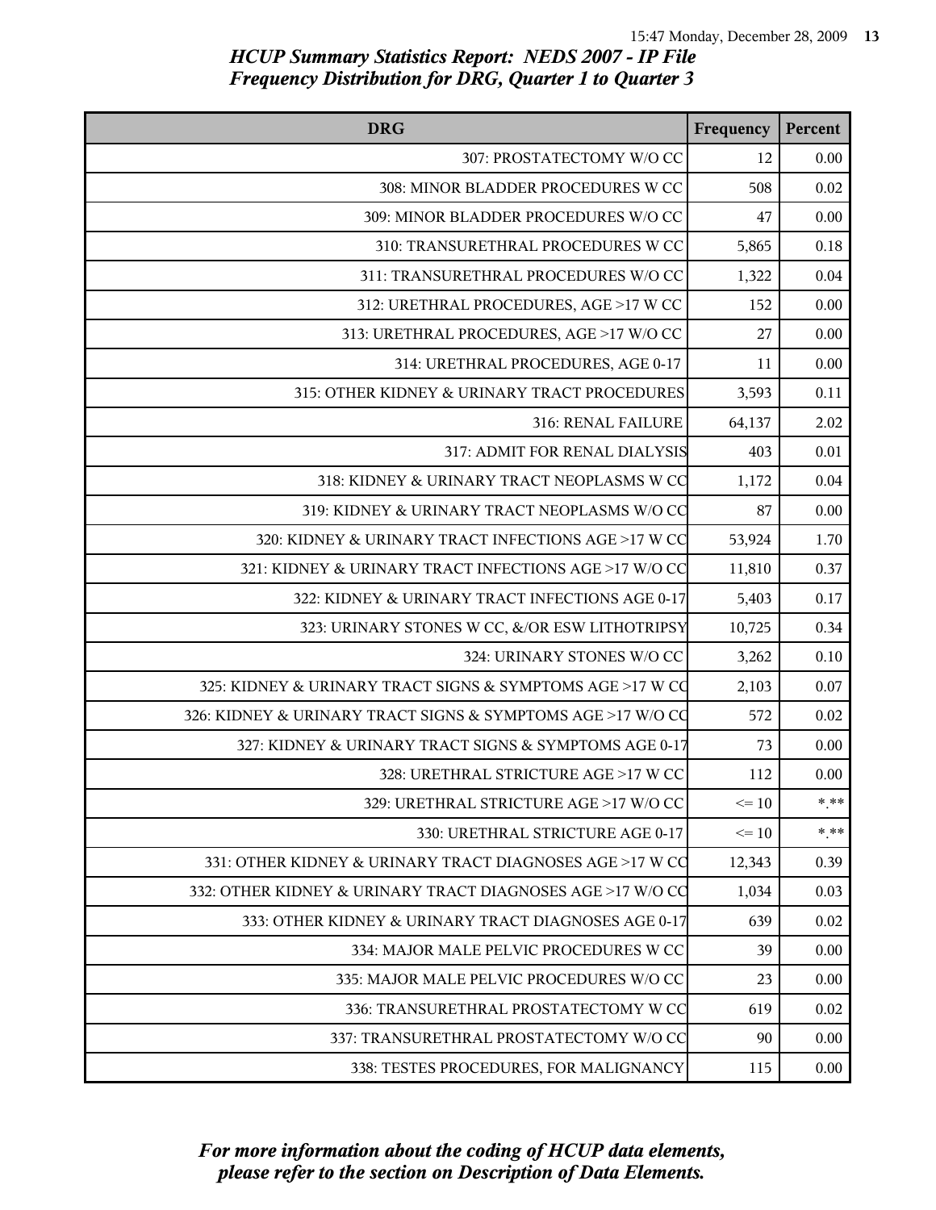## HCUP Summary Statistics Report: NEDS 2007 - IP File
## Frequency Distribution for DRG, Quarter 1 to Quarter 3

| DRG | Frequency | Percent |
|---|---|---|
| 307: PROSTATECTOMY W/O CC | 12 | 0.00 |
| 308: MINOR BLADDER PROCEDURES W CC | 508 | 0.02 |
| 309: MINOR BLADDER PROCEDURES W/O CC | 47 | 0.00 |
| 310: TRANSURETHRAL PROCEDURES W CC | 5,865 | 0.18 |
| 311: TRANSURETHRAL PROCEDURES W/O CC | 1,322 | 0.04 |
| 312: URETHRAL PROCEDURES, AGE >17 W CC | 152 | 0.00 |
| 313: URETHRAL PROCEDURES, AGE >17 W/O CC | 27 | 0.00 |
| 314: URETHRAL PROCEDURES, AGE 0-17 | 11 | 0.00 |
| 315: OTHER KIDNEY & URINARY TRACT PROCEDURES | 3,593 | 0.11 |
| 316: RENAL FAILURE | 64,137 | 2.02 |
| 317: ADMIT FOR RENAL DIALYSIS | 403 | 0.01 |
| 318: KIDNEY & URINARY TRACT NEOPLASMS W CC | 1,172 | 0.04 |
| 319: KIDNEY & URINARY TRACT NEOPLASMS W/O CC | 87 | 0.00 |
| 320: KIDNEY & URINARY TRACT INFECTIONS AGE >17 W CC | 53,924 | 1.70 |
| 321: KIDNEY & URINARY TRACT INFECTIONS AGE >17 W/O CC | 11,810 | 0.37 |
| 322: KIDNEY & URINARY TRACT INFECTIONS AGE 0-17 | 5,403 | 0.17 |
| 323: URINARY STONES W CC, &/OR ESW LITHOTRIPSY | 10,725 | 0.34 |
| 324: URINARY STONES W/O CC | 3,262 | 0.10 |
| 325: KIDNEY & URINARY TRACT SIGNS & SYMPTOMS AGE >17 W CC | 2,103 | 0.07 |
| 326: KIDNEY & URINARY TRACT SIGNS & SYMPTOMS AGE >17 W/O CC | 572 | 0.02 |
| 327: KIDNEY & URINARY TRACT SIGNS & SYMPTOMS AGE 0-17 | 73 | 0.00 |
| 328: URETHRAL STRICTURE AGE >17 W CC | 112 | 0.00 |
| 329: URETHRAL STRICTURE AGE >17 W/O CC | <= 10 | *.** |
| 330: URETHRAL STRICTURE AGE 0-17 | <= 10 | *.** |
| 331: OTHER KIDNEY & URINARY TRACT DIAGNOSES AGE >17 W CC | 12,343 | 0.39 |
| 332: OTHER KIDNEY & URINARY TRACT DIAGNOSES AGE >17 W/O CC | 1,034 | 0.03 |
| 333: OTHER KIDNEY & URINARY TRACT DIAGNOSES AGE 0-17 | 639 | 0.02 |
| 334: MAJOR MALE PELVIC PROCEDURES W CC | 39 | 0.00 |
| 335: MAJOR MALE PELVIC PROCEDURES W/O CC | 23 | 0.00 |
| 336: TRANSURETHRAL PROSTATECTOMY W CC | 619 | 0.02 |
| 337: TRANSURETHRAL PROSTATECTOMY W/O CC | 90 | 0.00 |
| 338: TESTES PROCEDURES, FOR MALIGNANCY | 115 | 0.00 |

*For more information about the coding of HCUP data elements, please refer to the section on Description of Data Elements.*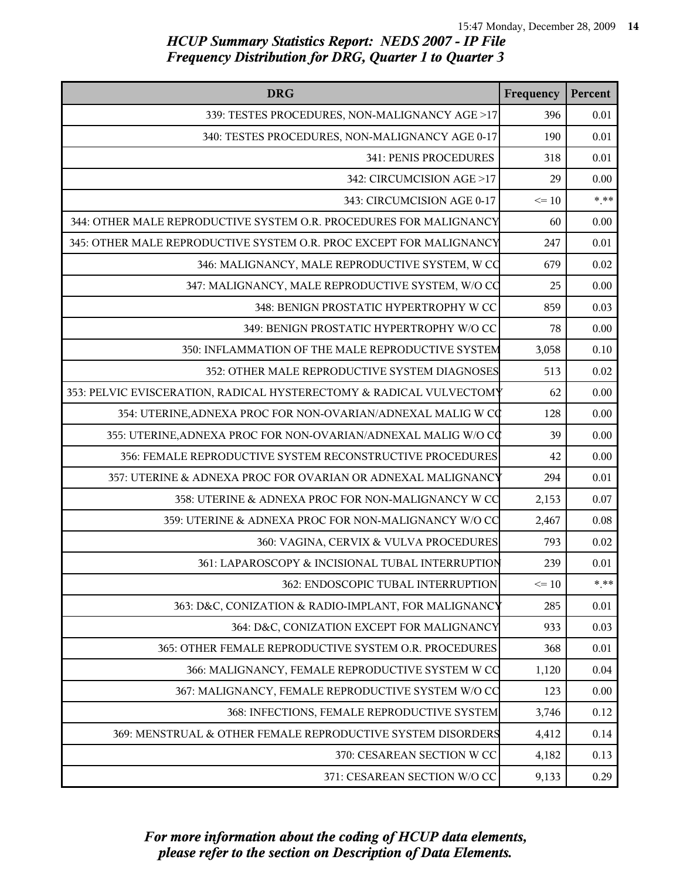*HCUP Summary Statistics Report: NEDS 2007 - IP File*
*Frequency Distribution for DRG, Quarter 1 to Quarter 3*

| DRG | Frequency | Percent |
| --- | --- | --- |
| 339: TESTES PROCEDURES, NON-MALIGNANCY AGE >17 | 396 | 0.01 |
| 340: TESTES PROCEDURES, NON-MALIGNANCY AGE 0-17 | 190 | 0.01 |
| 341: PENIS PROCEDURES | 318 | 0.01 |
| 342: CIRCUMCISION AGE >17 | 29 | 0.00 |
| 343: CIRCUMCISION AGE 0-17 | <= 10 | *.** |
| 344: OTHER MALE REPRODUCTIVE SYSTEM O.R. PROCEDURES FOR MALIGNANCY | 60 | 0.00 |
| 345: OTHER MALE REPRODUCTIVE SYSTEM O.R. PROC EXCEPT FOR MALIGNANCY | 247 | 0.01 |
| 346: MALIGNANCY, MALE REPRODUCTIVE SYSTEM, W CC | 679 | 0.02 |
| 347: MALIGNANCY, MALE REPRODUCTIVE SYSTEM, W/O CC | 25 | 0.00 |
| 348: BENIGN PROSTATIC HYPERTROPHY W CC | 859 | 0.03 |
| 349: BENIGN PROSTATIC HYPERTROPHY W/O CC | 78 | 0.00 |
| 350: INFLAMMATION OF THE MALE REPRODUCTIVE SYSTEM | 3,058 | 0.10 |
| 352: OTHER MALE REPRODUCTIVE SYSTEM DIAGNOSES | 513 | 0.02 |
| 353: PELVIC EVISCERATION, RADICAL HYSTERECTOMY & RADICAL VULVECTOMY | 62 | 0.00 |
| 354: UTERINE,ADNEXA PROC FOR NON-OVARIAN/ADNEXAL MALIG W CC | 128 | 0.00 |
| 355: UTERINE,ADNEXA PROC FOR NON-OVARIAN/ADNEXAL MALIG W/O CC | 39 | 0.00 |
| 356: FEMALE REPRODUCTIVE SYSTEM RECONSTRUCTIVE PROCEDURES | 42 | 0.00 |
| 357: UTERINE & ADNEXA PROC FOR OVARIAN OR ADNEXAL MALIGNANCY | 294 | 0.01 |
| 358: UTERINE & ADNEXA PROC FOR NON-MALIGNANCY W CC | 2,153 | 0.07 |
| 359: UTERINE & ADNEXA PROC FOR NON-MALIGNANCY W/O CC | 2,467 | 0.08 |
| 360: VAGINA, CERVIX & VULVA PROCEDURES | 793 | 0.02 |
| 361: LAPAROSCOPY & INCISIONAL TUBAL INTERRUPTION | 239 | 0.01 |
| 362: ENDOSCOPIC TUBAL INTERRUPTION | <= 10 | *.** |
| 363: D&C, CONIZATION & RADIO-IMPLANT, FOR MALIGNANCY | 285 | 0.01 |
| 364: D&C, CONIZATION EXCEPT FOR MALIGNANCY | 933 | 0.03 |
| 365: OTHER FEMALE REPRODUCTIVE SYSTEM O.R. PROCEDURES | 368 | 0.01 |
| 366: MALIGNANCY, FEMALE REPRODUCTIVE SYSTEM W CC | 1,120 | 0.04 |
| 367: MALIGNANCY, FEMALE REPRODUCTIVE SYSTEM W/O CC | 123 | 0.00 |
| 368: INFECTIONS, FEMALE REPRODUCTIVE SYSTEM | 3,746 | 0.12 |
| 369: MENSTRUAL & OTHER FEMALE REPRODUCTIVE SYSTEM DISORDERS | 4,412 | 0.14 |
| 370: CESAREAN SECTION W CC | 4,182 | 0.13 |
| 371: CESAREAN SECTION W/O CC | 9,133 | 0.29 |

*For more information about the coding of HCUP data elements, please refer to the section on Description of Data Elements.*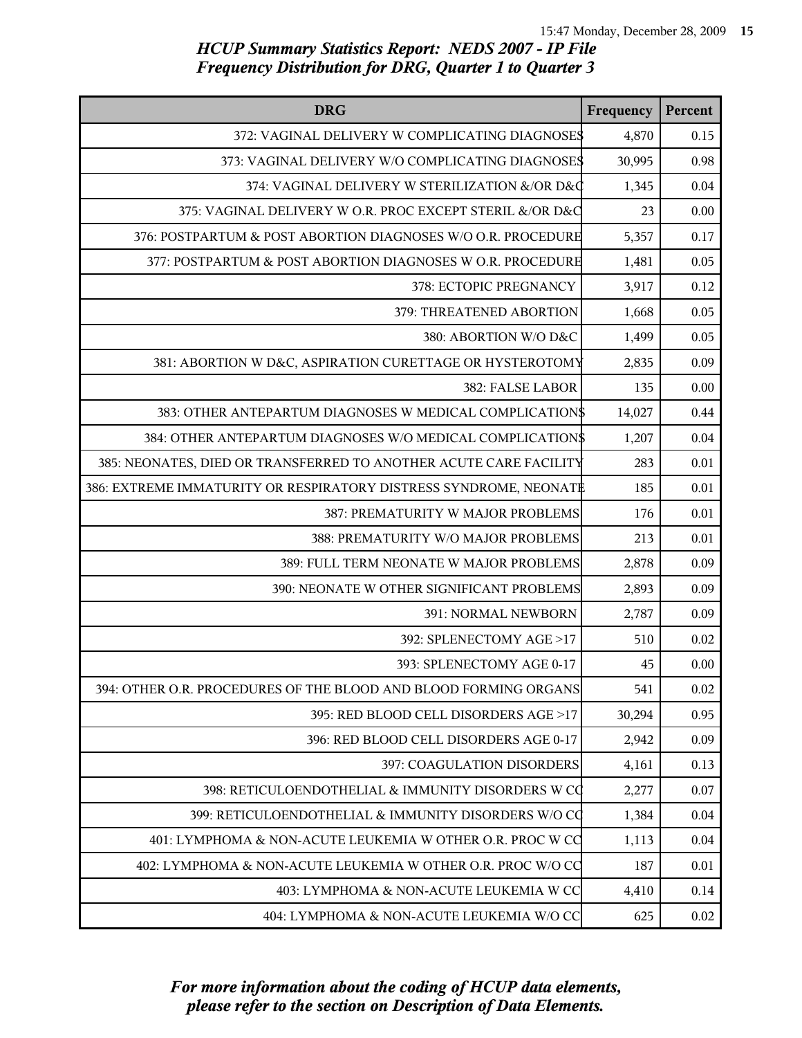*HCUP Summary Statistics Report: NEDS 2007 - IP File*
*Frequency Distribution for DRG, Quarter 1 to Quarter 3*

| DRG | Frequency | Percent |
|---|---|---|
| 372: VAGINAL DELIVERY W COMPLICATING DIAGNOSES | 4,870 | 0.15 |
| 373: VAGINAL DELIVERY W/O COMPLICATING DIAGNOSES | 30,995 | 0.98 |
| 374: VAGINAL DELIVERY W STERILIZATION &/OR D&C | 1,345 | 0.04 |
| 375: VAGINAL DELIVERY W O.R. PROC EXCEPT STERIL &/OR D&C | 23 | 0.00 |
| 376: POSTPARTUM & POST ABORTION DIAGNOSES W/O O.R. PROCEDURE | 5,357 | 0.17 |
| 377: POSTPARTUM & POST ABORTION DIAGNOSES W O.R. PROCEDURE | 1,481 | 0.05 |
| 378: ECTOPIC PREGNANCY | 3,917 | 0.12 |
| 379: THREATENED ABORTION | 1,668 | 0.05 |
| 380: ABORTION W/O D&C | 1,499 | 0.05 |
| 381: ABORTION W D&C, ASPIRATION CURETTAGE OR HYSTEROTOMY | 2,835 | 0.09 |
| 382: FALSE LABOR | 135 | 0.00 |
| 383: OTHER ANTEPARTUM DIAGNOSES W MEDICAL COMPLICATIONS | 14,027 | 0.44 |
| 384: OTHER ANTEPARTUM DIAGNOSES W/O MEDICAL COMPLICATIONS | 1,207 | 0.04 |
| 385: NEONATES, DIED OR TRANSFERRED TO ANOTHER ACUTE CARE FACILITY | 283 | 0.01 |
| 386: EXTREME IMMATURITY OR RESPIRATORY DISTRESS SYNDROME, NEONATE | 185 | 0.01 |
| 387: PREMATURITY W MAJOR PROBLEMS | 176 | 0.01 |
| 388: PREMATURITY W/O MAJOR PROBLEMS | 213 | 0.01 |
| 389: FULL TERM NEONATE W MAJOR PROBLEMS | 2,878 | 0.09 |
| 390: NEONATE W OTHER SIGNIFICANT PROBLEMS | 2,893 | 0.09 |
| 391: NORMAL NEWBORN | 2,787 | 0.09 |
| 392: SPLENECTOMY AGE >17 | 510 | 0.02 |
| 393: SPLENECTOMY AGE 0-17 | 45 | 0.00 |
| 394: OTHER O.R. PROCEDURES OF THE BLOOD AND BLOOD FORMING ORGANS | 541 | 0.02 |
| 395: RED BLOOD CELL DISORDERS AGE >17 | 30,294 | 0.95 |
| 396: RED BLOOD CELL DISORDERS AGE 0-17 | 2,942 | 0.09 |
| 397: COAGULATION DISORDERS | 4,161 | 0.13 |
| 398: RETICULOENDOTHELIAL & IMMUNITY DISORDERS W CC | 2,277 | 0.07 |
| 399: RETICULOENDOTHELIAL & IMMUNITY DISORDERS W/O CC | 1,384 | 0.04 |
| 401: LYMPHOMA & NON-ACUTE LEUKEMIA W OTHER O.R. PROC W CC | 1,113 | 0.04 |
| 402: LYMPHOMA & NON-ACUTE LEUKEMIA W OTHER O.R. PROC W/O CC | 187 | 0.01 |
| 403: LYMPHOMA & NON-ACUTE LEUKEMIA W CC | 4,410 | 0.14 |
| 404: LYMPHOMA & NON-ACUTE LEUKEMIA W/O CC | 625 | 0.02 |

*For more information about the coding of HCUP data elements, please refer to the section on Description of Data Elements.*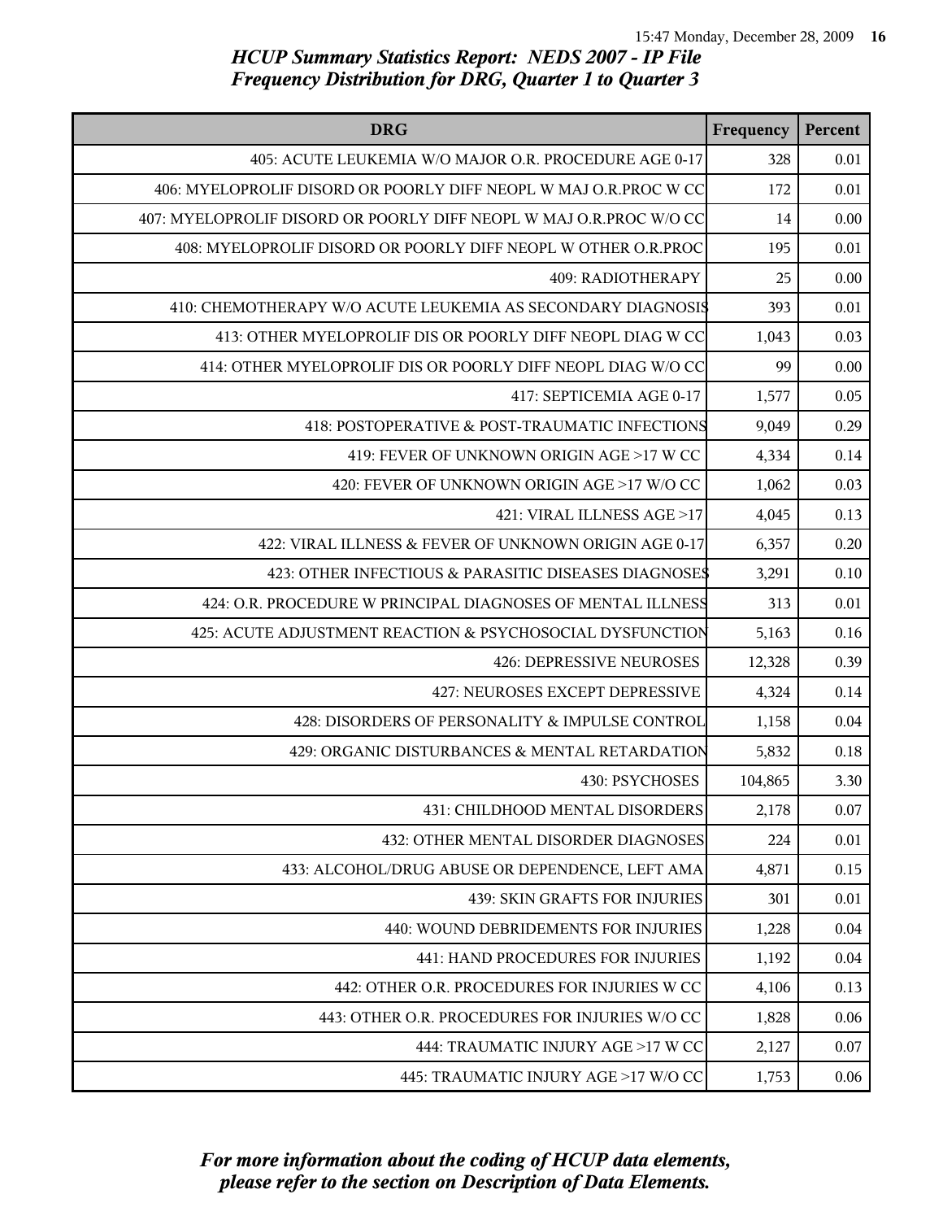## HCUP Summary Statistics Report: NEDS 2007 - IP File
## Frequency Distribution for DRG, Quarter 1 to Quarter 3

| DRG | Frequency | Percent |
|---|---|---|
| 405: ACUTE LEUKEMIA W/O MAJOR O.R. PROCEDURE AGE 0-17 | 328 | 0.01 |
| 406: MYELOPROLIF DISORD OR POORLY DIFF NEOPL W MAJ O.R.PROC W CC | 172 | 0.01 |
| 407: MYELOPROLIF DISORD OR POORLY DIFF NEOPL W MAJ O.R.PROC W/O CC | 14 | 0.00 |
| 408: MYELOPROLIF DISORD OR POORLY DIFF NEOPL W OTHER O.R.PROC | 195 | 0.01 |
| 409: RADIOTHERAPY | 25 | 0.00 |
| 410: CHEMOTHERAPY W/O ACUTE LEUKEMIA AS SECONDARY DIAGNOSIS | 393 | 0.01 |
| 413: OTHER MYELOPROLIF DIS OR POORLY DIFF NEOPL DIAG W CC | 1,043 | 0.03 |
| 414: OTHER MYELOPROLIF DIS OR POORLY DIFF NEOPL DIAG W/O CC | 99 | 0.00 |
| 417: SEPTICEMIA AGE 0-17 | 1,577 | 0.05 |
| 418: POSTOPERATIVE & POST-TRAUMATIC INFECTIONS | 9,049 | 0.29 |
| 419: FEVER OF UNKNOWN ORIGIN AGE >17 W CC | 4,334 | 0.14 |
| 420: FEVER OF UNKNOWN ORIGIN AGE >17 W/O CC | 1,062 | 0.03 |
| 421: VIRAL ILLNESS AGE >17 | 4,045 | 0.13 |
| 422: VIRAL ILLNESS & FEVER OF UNKNOWN ORIGIN AGE 0-17 | 6,357 | 0.20 |
| 423: OTHER INFECTIOUS & PARASITIC DISEASES DIAGNOSES | 3,291 | 0.10 |
| 424: O.R. PROCEDURE W PRINCIPAL DIAGNOSES OF MENTAL ILLNESS | 313 | 0.01 |
| 425: ACUTE ADJUSTMENT REACTION & PSYCHOSOCIAL DYSFUNCTION | 5,163 | 0.16 |
| 426: DEPRESSIVE NEUROSES | 12,328 | 0.39 |
| 427: NEUROSES EXCEPT DEPRESSIVE | 4,324 | 0.14 |
| 428: DISORDERS OF PERSONALITY & IMPULSE CONTROL | 1,158 | 0.04 |
| 429: ORGANIC DISTURBANCES & MENTAL RETARDATION | 5,832 | 0.18 |
| 430: PSYCHOSES | 104,865 | 3.30 |
| 431: CHILDHOOD MENTAL DISORDERS | 2,178 | 0.07 |
| 432: OTHER MENTAL DISORDER DIAGNOSES | 224 | 0.01 |
| 433: ALCOHOL/DRUG ABUSE OR DEPENDENCE, LEFT AMA | 4,871 | 0.15 |
| 439: SKIN GRAFTS FOR INJURIES | 301 | 0.01 |
| 440: WOUND DEBRIDEMENTS FOR INJURIES | 1,228 | 0.04 |
| 441: HAND PROCEDURES FOR INJURIES | 1,192 | 0.04 |
| 442: OTHER O.R. PROCEDURES FOR INJURIES W CC | 4,106 | 0.13 |
| 443: OTHER O.R. PROCEDURES FOR INJURIES W/O CC | 1,828 | 0.06 |
| 444: TRAUMATIC INJURY AGE >17 W CC | 2,127 | 0.07 |
| 445: TRAUMATIC INJURY AGE >17 W/O CC | 1,753 | 0.06 |

*For more information about the coding of HCUP data elements, please refer to the section on Description of Data Elements.*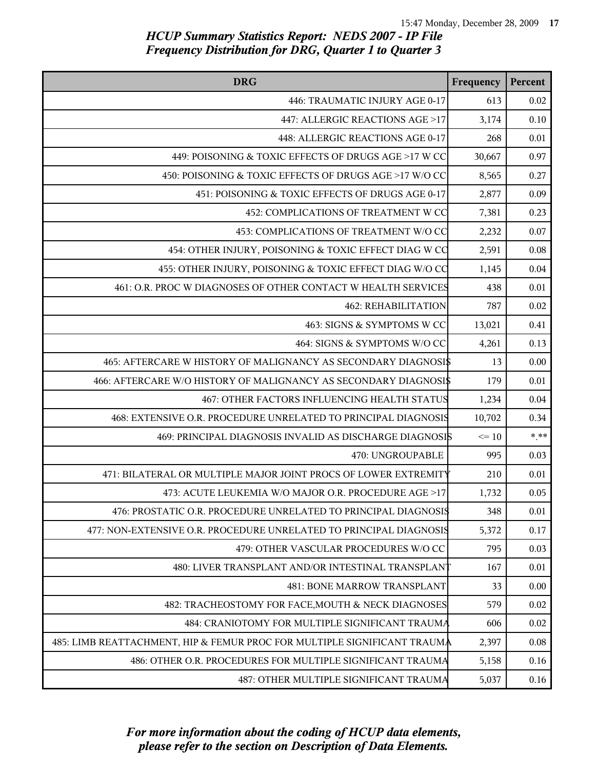*HCUP Summary Statistics Report: NEDS 2007 - IP File*
*Frequency Distribution for DRG, Quarter 1 to Quarter 3*

| DRG | Frequency | Percent |
| --- | --- | --- |
| 446: TRAUMATIC INJURY AGE 0-17 | 613 | 0.02 |
| 447: ALLERGIC REACTIONS AGE >17 | 3,174 | 0.10 |
| 448: ALLERGIC REACTIONS AGE 0-17 | 268 | 0.01 |
| 449: POISONING & TOXIC EFFECTS OF DRUGS AGE >17 W CC | 30,667 | 0.97 |
| 450: POISONING & TOXIC EFFECTS OF DRUGS AGE >17 W/O CC | 8,565 | 0.27 |
| 451: POISONING & TOXIC EFFECTS OF DRUGS AGE 0-17 | 2,877 | 0.09 |
| 452: COMPLICATIONS OF TREATMENT W CC | 7,381 | 0.23 |
| 453: COMPLICATIONS OF TREATMENT W/O CC | 2,232 | 0.07 |
| 454: OTHER INJURY, POISONING & TOXIC EFFECT DIAG W CC | 2,591 | 0.08 |
| 455: OTHER INJURY, POISONING & TOXIC EFFECT DIAG W/O CC | 1,145 | 0.04 |
| 461: O.R. PROC W DIAGNOSES OF OTHER CONTACT W HEALTH SERVICES | 438 | 0.01 |
| 462: REHABILITATION | 787 | 0.02 |
| 463: SIGNS & SYMPTOMS W CC | 13,021 | 0.41 |
| 464: SIGNS & SYMPTOMS W/O CC | 4,261 | 0.13 |
| 465: AFTERCARE W HISTORY OF MALIGNANCY AS SECONDARY DIAGNOSIS | 13 | 0.00 |
| 466: AFTERCARE W/O HISTORY OF MALIGNANCY AS SECONDARY DIAGNOSIS | 179 | 0.01 |
| 467: OTHER FACTORS INFLUENCING HEALTH STATUS | 1,234 | 0.04 |
| 468: EXTENSIVE O.R. PROCEDURE UNRELATED TO PRINCIPAL DIAGNOSIS | 10,702 | 0.34 |
| 469: PRINCIPAL DIAGNOSIS INVALID AS DISCHARGE DIAGNOSIS | <= 10 | *.** |
| 470: UNGROUPABLE | 995 | 0.03 |
| 471: BILATERAL OR MULTIPLE MAJOR JOINT PROCS OF LOWER EXTREMITY | 210 | 0.01 |
| 473: ACUTE LEUKEMIA W/O MAJOR O.R. PROCEDURE AGE >17 | 1,732 | 0.05 |
| 476: PROSTATIC O.R. PROCEDURE UNRELATED TO PRINCIPAL DIAGNOSIS | 348 | 0.01 |
| 477: NON-EXTENSIVE O.R. PROCEDURE UNRELATED TO PRINCIPAL DIAGNOSIS | 5,372 | 0.17 |
| 479: OTHER VASCULAR PROCEDURES W/O CC | 795 | 0.03 |
| 480: LIVER TRANSPLANT AND/OR INTESTINAL TRANSPLANT | 167 | 0.01 |
| 481: BONE MARROW TRANSPLANT | 33 | 0.00 |
| 482: TRACHEOSTOMY FOR FACE,MOUTH & NECK DIAGNOSES | 579 | 0.02 |
| 484: CRANIOTOMY FOR MULTIPLE SIGNIFICANT TRAUMA | 606 | 0.02 |
| 485: LIMB REATTACHMENT, HIP & FEMUR PROC FOR MULTIPLE SIGNIFICANT TRAUMA | 2,397 | 0.08 |
| 486: OTHER O.R. PROCEDURES FOR MULTIPLE SIGNIFICANT TRAUMA | 5,158 | 0.16 |
| 487: OTHER MULTIPLE SIGNIFICANT TRAUMA | 5,037 | 0.16 |

*For more information about the coding of HCUP data elements, please refer to the section on Description of Data Elements.*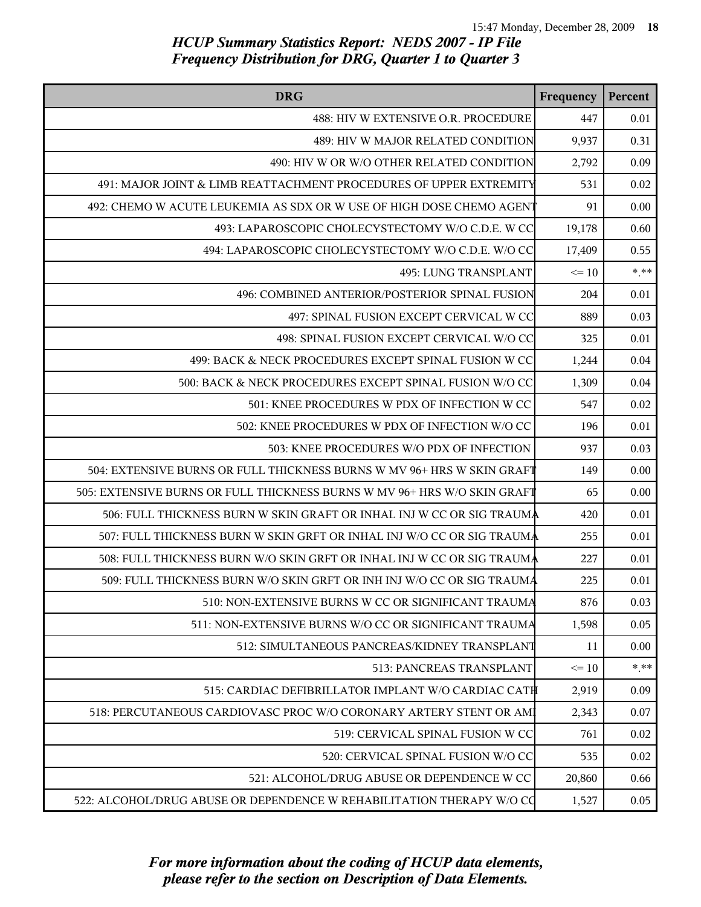*HCUP Summary Statistics Report: NEDS 2007 - IP File*
*Frequency Distribution for DRG, Quarter 1 to Quarter 3*

| DRG | Frequency | Percent |
|---|---|---|
| 488: HIV W EXTENSIVE O.R. PROCEDURE | 447 | 0.01 |
| 489: HIV W MAJOR RELATED CONDITION | 9,937 | 0.31 |
| 490: HIV W OR W/O OTHER RELATED CONDITION | 2,792 | 0.09 |
| 491: MAJOR JOINT & LIMB REATTACHMENT PROCEDURES OF UPPER EXTREMITY | 531 | 0.02 |
| 492: CHEMO W ACUTE LEUKEMIA AS SDX OR W USE OF HIGH DOSE CHEMO AGENT | 91 | 0.00 |
| 493: LAPAROSCOPIC CHOLECYSTECTOMY W/O C.D.E. W CC | 19,178 | 0.60 |
| 494: LAPAROSCOPIC CHOLECYSTECTOMY W/O C.D.E. W/O CC | 17,409 | 0.55 |
| 495: LUNG TRANSPLANT | <= 10 | *.** |
| 496: COMBINED ANTERIOR/POSTERIOR SPINAL FUSION | 204 | 0.01 |
| 497: SPINAL FUSION EXCEPT CERVICAL W CC | 889 | 0.03 |
| 498: SPINAL FUSION EXCEPT CERVICAL W/O CC | 325 | 0.01 |
| 499: BACK & NECK PROCEDURES EXCEPT SPINAL FUSION W CC | 1,244 | 0.04 |
| 500: BACK & NECK PROCEDURES EXCEPT SPINAL FUSION W/O CC | 1,309 | 0.04 |
| 501: KNEE PROCEDURES W PDX OF INFECTION W CC | 547 | 0.02 |
| 502: KNEE PROCEDURES W PDX OF INFECTION W/O CC | 196 | 0.01 |
| 503: KNEE PROCEDURES W/O PDX OF INFECTION | 937 | 0.03 |
| 504: EXTENSIVE BURNS OR FULL THICKNESS BURNS W MV 96+ HRS W SKIN GRAFT | 149 | 0.00 |
| 505: EXTENSIVE BURNS OR FULL THICKNESS BURNS W MV 96+ HRS W/O SKIN GRAFT | 65 | 0.00 |
| 506: FULL THICKNESS BURN W SKIN GRAFT OR INHAL INJ W CC OR SIG TRAUMA | 420 | 0.01 |
| 507: FULL THICKNESS BURN W SKIN GRFT OR INHAL INJ W/O CC OR SIG TRAUMA | 255 | 0.01 |
| 508: FULL THICKNESS BURN W/O SKIN GRFT OR INHAL INJ W CC OR SIG TRAUMA | 227 | 0.01 |
| 509: FULL THICKNESS BURN W/O SKIN GRFT OR INH INJ W/O CC OR SIG TRAUMA | 225 | 0.01 |
| 510: NON-EXTENSIVE BURNS W CC OR SIGNIFICANT TRAUMA | 876 | 0.03 |
| 511: NON-EXTENSIVE BURNS W/O CC OR SIGNIFICANT TRAUMA | 1,598 | 0.05 |
| 512: SIMULTANEOUS PANCREAS/KIDNEY TRANSPLANT | 11 | 0.00 |
| 513: PANCREAS TRANSPLANT | <= 10 | *.** |
| 515: CARDIAC DEFIBRILLATOR IMPLANT W/O CARDIAC CATH | 2,919 | 0.09 |
| 518: PERCUTANEOUS CARDIOVASC PROC W/O CORONARY ARTERY STENT OR AMI | 2,343 | 0.07 |
| 519: CERVICAL SPINAL FUSION W CC | 761 | 0.02 |
| 520: CERVICAL SPINAL FUSION W/O CC | 535 | 0.02 |
| 521: ALCOHOL/DRUG ABUSE OR DEPENDENCE W CC | 20,860 | 0.66 |
| 522: ALCOHOL/DRUG ABUSE OR DEPENDENCE W REHABILITATION THERAPY W/O CC | 1,527 | 0.05 |

*For more information about the coding of HCUP data elements, please refer to the section on Description of Data Elements.*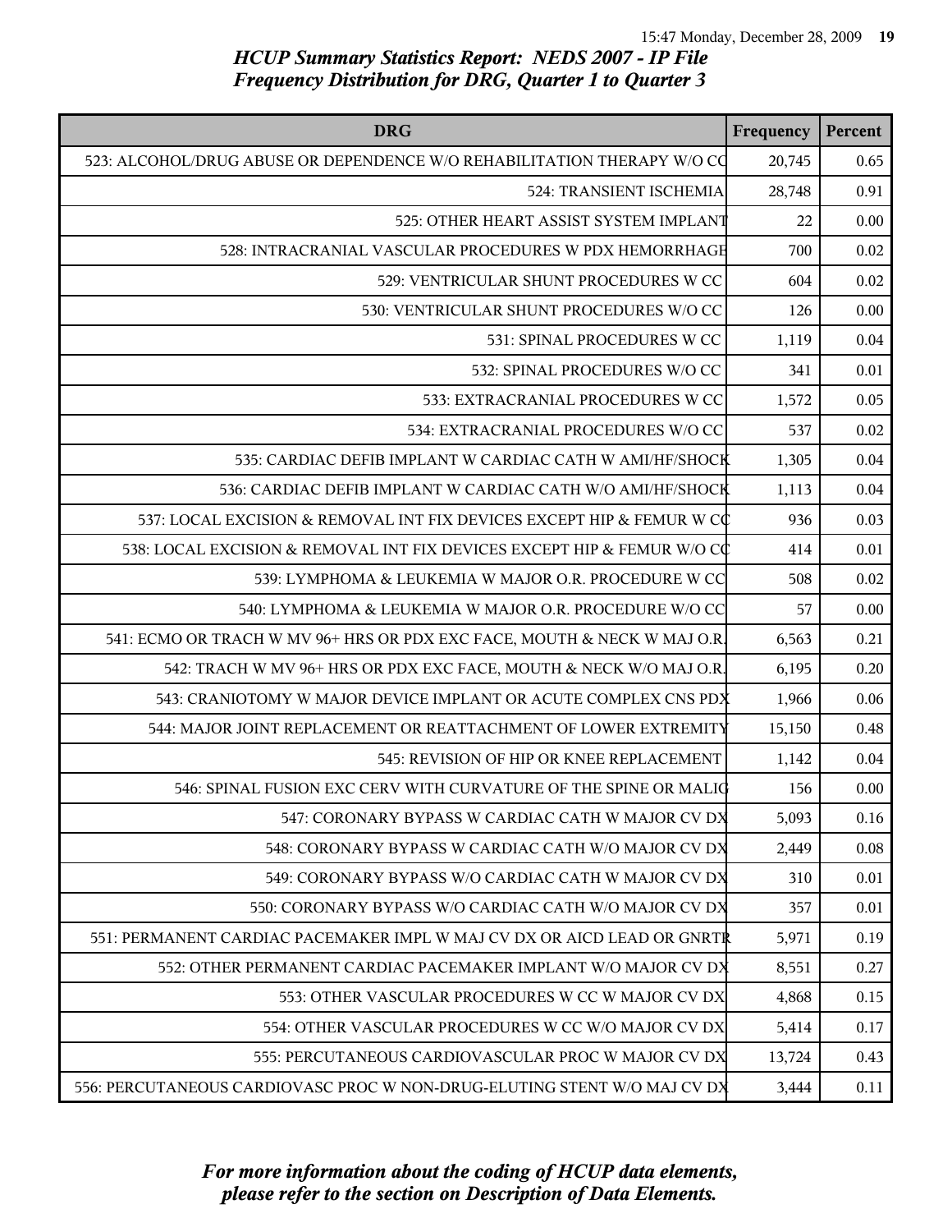*HCUP Summary Statistics Report: NEDS 2007 - IP File*
*Frequency Distribution for DRG, Quarter 1 to Quarter 3*

| DRG | Frequency | Percent |
|---|---|---|
| 523: ALCOHOL/DRUG ABUSE OR DEPENDENCE W/O REHABILITATION THERAPY W/O CC | 20,745 | 0.65 |
| 524: TRANSIENT ISCHEMIA | 28,748 | 0.91 |
| 525: OTHER HEART ASSIST SYSTEM IMPLANT | 22 | 0.00 |
| 528: INTRACRANIAL VASCULAR PROCEDURES W PDX HEMORRHAGE | 700 | 0.02 |
| 529: VENTRICULAR SHUNT PROCEDURES W CC | 604 | 0.02 |
| 530: VENTRICULAR SHUNT PROCEDURES W/O CC | 126 | 0.00 |
| 531: SPINAL PROCEDURES W CC | 1,119 | 0.04 |
| 532: SPINAL PROCEDURES W/O CC | 341 | 0.01 |
| 533: EXTRACRANIAL PROCEDURES W CC | 1,572 | 0.05 |
| 534: EXTRACRANIAL PROCEDURES W/O CC | 537 | 0.02 |
| 535: CARDIAC DEFIB IMPLANT W CARDIAC CATH W AMI/HF/SHOCK | 1,305 | 0.04 |
| 536: CARDIAC DEFIB IMPLANT W CARDIAC CATH W/O AMI/HF/SHOCK | 1,113 | 0.04 |
| 537: LOCAL EXCISION & REMOVAL INT FIX DEVICES EXCEPT HIP & FEMUR W CC | 936 | 0.03 |
| 538: LOCAL EXCISION & REMOVAL INT FIX DEVICES EXCEPT HIP & FEMUR W/O CC | 414 | 0.01 |
| 539: LYMPHOMA & LEUKEMIA W MAJOR O.R. PROCEDURE W CC | 508 | 0.02 |
| 540: LYMPHOMA & LEUKEMIA W MAJOR O.R. PROCEDURE W/O CC | 57 | 0.00 |
| 541: ECMO OR TRACH W MV 96+ HRS OR PDX EXC FACE, MOUTH & NECK W MAJ O.R. | 6,563 | 0.21 |
| 542: TRACH W MV 96+ HRS OR PDX EXC FACE, MOUTH & NECK W/O MAJ O.R. | 6,195 | 0.20 |
| 543: CRANIOTOMY W MAJOR DEVICE IMPLANT OR ACUTE COMPLEX CNS PDX | 1,966 | 0.06 |
| 544: MAJOR JOINT REPLACEMENT OR REATTACHMENT OF LOWER EXTREMITY | 15,150 | 0.48 |
| 545: REVISION OF HIP OR KNEE REPLACEMENT | 1,142 | 0.04 |
| 546: SPINAL FUSION EXC CERV WITH CURVATURE OF THE SPINE OR MALIG | 156 | 0.00 |
| 547: CORONARY BYPASS W CARDIAC CATH W MAJOR CV DX | 5,093 | 0.16 |
| 548: CORONARY BYPASS W CARDIAC CATH W/O MAJOR CV DX | 2,449 | 0.08 |
| 549: CORONARY BYPASS W/O CARDIAC CATH W MAJOR CV DX | 310 | 0.01 |
| 550: CORONARY BYPASS W/O CARDIAC CATH W/O MAJOR CV DX | 357 | 0.01 |
| 551: PERMANENT CARDIAC PACEMAKER IMPL W MAJ CV DX OR AICD LEAD OR GNRTR | 5,971 | 0.19 |
| 552: OTHER PERMANENT CARDIAC PACEMAKER IMPLANT W/O MAJOR CV DX | 8,551 | 0.27 |
| 553: OTHER VASCULAR PROCEDURES W CC W MAJOR CV DX | 4,868 | 0.15 |
| 554: OTHER VASCULAR PROCEDURES W CC W/O MAJOR CV DX | 5,414 | 0.17 |
| 555: PERCUTANEOUS CARDIOVASCULAR PROC W MAJOR CV DX | 13,724 | 0.43 |
| 556: PERCUTANEOUS CARDIOVASC PROC W NON-DRUG-ELUTING STENT W/O MAJ CV DX | 3,444 | 0.11 |

*For more information about the coding of HCUP data elements, please refer to the section on Description of Data Elements.*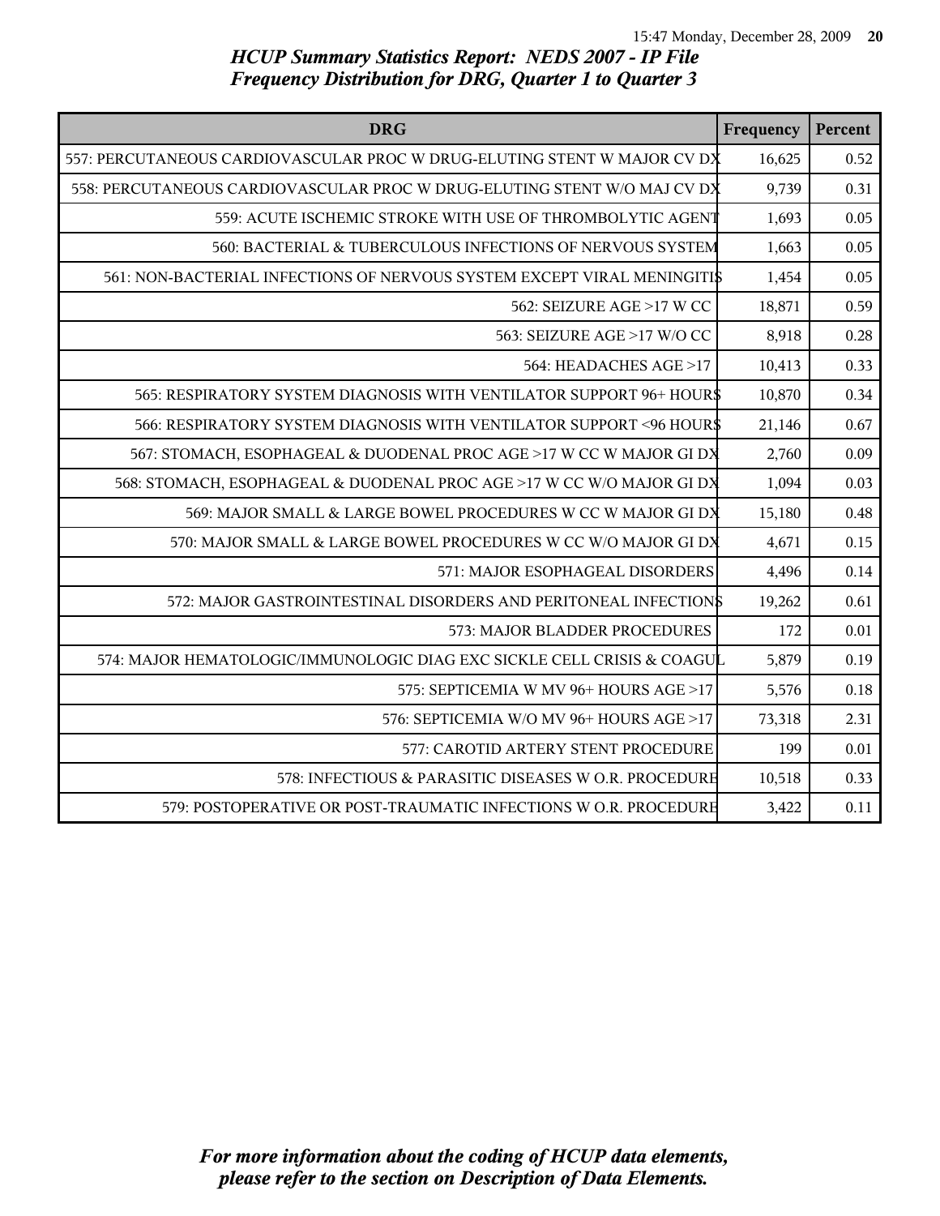*HCUP Summary Statistics Report: NEDS 2007 - IP File*
*Frequency Distribution for DRG, Quarter 1 to Quarter 3*

| DRG | Frequency | Percent |
|---|---|---|
| 557: PERCUTANEOUS CARDIOVASCULAR PROC W DRUG-ELUTING STENT W MAJOR CV DX | 16,625 | 0.52 |
| 558: PERCUTANEOUS CARDIOVASCULAR PROC W DRUG-ELUTING STENT W/O MAJ CV DX | 9,739 | 0.31 |
| 559: ACUTE ISCHEMIC STROKE WITH USE OF THROMBOLYTIC AGENT | 1,693 | 0.05 |
| 560: BACTERIAL & TUBERCULOUS INFECTIONS OF NERVOUS SYSTEM | 1,663 | 0.05 |
| 561: NON-BACTERIAL INFECTIONS OF NERVOUS SYSTEM EXCEPT VIRAL MENINGITIS | 1,454 | 0.05 |
| 562: SEIZURE AGE >17 W CC | 18,871 | 0.59 |
| 563: SEIZURE AGE >17 W/O CC | 8,918 | 0.28 |
| 564: HEADACHES AGE >17 | 10,413 | 0.33 |
| 565: RESPIRATORY SYSTEM DIAGNOSIS WITH VENTILATOR SUPPORT 96+ HOURS | 10,870 | 0.34 |
| 566: RESPIRATORY SYSTEM DIAGNOSIS WITH VENTILATOR SUPPORT <96 HOURS | 21,146 | 0.67 |
| 567: STOMACH, ESOPHAGEAL & DUODENAL PROC AGE >17 W CC W MAJOR GI DX | 2,760 | 0.09 |
| 568: STOMACH, ESOPHAGEAL & DUODENAL PROC AGE >17 W CC W/O MAJOR GI DX | 1,094 | 0.03 |
| 569: MAJOR SMALL & LARGE BOWEL PROCEDURES W CC W MAJOR GI DX | 15,180 | 0.48 |
| 570: MAJOR SMALL & LARGE BOWEL PROCEDURES W CC W/O MAJOR GI DX | 4,671 | 0.15 |
| 571: MAJOR ESOPHAGEAL DISORDERS | 4,496 | 0.14 |
| 572: MAJOR GASTROINTESTINAL DISORDERS AND PERITONEAL INFECTIONS | 19,262 | 0.61 |
| 573: MAJOR BLADDER PROCEDURES | 172 | 0.01 |
| 574: MAJOR HEMATOLOGIC/IMMUNOLOGIC DIAG EXC SICKLE CELL CRISIS & COAGUL | 5,879 | 0.19 |
| 575: SEPTICEMIA W MV 96+ HOURS AGE >17 | 5,576 | 0.18 |
| 576: SEPTICEMIA W/O MV 96+ HOURS AGE >17 | 73,318 | 2.31 |
| 577: CAROTID ARTERY STENT PROCEDURE | 199 | 0.01 |
| 578: INFECTIOUS & PARASITIC DISEASES W O.R. PROCEDURE | 10,518 | 0.33 |
| 579: POSTOPERATIVE OR POST-TRAUMATIC INFECTIONS W O.R. PROCEDURE | 3,422 | 0.11 |

*For more information about the coding of HCUP data elements, please refer to the section on Description of Data Elements.*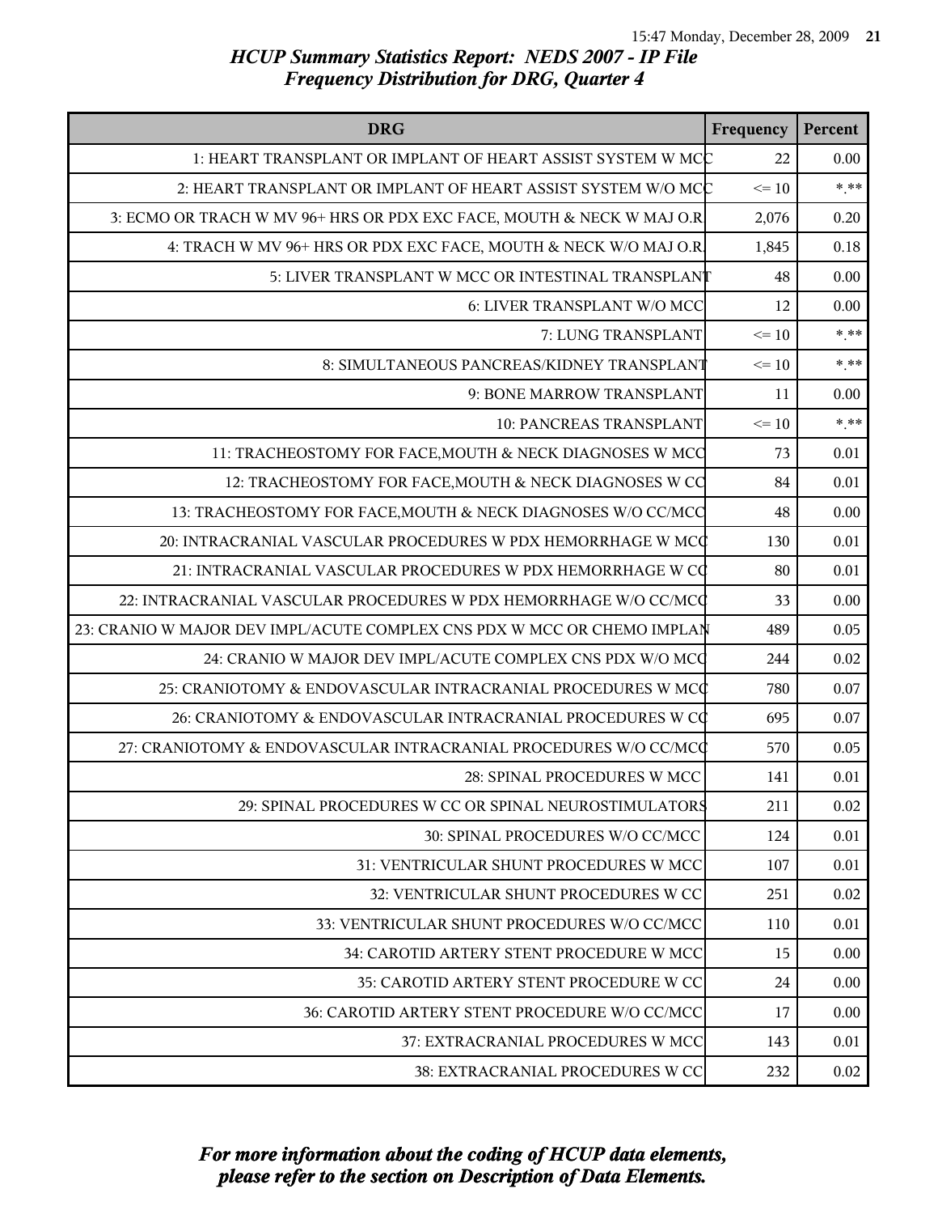# HCUP Summary Statistics Report: NEDS 2007 - IP File
## Frequency Distribution for DRG, Quarter 4

| DRG | Frequency | Percent |
| --- | --- | --- |
| 1: HEART TRANSPLANT OR IMPLANT OF HEART ASSIST SYSTEM W MCC | 22 | 0.00 |
| 2: HEART TRANSPLANT OR IMPLANT OF HEART ASSIST SYSTEM W/O MCC | <= 10 | *.** |
| 3: ECMO OR TRACH W MV 96+ HRS OR PDX EXC FACE, MOUTH & NECK W MAJ O.R | 2,076 | 0.20 |
| 4: TRACH W MV 96+ HRS OR PDX EXC FACE, MOUTH & NECK W/O MAJ O.R. | 1,845 | 0.18 |
| 5: LIVER TRANSPLANT W MCC OR INTESTINAL TRANSPLANT | 48 | 0.00 |
| 6: LIVER TRANSPLANT W/O MCC | 12 | 0.00 |
| 7: LUNG TRANSPLANT | <= 10 | *.** |
| 8: SIMULTANEOUS PANCREAS/KIDNEY TRANSPLANT | <= 10 | *.** |
| 9: BONE MARROW TRANSPLANT | 11 | 0.00 |
| 10: PANCREAS TRANSPLANT | <= 10 | *.** |
| 11: TRACHEOSTOMY FOR FACE,MOUTH & NECK DIAGNOSES W MCC | 73 | 0.01 |
| 12: TRACHEOSTOMY FOR FACE,MOUTH & NECK DIAGNOSES W CC | 84 | 0.01 |
| 13: TRACHEOSTOMY FOR FACE,MOUTH & NECK DIAGNOSES W/O CC/MCC | 48 | 0.00 |
| 20: INTRACRANIAL VASCULAR PROCEDURES W PDX HEMORRHAGE W MCC | 130 | 0.01 |
| 21: INTRACRANIAL VASCULAR PROCEDURES W PDX HEMORRHAGE W CC | 80 | 0.01 |
| 22: INTRACRANIAL VASCULAR PROCEDURES W PDX HEMORRHAGE W/O CC/MCC | 33 | 0.00 |
| 23: CRANIO W MAJOR DEV IMPL/ACUTE COMPLEX CNS PDX W MCC OR CHEMO IMPLAN | 489 | 0.05 |
| 24: CRANIO W MAJOR DEV IMPL/ACUTE COMPLEX CNS PDX W/O MCC | 244 | 0.02 |
| 25: CRANIOTOMY & ENDOVASCULAR INTRACRANIAL PROCEDURES W MCC | 780 | 0.07 |
| 26: CRANIOTOMY & ENDOVASCULAR INTRACRANIAL PROCEDURES W CC | 695 | 0.07 |
| 27: CRANIOTOMY & ENDOVASCULAR INTRACRANIAL PROCEDURES W/O CC/MCC | 570 | 0.05 |
| 28: SPINAL PROCEDURES W MCC | 141 | 0.01 |
| 29: SPINAL PROCEDURES W CC OR SPINAL NEUROSTIMULATORS | 211 | 0.02 |
| 30: SPINAL PROCEDURES W/O CC/MCC | 124 | 0.01 |
| 31: VENTRICULAR SHUNT PROCEDURES W MCC | 107 | 0.01 |
| 32: VENTRICULAR SHUNT PROCEDURES W CC | 251 | 0.02 |
| 33: VENTRICULAR SHUNT PROCEDURES W/O CC/MCC | 110 | 0.01 |
| 34: CAROTID ARTERY STENT PROCEDURE W MCC | 15 | 0.00 |
| 35: CAROTID ARTERY STENT PROCEDURE W CC | 24 | 0.00 |
| 36: CAROTID ARTERY STENT PROCEDURE W/O CC/MCC | 17 | 0.00 |
| 37: EXTRACRANIAL PROCEDURES W MCC | 143 | 0.01 |
| 38: EXTRACRANIAL PROCEDURES W CC | 232 | 0.02 |

*For more information about the coding of HCUP data elements, please refer to the section on Description of Data Elements.*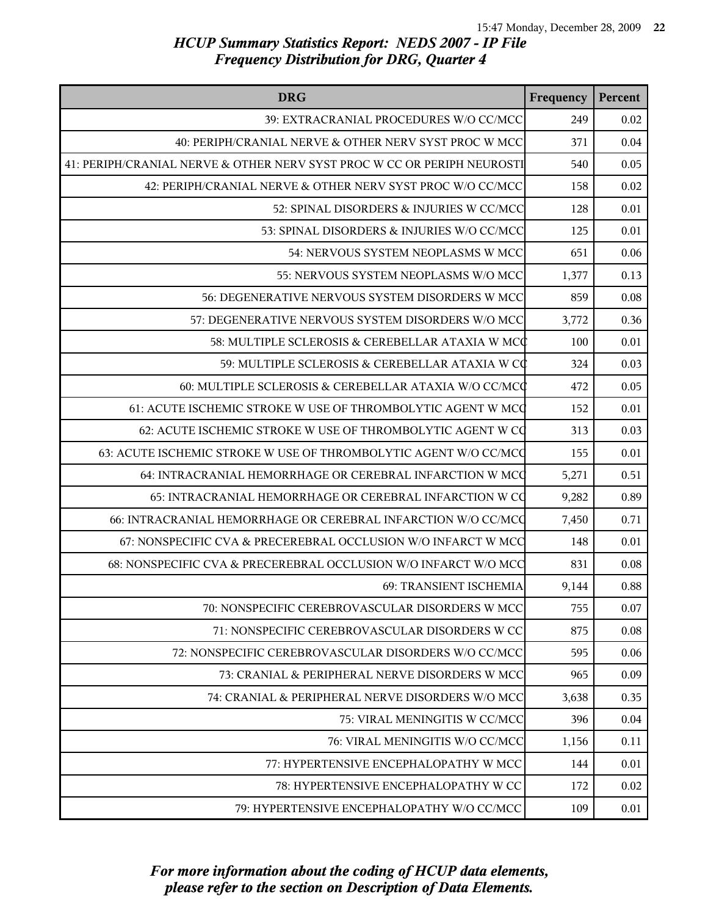# HCUP Summary Statistics Report: NEDS 2007 - IP File
## Frequency Distribution for DRG, Quarter 4

| DRG | Frequency | Percent |
|---|---|---|
| 39: EXTRACRANIAL PROCEDURES W/O CC/MCC | 249 | 0.02 |
| 40: PERIPH/CRANIAL NERVE & OTHER NERV SYST PROC W MCC | 371 | 0.04 |
| 41: PERIPH/CRANIAL NERVE & OTHER NERV SYST PROC W CC OR PERIPH NEUROSTI | 540 | 0.05 |
| 42: PERIPH/CRANIAL NERVE & OTHER NERV SYST PROC W/O CC/MCC | 158 | 0.02 |
| 52: SPINAL DISORDERS & INJURIES W CC/MCC | 128 | 0.01 |
| 53: SPINAL DISORDERS & INJURIES W/O CC/MCC | 125 | 0.01 |
| 54: NERVOUS SYSTEM NEOPLASMS W MCC | 651 | 0.06 |
| 55: NERVOUS SYSTEM NEOPLASMS W/O MCC | 1,377 | 0.13 |
| 56: DEGENERATIVE NERVOUS SYSTEM DISORDERS W MCC | 859 | 0.08 |
| 57: DEGENERATIVE NERVOUS SYSTEM DISORDERS W/O MCC | 3,772 | 0.36 |
| 58: MULTIPLE SCLEROSIS & CEREBELLAR ATAXIA W MCC | 100 | 0.01 |
| 59: MULTIPLE SCLEROSIS & CEREBELLAR ATAXIA W CC | 324 | 0.03 |
| 60: MULTIPLE SCLEROSIS & CEREBELLAR ATAXIA W/O CC/MCC | 472 | 0.05 |
| 61: ACUTE ISCHEMIC STROKE W USE OF THROMBOLYTIC AGENT W MCC | 152 | 0.01 |
| 62: ACUTE ISCHEMIC STROKE W USE OF THROMBOLYTIC AGENT W CC | 313 | 0.03 |
| 63: ACUTE ISCHEMIC STROKE W USE OF THROMBOLYTIC AGENT W/O CC/MCC | 155 | 0.01 |
| 64: INTRACRANIAL HEMORRHAGE OR CEREBRAL INFARCTION W MCC | 5,271 | 0.51 |
| 65: INTRACRANIAL HEMORRHAGE OR CEREBRAL INFARCTION W CC | 9,282 | 0.89 |
| 66: INTRACRANIAL HEMORRHAGE OR CEREBRAL INFARCTION W/O CC/MCC | 7,450 | 0.71 |
| 67: NONSPECIFIC CVA & PRECEREBRAL OCCLUSION W/O INFARCT W MCC | 148 | 0.01 |
| 68: NONSPECIFIC CVA & PRECEREBRAL OCCLUSION W/O INFARCT W/O MCC | 831 | 0.08 |
| 69: TRANSIENT ISCHEMIA | 9,144 | 0.88 |
| 70: NONSPECIFIC CEREBROVASCULAR DISORDERS W MCC | 755 | 0.07 |
| 71: NONSPECIFIC CEREBROVASCULAR DISORDERS W CC | 875 | 0.08 |
| 72: NONSPECIFIC CEREBROVASCULAR DISORDERS W/O CC/MCC | 595 | 0.06 |
| 73: CRANIAL & PERIPHERAL NERVE DISORDERS W MCC | 965 | 0.09 |
| 74: CRANIAL & PERIPHERAL NERVE DISORDERS W/O MCC | 3,638 | 0.35 |
| 75: VIRAL MENINGITIS W CC/MCC | 396 | 0.04 |
| 76: VIRAL MENINGITIS W/O CC/MCC | 1,156 | 0.11 |
| 77: HYPERTENSIVE ENCEPHALOPATHY W MCC | 144 | 0.01 |
| 78: HYPERTENSIVE ENCEPHALOPATHY W CC | 172 | 0.02 |
| 79: HYPERTENSIVE ENCEPHALOPATHY W/O CC/MCC | 109 | 0.01 |

*For more information about the coding of HCUP data elements, please refer to the section on Description of Data Elements.*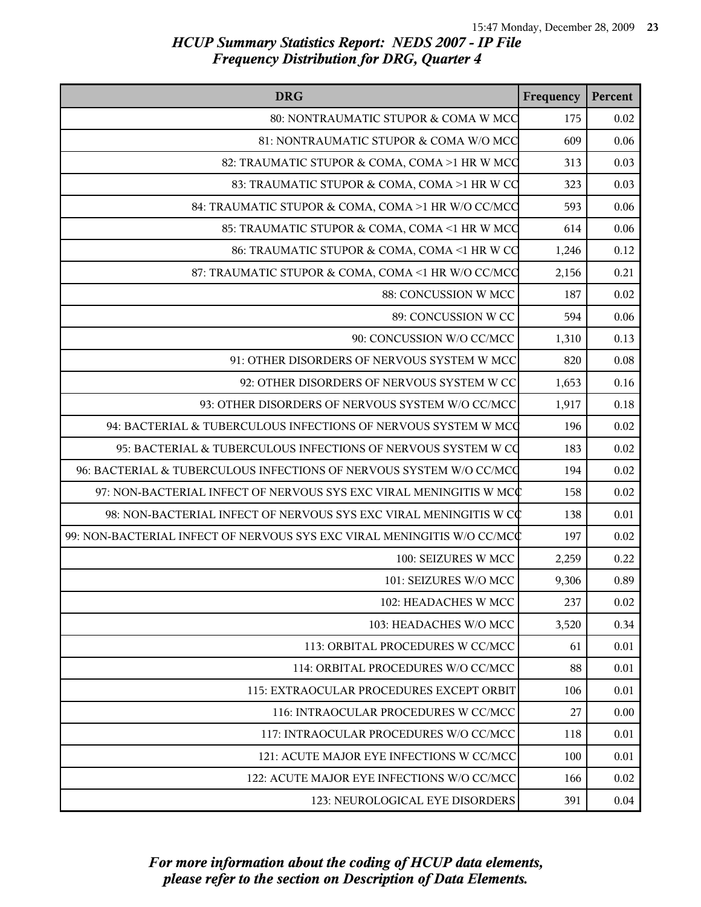## HCUP Summary Statistics Report: NEDS 2007 - IP File
## Frequency Distribution for DRG, Quarter 4

| DRG | Frequency | Percent |
|---|---|---|
| 80: NONTRAUMATIC STUPOR & COMA W MCC | 175 | 0.02 |
| 81: NONTRAUMATIC STUPOR & COMA W/O MCC | 609 | 0.06 |
| 82: TRAUMATIC STUPOR & COMA, COMA >1 HR W MCC | 313 | 0.03 |
| 83: TRAUMATIC STUPOR & COMA, COMA >1 HR W CC | 323 | 0.03 |
| 84: TRAUMATIC STUPOR & COMA, COMA >1 HR W/O CC/MCC | 593 | 0.06 |
| 85: TRAUMATIC STUPOR & COMA, COMA <1 HR W MCC | 614 | 0.06 |
| 86: TRAUMATIC STUPOR & COMA, COMA <1 HR W CC | 1,246 | 0.12 |
| 87: TRAUMATIC STUPOR & COMA, COMA <1 HR W/O CC/MCC | 2,156 | 0.21 |
| 88: CONCUSSION W MCC | 187 | 0.02 |
| 89: CONCUSSION W CC | 594 | 0.06 |
| 90: CONCUSSION W/O CC/MCC | 1,310 | 0.13 |
| 91: OTHER DISORDERS OF NERVOUS SYSTEM W MCC | 820 | 0.08 |
| 92: OTHER DISORDERS OF NERVOUS SYSTEM W CC | 1,653 | 0.16 |
| 93: OTHER DISORDERS OF NERVOUS SYSTEM W/O CC/MCC | 1,917 | 0.18 |
| 94: BACTERIAL & TUBERCULOUS INFECTIONS OF NERVOUS SYSTEM W MCC | 196 | 0.02 |
| 95: BACTERIAL & TUBERCULOUS INFECTIONS OF NERVOUS SYSTEM W CC | 183 | 0.02 |
| 96: BACTERIAL & TUBERCULOUS INFECTIONS OF NERVOUS SYSTEM W/O CC/MCC | 194 | 0.02 |
| 97: NON-BACTERIAL INFECT OF NERVOUS SYS EXC VIRAL MENINGITIS W MCC | 158 | 0.02 |
| 98: NON-BACTERIAL INFECT OF NERVOUS SYS EXC VIRAL MENINGITIS W CC | 138 | 0.01 |
| 99: NON-BACTERIAL INFECT OF NERVOUS SYS EXC VIRAL MENINGITIS W/O CC/MCC | 197 | 0.02 |
| 100: SEIZURES W MCC | 2,259 | 0.22 |
| 101: SEIZURES W/O MCC | 9,306 | 0.89 |
| 102: HEADACHES W MCC | 237 | 0.02 |
| 103: HEADACHES W/O MCC | 3,520 | 0.34 |
| 113: ORBITAL PROCEDURES W CC/MCC | 61 | 0.01 |
| 114: ORBITAL PROCEDURES W/O CC/MCC | 88 | 0.01 |
| 115: EXTRAOCULAR PROCEDURES EXCEPT ORBIT | 106 | 0.01 |
| 116: INTRAOCULAR PROCEDURES W CC/MCC | 27 | 0.00 |
| 117: INTRAOCULAR PROCEDURES W/O CC/MCC | 118 | 0.01 |
| 121: ACUTE MAJOR EYE INFECTIONS W CC/MCC | 100 | 0.01 |
| 122: ACUTE MAJOR EYE INFECTIONS W/O CC/MCC | 166 | 0.02 |
| 123: NEUROLOGICAL EYE DISORDERS | 391 | 0.04 |

*For more information about the coding of HCUP data elements, please refer to the section on Description of Data Elements.*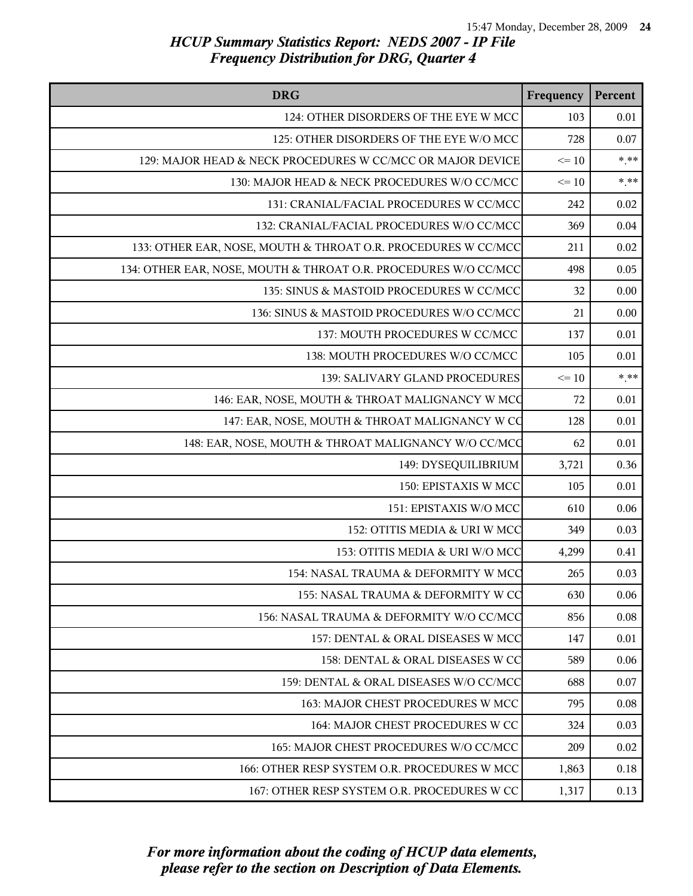## HCUP Summary Statistics Report: NEDS 2007 - IP File

### Frequency Distribution for DRG, Quarter 4

| DRG | Frequency | Percent |
|---|---|---|
| 124: OTHER DISORDERS OF THE EYE W MCC | 103 | 0.01 |
| 125: OTHER DISORDERS OF THE EYE W/O MCC | 728 | 0.07 |
| 129: MAJOR HEAD & NECK PROCEDURES W CC/MCC OR MAJOR DEVICE | <= 10 | *.** |
| 130: MAJOR HEAD & NECK PROCEDURES W/O CC/MCC | <= 10 | *.** |
| 131: CRANIAL/FACIAL PROCEDURES W CC/MCC | 242 | 0.02 |
| 132: CRANIAL/FACIAL PROCEDURES W/O CC/MCC | 369 | 0.04 |
| 133: OTHER EAR, NOSE, MOUTH & THROAT O.R. PROCEDURES W CC/MCC | 211 | 0.02 |
| 134: OTHER EAR, NOSE, MOUTH & THROAT O.R. PROCEDURES W/O CC/MCC | 498 | 0.05 |
| 135: SINUS & MASTOID PROCEDURES W CC/MCC | 32 | 0.00 |
| 136: SINUS & MASTOID PROCEDURES W/O CC/MCC | 21 | 0.00 |
| 137: MOUTH PROCEDURES W CC/MCC | 137 | 0.01 |
| 138: MOUTH PROCEDURES W/O CC/MCC | 105 | 0.01 |
| 139: SALIVARY GLAND PROCEDURES | <= 10 | *.** |
| 146: EAR, NOSE, MOUTH & THROAT MALIGNANCY W MCC | 72 | 0.01 |
| 147: EAR, NOSE, MOUTH & THROAT MALIGNANCY W CC | 128 | 0.01 |
| 148: EAR, NOSE, MOUTH & THROAT MALIGNANCY W/O CC/MCC | 62 | 0.01 |
| 149: DYSEQUILIBRIUM | 3,721 | 0.36 |
| 150: EPISTAXIS W MCC | 105 | 0.01 |
| 151: EPISTAXIS W/O MCC | 610 | 0.06 |
| 152: OTITIS MEDIA & URI W MCC | 349 | 0.03 |
| 153: OTITIS MEDIA & URI W/O MCC | 4,299 | 0.41 |
| 154: NASAL TRAUMA & DEFORMITY W MCC | 265 | 0.03 |
| 155: NASAL TRAUMA & DEFORMITY W CC | 630 | 0.06 |
| 156: NASAL TRAUMA & DEFORMITY W/O CC/MCC | 856 | 0.08 |
| 157: DENTAL & ORAL DISEASES W MCC | 147 | 0.01 |
| 158: DENTAL & ORAL DISEASES W CC | 589 | 0.06 |
| 159: DENTAL & ORAL DISEASES W/O CC/MCC | 688 | 0.07 |
| 163: MAJOR CHEST PROCEDURES W MCC | 795 | 0.08 |
| 164: MAJOR CHEST PROCEDURES W CC | 324 | 0.03 |
| 165: MAJOR CHEST PROCEDURES W/O CC/MCC | 209 | 0.02 |
| 166: OTHER RESP SYSTEM O.R. PROCEDURES W MCC | 1,863 | 0.18 |
| 167: OTHER RESP SYSTEM O.R. PROCEDURES W CC | 1,317 | 0.13 |

*For more information about the coding of HCUP data elements, please refer to the section on Description of Data Elements.*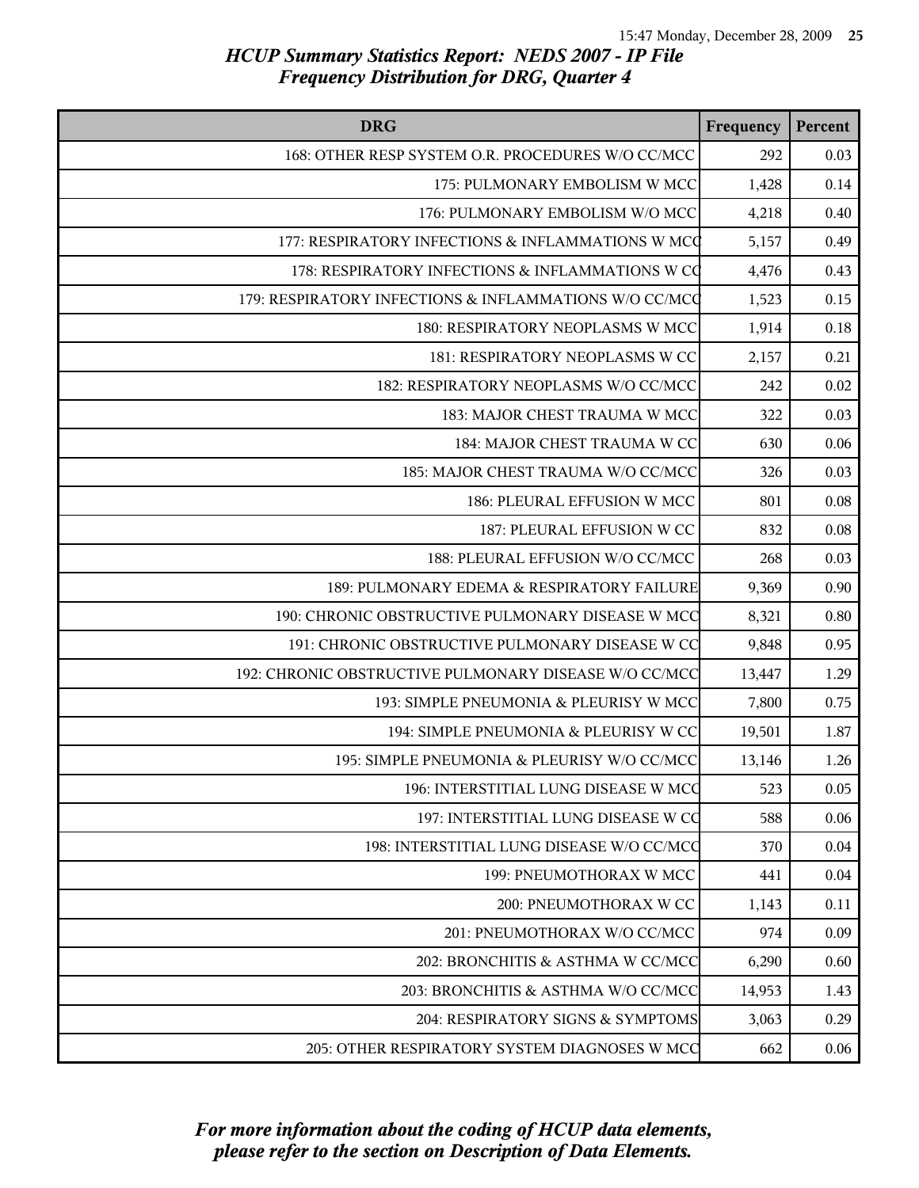# HCUP Summary Statistics Report: NEDS 2007 - IP File
## Frequency Distribution for DRG, Quarter 4

| DRG | Frequency | Percent |
|---|---|---|
| 168: OTHER RESP SYSTEM O.R. PROCEDURES W/O CC/MCC | 292 | 0.03 |
| 175: PULMONARY EMBOLISM W MCC | 1,428 | 0.14 |
| 176: PULMONARY EMBOLISM W/O MCC | 4,218 | 0.40 |
| 177: RESPIRATORY INFECTIONS & INFLAMMATIONS W MCC | 5,157 | 0.49 |
| 178: RESPIRATORY INFECTIONS & INFLAMMATIONS W CC | 4,476 | 0.43 |
| 179: RESPIRATORY INFECTIONS & INFLAMMATIONS W/O CC/MCC | 1,523 | 0.15 |
| 180: RESPIRATORY NEOPLASMS W MCC | 1,914 | 0.18 |
| 181: RESPIRATORY NEOPLASMS W CC | 2,157 | 0.21 |
| 182: RESPIRATORY NEOPLASMS W/O CC/MCC | 242 | 0.02 |
| 183: MAJOR CHEST TRAUMA W MCC | 322 | 0.03 |
| 184: MAJOR CHEST TRAUMA W CC | 630 | 0.06 |
| 185: MAJOR CHEST TRAUMA W/O CC/MCC | 326 | 0.03 |
| 186: PLEURAL EFFUSION W MCC | 801 | 0.08 |
| 187: PLEURAL EFFUSION W CC | 832 | 0.08 |
| 188: PLEURAL EFFUSION W/O CC/MCC | 268 | 0.03 |
| 189: PULMONARY EDEMA & RESPIRATORY FAILURE | 9,369 | 0.90 |
| 190: CHRONIC OBSTRUCTIVE PULMONARY DISEASE W MCC | 8,321 | 0.80 |
| 191: CHRONIC OBSTRUCTIVE PULMONARY DISEASE W CC | 9,848 | 0.95 |
| 192: CHRONIC OBSTRUCTIVE PULMONARY DISEASE W/O CC/MCC | 13,447 | 1.29 |
| 193: SIMPLE PNEUMONIA & PLEURISY W MCC | 7,800 | 0.75 |
| 194: SIMPLE PNEUMONIA & PLEURISY W CC | 19,501 | 1.87 |
| 195: SIMPLE PNEUMONIA & PLEURISY W/O CC/MCC | 13,146 | 1.26 |
| 196: INTERSTITIAL LUNG DISEASE W MCC | 523 | 0.05 |
| 197: INTERSTITIAL LUNG DISEASE W CC | 588 | 0.06 |
| 198: INTERSTITIAL LUNG DISEASE W/O CC/MCC | 370 | 0.04 |
| 199: PNEUMOTHORAX W MCC | 441 | 0.04 |
| 200: PNEUMOTHORAX W CC | 1,143 | 0.11 |
| 201: PNEUMOTHORAX W/O CC/MCC | 974 | 0.09 |
| 202: BRONCHITIS & ASTHMA W CC/MCC | 6,290 | 0.60 |
| 203: BRONCHITIS & ASTHMA W/O CC/MCC | 14,953 | 1.43 |
| 204: RESPIRATORY SIGNS & SYMPTOMS | 3,063 | 0.29 |
| 205: OTHER RESPIRATORY SYSTEM DIAGNOSES W MCC | 662 | 0.06 |

*For more information about the coding of HCUP data elements, please refer to the section on Description of Data Elements.*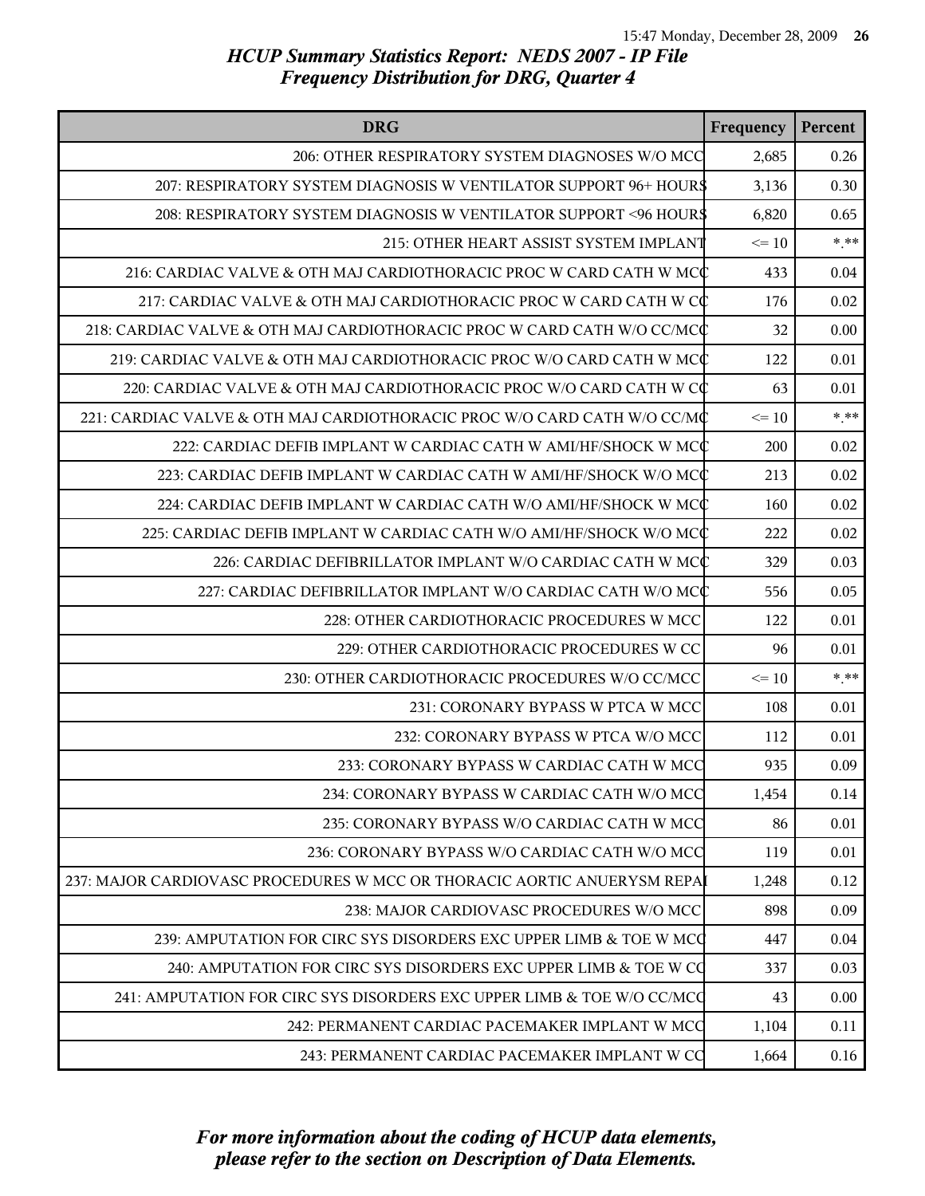## HCUP Summary Statistics Report: NEDS 2007 - IP File
## Frequency Distribution for DRG, Quarter 4

| DRG | Frequency | Percent |
|---|---|---|
| 206: OTHER RESPIRATORY SYSTEM DIAGNOSES W/O MCC | 2,685 | 0.26 |
| 207: RESPIRATORY SYSTEM DIAGNOSIS W VENTILATOR SUPPORT 96+ HOURS | 3,136 | 0.30 |
| 208: RESPIRATORY SYSTEM DIAGNOSIS W VENTILATOR SUPPORT <96 HOURS | 6,820 | 0.65 |
| 215: OTHER HEART ASSIST SYSTEM IMPLANT | <= 10 | *.** |
| 216: CARDIAC VALVE & OTH MAJ CARDIOTHORACIC PROC W CARD CATH W MCC | 433 | 0.04 |
| 217: CARDIAC VALVE & OTH MAJ CARDIOTHORACIC PROC W CARD CATH W CC | 176 | 0.02 |
| 218: CARDIAC VALVE & OTH MAJ CARDIOTHORACIC PROC W CARD CATH W/O CC/MCC | 32 | 0.00 |
| 219: CARDIAC VALVE & OTH MAJ CARDIOTHORACIC PROC W/O CARD CATH W MCC | 122 | 0.01 |
| 220: CARDIAC VALVE & OTH MAJ CARDIOTHORACIC PROC W/O CARD CATH W CC | 63 | 0.01 |
| 221: CARDIAC VALVE & OTH MAJ CARDIOTHORACIC PROC W/O CARD CATH W/O CC/MC | <= 10 | *.** |
| 222: CARDIAC DEFIB IMPLANT W CARDIAC CATH W AMI/HF/SHOCK W MCC | 200 | 0.02 |
| 223: CARDIAC DEFIB IMPLANT W CARDIAC CATH W AMI/HF/SHOCK W/O MCC | 213 | 0.02 |
| 224: CARDIAC DEFIB IMPLANT W CARDIAC CATH W/O AMI/HF/SHOCK W MCC | 160 | 0.02 |
| 225: CARDIAC DEFIB IMPLANT W CARDIAC CATH W/O AMI/HF/SHOCK W/O MCC | 222 | 0.02 |
| 226: CARDIAC DEFIBRILLATOR IMPLANT W/O CARDIAC CATH W MCC | 329 | 0.03 |
| 227: CARDIAC DEFIBRILLATOR IMPLANT W/O CARDIAC CATH W/O MCC | 556 | 0.05 |
| 228: OTHER CARDIOTHORACIC PROCEDURES W MCC | 122 | 0.01 |
| 229: OTHER CARDIOTHORACIC PROCEDURES W CC | 96 | 0.01 |
| 230: OTHER CARDIOTHORACIC PROCEDURES W/O CC/MCC | <= 10 | *.** |
| 231: CORONARY BYPASS W PTCA W MCC | 108 | 0.01 |
| 232: CORONARY BYPASS W PTCA W/O MCC | 112 | 0.01 |
| 233: CORONARY BYPASS W CARDIAC CATH W MCC | 935 | 0.09 |
| 234: CORONARY BYPASS W CARDIAC CATH W/O MCC | 1,454 | 0.14 |
| 235: CORONARY BYPASS W/O CARDIAC CATH W MCC | 86 | 0.01 |
| 236: CORONARY BYPASS W/O CARDIAC CATH W/O MCC | 119 | 0.01 |
| 237: MAJOR CARDIOVASC PROCEDURES W MCC OR THORACIC AORTIC ANUERYSM REPAI | 1,248 | 0.12 |
| 238: MAJOR CARDIOVASC PROCEDURES W/O MCC | 898 | 0.09 |
| 239: AMPUTATION FOR CIRC SYS DISORDERS EXC UPPER LIMB & TOE W MCC | 447 | 0.04 |
| 240: AMPUTATION FOR CIRC SYS DISORDERS EXC UPPER LIMB & TOE W CC | 337 | 0.03 |
| 241: AMPUTATION FOR CIRC SYS DISORDERS EXC UPPER LIMB & TOE W/O CC/MCC | 43 | 0.00 |
| 242: PERMANENT CARDIAC PACEMAKER IMPLANT W MCC | 1,104 | 0.11 |
| 243: PERMANENT CARDIAC PACEMAKER IMPLANT W CC | 1,664 | 0.16 |

*For more information about the coding of HCUP data elements, please refer to the section on Description of Data Elements.*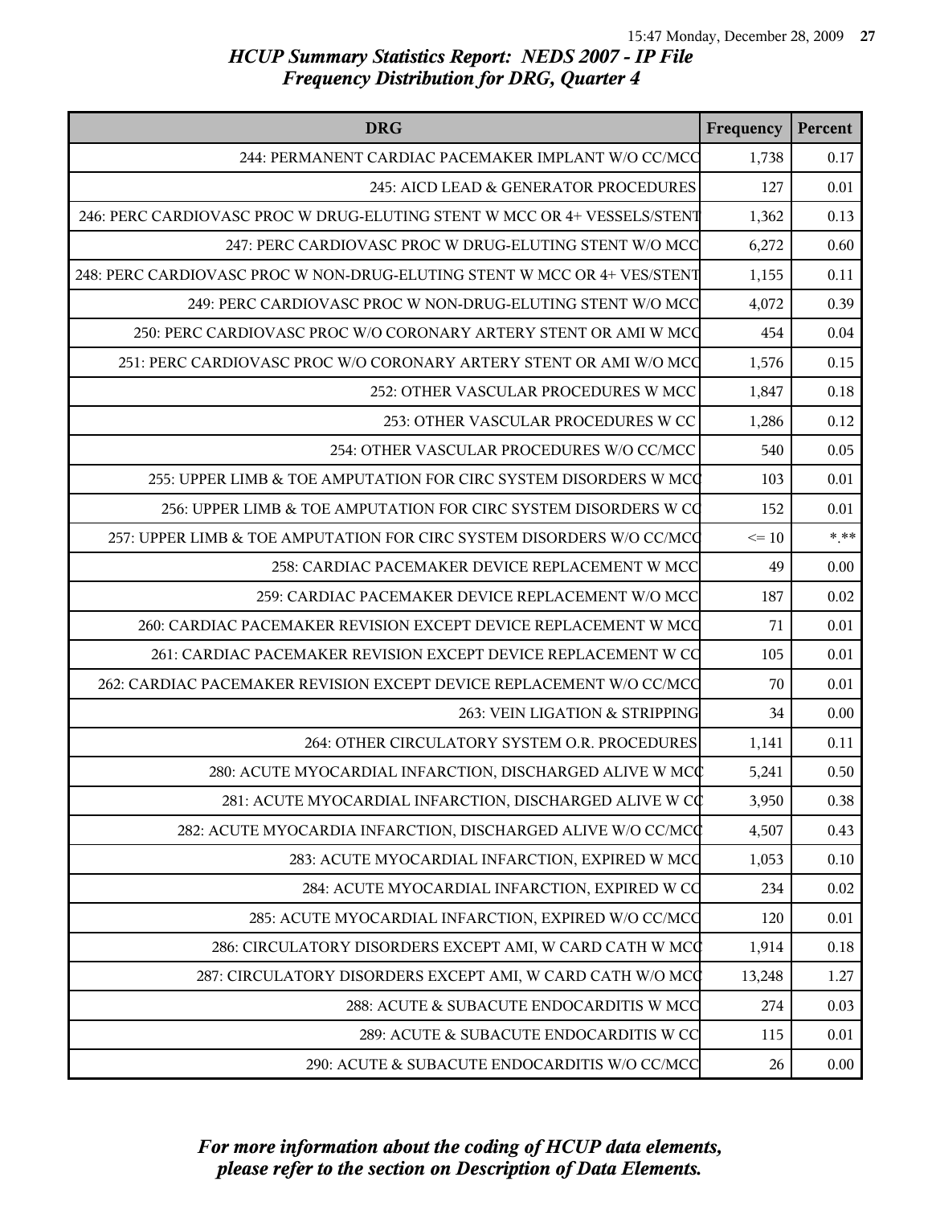*HCUP Summary Statistics Report: NEDS 2007 - IP File*
*Frequency Distribution for DRG, Quarter 4*

| DRG | Frequency | Percent |
|---|---|---|
| 244: PERMANENT CARDIAC PACEMAKER IMPLANT W/O CC/MCC | 1,738 | 0.17 |
| 245: AICD LEAD & GENERATOR PROCEDURES | 127 | 0.01 |
| 246: PERC CARDIOVASC PROC W DRUG-ELUTING STENT W MCC OR 4+ VESSELS/STENT | 1,362 | 0.13 |
| 247: PERC CARDIOVASC PROC W DRUG-ELUTING STENT W/O MCC | 6,272 | 0.60 |
| 248: PERC CARDIOVASC PROC W NON-DRUG-ELUTING STENT W MCC OR 4+ VES/STENT | 1,155 | 0.11 |
| 249: PERC CARDIOVASC PROC W NON-DRUG-ELUTING STENT W/O MCC | 4,072 | 0.39 |
| 250: PERC CARDIOVASC PROC W/O CORONARY ARTERY STENT OR AMI W MCC | 454 | 0.04 |
| 251: PERC CARDIOVASC PROC W/O CORONARY ARTERY STENT OR AMI W/O MCC | 1,576 | 0.15 |
| 252: OTHER VASCULAR PROCEDURES W MCC | 1,847 | 0.18 |
| 253: OTHER VASCULAR PROCEDURES W CC | 1,286 | 0.12 |
| 254: OTHER VASCULAR PROCEDURES W/O CC/MCC | 540 | 0.05 |
| 255: UPPER LIMB & TOE AMPUTATION FOR CIRC SYSTEM DISORDERS W MCC | 103 | 0.01 |
| 256: UPPER LIMB & TOE AMPUTATION FOR CIRC SYSTEM DISORDERS W CC | 152 | 0.01 |
| 257: UPPER LIMB & TOE AMPUTATION FOR CIRC SYSTEM DISORDERS W/O CC/MCC | <= 10 | *.** |
| 258: CARDIAC PACEMAKER DEVICE REPLACEMENT W MCC | 49 | 0.00 |
| 259: CARDIAC PACEMAKER DEVICE REPLACEMENT W/O MCC | 187 | 0.02 |
| 260: CARDIAC PACEMAKER REVISION EXCEPT DEVICE REPLACEMENT W MCC | 71 | 0.01 |
| 261: CARDIAC PACEMAKER REVISION EXCEPT DEVICE REPLACEMENT W CC | 105 | 0.01 |
| 262: CARDIAC PACEMAKER REVISION EXCEPT DEVICE REPLACEMENT W/O CC/MCC | 70 | 0.01 |
| 263: VEIN LIGATION & STRIPPING | 34 | 0.00 |
| 264: OTHER CIRCULATORY SYSTEM O.R. PROCEDURES | 1,141 | 0.11 |
| 280: ACUTE MYOCARDIAL INFARCTION, DISCHARGED ALIVE W MCC | 5,241 | 0.50 |
| 281: ACUTE MYOCARDIAL INFARCTION, DISCHARGED ALIVE W CC | 3,950 | 0.38 |
| 282: ACUTE MYOCARDIA INFARCTION, DISCHARGED ALIVE W/O CC/MCC | 4,507 | 0.43 |
| 283: ACUTE MYOCARDIAL INFARCTION, EXPIRED W MCC | 1,053 | 0.10 |
| 284: ACUTE MYOCARDIAL INFARCTION, EXPIRED W CC | 234 | 0.02 |
| 285: ACUTE MYOCARDIAL INFARCTION, EXPIRED W/O CC/MCC | 120 | 0.01 |
| 286: CIRCULATORY DISORDERS EXCEPT AMI, W CARD CATH W MCC | 1,914 | 0.18 |
| 287: CIRCULATORY DISORDERS EXCEPT AMI, W CARD CATH W/O MCC | 13,248 | 1.27 |
| 288: ACUTE & SUBACUTE ENDOCARDITIS W MCC | 274 | 0.03 |
| 289: ACUTE & SUBACUTE ENDOCARDITIS W CC | 115 | 0.01 |
| 290: ACUTE & SUBACUTE ENDOCARDITIS W/O CC/MCC | 26 | 0.00 |

*For more information about the coding of HCUP data elements, please refer to the section on Description of Data Elements.*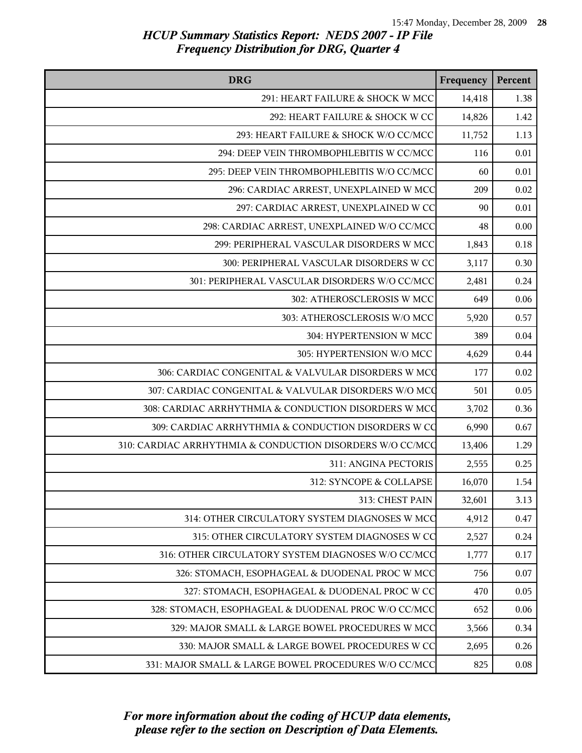# HCUP Summary Statistics Report: NEDS 2007 - IP File
## Frequency Distribution for DRG, Quarter 4

| DRG | Frequency | Percent |
|---|---|---|
| 291: HEART FAILURE & SHOCK W MCC | 14,418 | 1.38 |
| 292: HEART FAILURE & SHOCK W CC | 14,826 | 1.42 |
| 293: HEART FAILURE & SHOCK W/O CC/MCC | 11,752 | 1.13 |
| 294: DEEP VEIN THROMBOPHLEBITIS W CC/MCC | 116 | 0.01 |
| 295: DEEP VEIN THROMBOPHLEBITIS W/O CC/MCC | 60 | 0.01 |
| 296: CARDIAC ARREST, UNEXPLAINED W MCC | 209 | 0.02 |
| 297: CARDIAC ARREST, UNEXPLAINED W CC | 90 | 0.01 |
| 298: CARDIAC ARREST, UNEXPLAINED W/O CC/MCC | 48 | 0.00 |
| 299: PERIPHERAL VASCULAR DISORDERS W MCC | 1,843 | 0.18 |
| 300: PERIPHERAL VASCULAR DISORDERS W CC | 3,117 | 0.30 |
| 301: PERIPHERAL VASCULAR DISORDERS W/O CC/MCC | 2,481 | 0.24 |
| 302: ATHEROSCLEROSIS W MCC | 649 | 0.06 |
| 303: ATHEROSCLEROSIS W/O MCC | 5,920 | 0.57 |
| 304: HYPERTENSION W MCC | 389 | 0.04 |
| 305: HYPERTENSION W/O MCC | 4,629 | 0.44 |
| 306: CARDIAC CONGENITAL & VALVULAR DISORDERS W MCC | 177 | 0.02 |
| 307: CARDIAC CONGENITAL & VALVULAR DISORDERS W/O MCC | 501 | 0.05 |
| 308: CARDIAC ARRHYTHMIA & CONDUCTION DISORDERS W MCC | 3,702 | 0.36 |
| 309: CARDIAC ARRHYTHMIA & CONDUCTION DISORDERS W CC | 6,990 | 0.67 |
| 310: CARDIAC ARRHYTHMIA & CONDUCTION DISORDERS W/O CC/MCC | 13,406 | 1.29 |
| 311: ANGINA PECTORIS | 2,555 | 0.25 |
| 312: SYNCOPE & COLLAPSE | 16,070 | 1.54 |
| 313: CHEST PAIN | 32,601 | 3.13 |
| 314: OTHER CIRCULATORY SYSTEM DIAGNOSES W MCC | 4,912 | 0.47 |
| 315: OTHER CIRCULATORY SYSTEM DIAGNOSES W CC | 2,527 | 0.24 |
| 316: OTHER CIRCULATORY SYSTEM DIAGNOSES W/O CC/MCC | 1,777 | 0.17 |
| 326: STOMACH, ESOPHAGEAL & DUODENAL PROC W MCC | 756 | 0.07 |
| 327: STOMACH, ESOPHAGEAL & DUODENAL PROC W CC | 470 | 0.05 |
| 328: STOMACH, ESOPHAGEAL & DUODENAL PROC W/O CC/MCC | 652 | 0.06 |
| 329: MAJOR SMALL & LARGE BOWEL PROCEDURES W MCC | 3,566 | 0.34 |
| 330: MAJOR SMALL & LARGE BOWEL PROCEDURES W CC | 2,695 | 0.26 |
| 331: MAJOR SMALL & LARGE BOWEL PROCEDURES W/O CC/MCC | 825 | 0.08 |

*For more information about the coding of HCUP data elements, please refer to the section on Description of Data Elements.*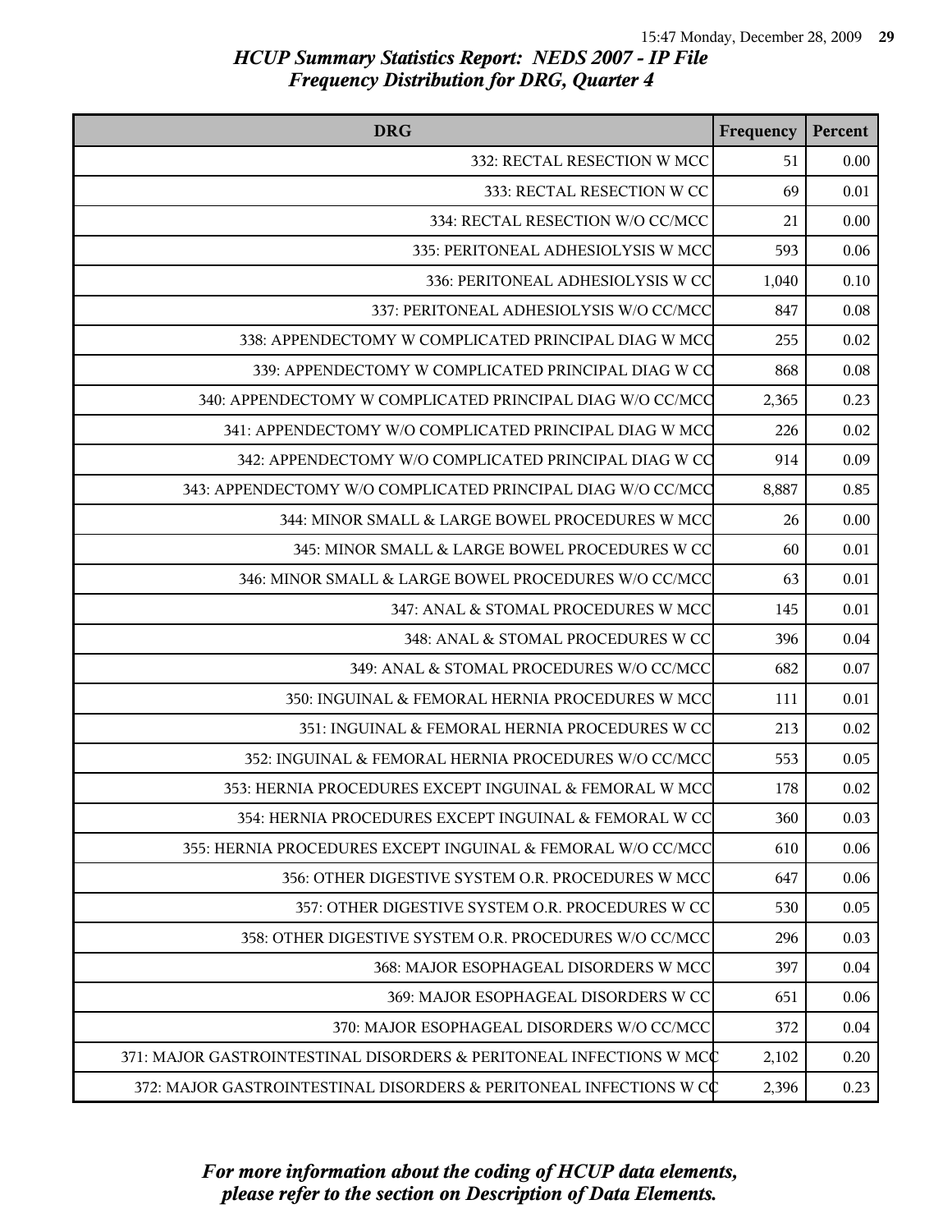*HCUP Summary Statistics Report: NEDS 2007 - IP File*
*Frequency Distribution for DRG, Quarter 4*

| DRG | Frequency | Percent |
|---|---|---|
| 332: RECTAL RESECTION W MCC | 51 | 0.00 |
| 333: RECTAL RESECTION W CC | 69 | 0.01 |
| 334: RECTAL RESECTION W/O CC/MCC | 21 | 0.00 |
| 335: PERITONEAL ADHESIOLYSIS W MCC | 593 | 0.06 |
| 336: PERITONEAL ADHESIOLYSIS W CC | 1,040 | 0.10 |
| 337: PERITONEAL ADHESIOLYSIS W/O CC/MCC | 847 | 0.08 |
| 338: APPENDECTOMY W COMPLICATED PRINCIPAL DIAG W MCC | 255 | 0.02 |
| 339: APPENDECTOMY W COMPLICATED PRINCIPAL DIAG W CC | 868 | 0.08 |
| 340: APPENDECTOMY W COMPLICATED PRINCIPAL DIAG W/O CC/MCC | 2,365 | 0.23 |
| 341: APPENDECTOMY W/O COMPLICATED PRINCIPAL DIAG W MCC | 226 | 0.02 |
| 342: APPENDECTOMY W/O COMPLICATED PRINCIPAL DIAG W CC | 914 | 0.09 |
| 343: APPENDECTOMY W/O COMPLICATED PRINCIPAL DIAG W/O CC/MCC | 8,887 | 0.85 |
| 344: MINOR SMALL & LARGE BOWEL PROCEDURES W MCC | 26 | 0.00 |
| 345: MINOR SMALL & LARGE BOWEL PROCEDURES W CC | 60 | 0.01 |
| 346: MINOR SMALL & LARGE BOWEL PROCEDURES W/O CC/MCC | 63 | 0.01 |
| 347: ANAL & STOMAL PROCEDURES W MCC | 145 | 0.01 |
| 348: ANAL & STOMAL PROCEDURES W CC | 396 | 0.04 |
| 349: ANAL & STOMAL PROCEDURES W/O CC/MCC | 682 | 0.07 |
| 350: INGUINAL & FEMORAL HERNIA PROCEDURES W MCC | 111 | 0.01 |
| 351: INGUINAL & FEMORAL HERNIA PROCEDURES W CC | 213 | 0.02 |
| 352: INGUINAL & FEMORAL HERNIA PROCEDURES W/O CC/MCC | 553 | 0.05 |
| 353: HERNIA PROCEDURES EXCEPT INGUINAL & FEMORAL W MCC | 178 | 0.02 |
| 354: HERNIA PROCEDURES EXCEPT INGUINAL & FEMORAL W CC | 360 | 0.03 |
| 355: HERNIA PROCEDURES EXCEPT INGUINAL & FEMORAL W/O CC/MCC | 610 | 0.06 |
| 356: OTHER DIGESTIVE SYSTEM O.R. PROCEDURES W MCC | 647 | 0.06 |
| 357: OTHER DIGESTIVE SYSTEM O.R. PROCEDURES W CC | 530 | 0.05 |
| 358: OTHER DIGESTIVE SYSTEM O.R. PROCEDURES W/O CC/MCC | 296 | 0.03 |
| 368: MAJOR ESOPHAGEAL DISORDERS W MCC | 397 | 0.04 |
| 369: MAJOR ESOPHAGEAL DISORDERS W CC | 651 | 0.06 |
| 370: MAJOR ESOPHAGEAL DISORDERS W/O CC/MCC | 372 | 0.04 |
| 371: MAJOR GASTROINTESTINAL DISORDERS & PERITONEAL INFECTIONS W MCC | 2,102 | 0.20 |
| 372: MAJOR GASTROINTESTINAL DISORDERS & PERITONEAL INFECTIONS W CC | 2,396 | 0.23 |

*For more information about the coding of HCUP data elements, please refer to the section on Description of Data Elements.*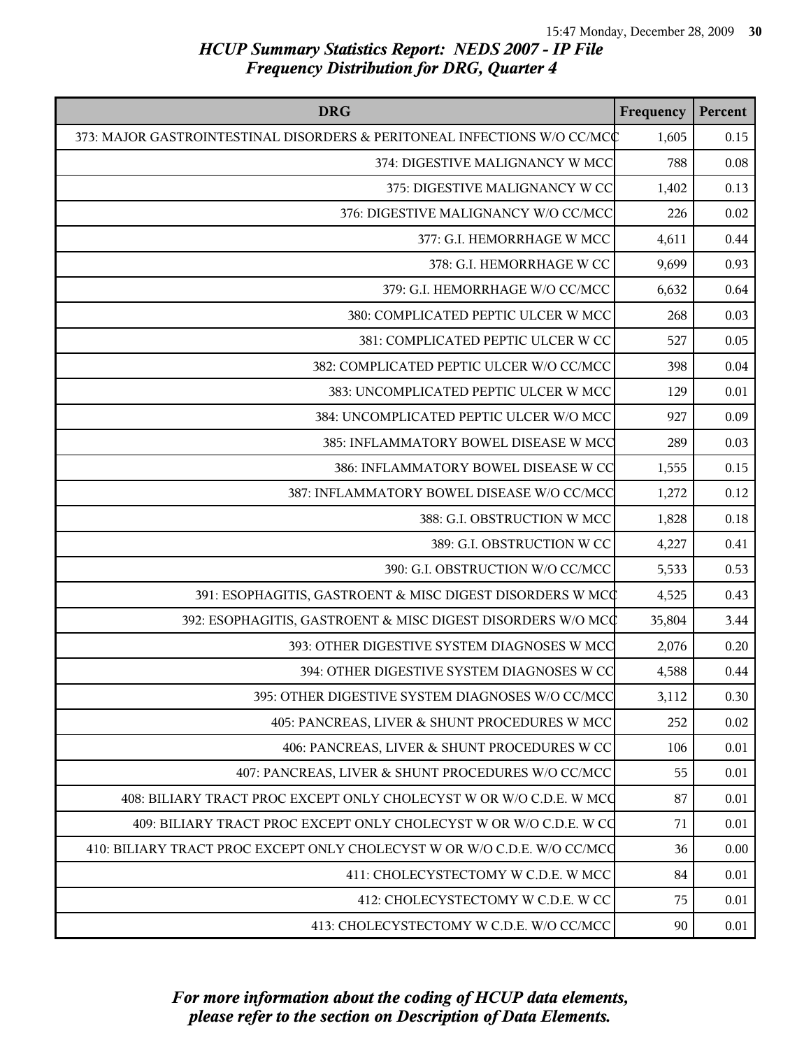## HCUP Summary Statistics Report: NEDS 2007 - IP File

### Frequency Distribution for DRG, Quarter 4

| DRG | Frequency | Percent |
|---|---|---|
| 373: MAJOR GASTROINTESTINAL DISORDERS & PERITONEAL INFECTIONS W/O CC/MCC | 1,605 | 0.15 |
| 374: DIGESTIVE MALIGNANCY W MCC | 788 | 0.08 |
| 375: DIGESTIVE MALIGNANCY W CC | 1,402 | 0.13 |
| 376: DIGESTIVE MALIGNANCY W/O CC/MCC | 226 | 0.02 |
| 377: G.I. HEMORRHAGE W MCC | 4,611 | 0.44 |
| 378: G.I. HEMORRHAGE W CC | 9,699 | 0.93 |
| 379: G.I. HEMORRHAGE W/O CC/MCC | 6,632 | 0.64 |
| 380: COMPLICATED PEPTIC ULCER W MCC | 268 | 0.03 |
| 381: COMPLICATED PEPTIC ULCER W CC | 527 | 0.05 |
| 382: COMPLICATED PEPTIC ULCER W/O CC/MCC | 398 | 0.04 |
| 383: UNCOMPLICATED PEPTIC ULCER W MCC | 129 | 0.01 |
| 384: UNCOMPLICATED PEPTIC ULCER W/O MCC | 927 | 0.09 |
| 385: INFLAMMATORY BOWEL DISEASE W MCC | 289 | 0.03 |
| 386: INFLAMMATORY BOWEL DISEASE W CC | 1,555 | 0.15 |
| 387: INFLAMMATORY BOWEL DISEASE W/O CC/MCC | 1,272 | 0.12 |
| 388: G.I. OBSTRUCTION W MCC | 1,828 | 0.18 |
| 389: G.I. OBSTRUCTION W CC | 4,227 | 0.41 |
| 390: G.I. OBSTRUCTION W/O CC/MCC | 5,533 | 0.53 |
| 391: ESOPHAGITIS, GASTROENT & MISC DIGEST DISORDERS W MCC | 4,525 | 0.43 |
| 392: ESOPHAGITIS, GASTROENT & MISC DIGEST DISORDERS W/O MCC | 35,804 | 3.44 |
| 393: OTHER DIGESTIVE SYSTEM DIAGNOSES W MCC | 2,076 | 0.20 |
| 394: OTHER DIGESTIVE SYSTEM DIAGNOSES W CC | 4,588 | 0.44 |
| 395: OTHER DIGESTIVE SYSTEM DIAGNOSES W/O CC/MCC | 3,112 | 0.30 |
| 405: PANCREAS, LIVER & SHUNT PROCEDURES W MCC | 252 | 0.02 |
| 406: PANCREAS, LIVER & SHUNT PROCEDURES W CC | 106 | 0.01 |
| 407: PANCREAS, LIVER & SHUNT PROCEDURES W/O CC/MCC | 55 | 0.01 |
| 408: BILIARY TRACT PROC EXCEPT ONLY CHOLECYST W OR W/O C.D.E. W MCC | 87 | 0.01 |
| 409: BILIARY TRACT PROC EXCEPT ONLY CHOLECYST W OR W/O C.D.E. W CC | 71 | 0.01 |
| 410: BILIARY TRACT PROC EXCEPT ONLY CHOLECYST W OR W/O C.D.E. W/O CC/MCC | 36 | 0.00 |
| 411: CHOLECYSTECTOMY W C.D.E. W MCC | 84 | 0.01 |
| 412: CHOLECYSTECTOMY W C.D.E. W CC | 75 | 0.01 |
| 413: CHOLECYSTECTOMY W C.D.E. W/O CC/MCC | 90 | 0.01 |

*For more information about the coding of HCUP data elements, please refer to the section on Description of Data Elements.*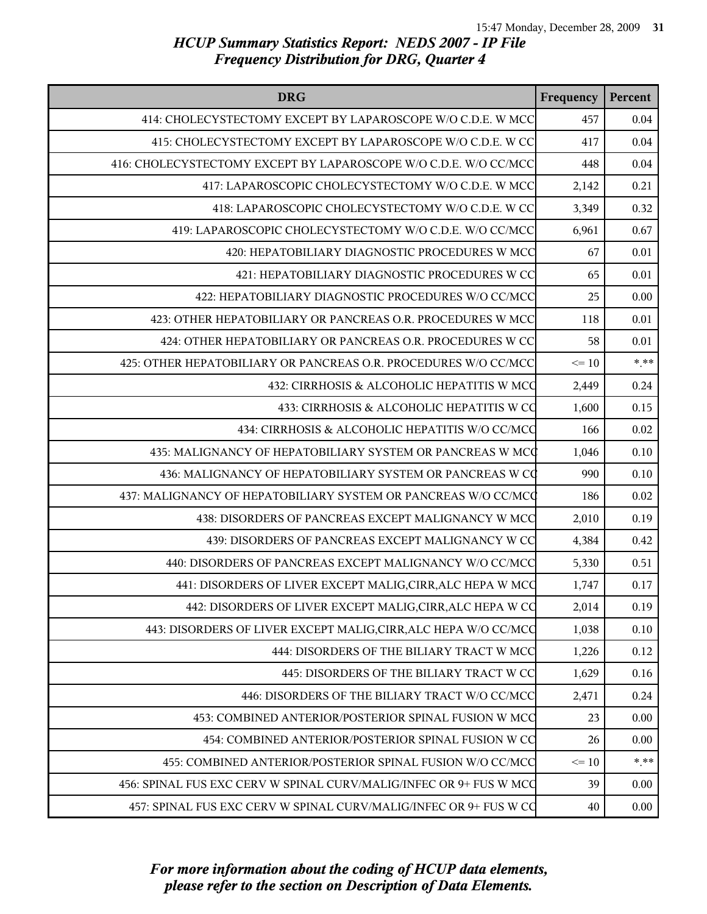# HCUP Summary Statistics Report: NEDS 2007 - IP File
## Frequency Distribution for DRG, Quarter 4

| DRG | Frequency | Percent |
|---|---|---|
| 414: CHOLECYSTECTOMY EXCEPT BY LAPAROSCOPE W/O C.D.E. W MCC | 457 | 0.04 |
| 415: CHOLECYSTECTOMY EXCEPT BY LAPAROSCOPE W/O C.D.E. W CC | 417 | 0.04 |
| 416: CHOLECYSTECTOMY EXCEPT BY LAPAROSCOPE W/O C.D.E. W/O CC/MCC | 448 | 0.04 |
| 417: LAPAROSCOPIC CHOLECYSTECTOMY W/O C.D.E. W MCC | 2,142 | 0.21 |
| 418: LAPAROSCOPIC CHOLECYSTECTOMY W/O C.D.E. W CC | 3,349 | 0.32 |
| 419: LAPAROSCOPIC CHOLECYSTECTOMY W/O C.D.E. W/O CC/MCC | 6,961 | 0.67 |
| 420: HEPATOBILIARY DIAGNOSTIC PROCEDURES W MCC | 67 | 0.01 |
| 421: HEPATOBILIARY DIAGNOSTIC PROCEDURES W CC | 65 | 0.01 |
| 422: HEPATOBILIARY DIAGNOSTIC PROCEDURES W/O CC/MCC | 25 | 0.00 |
| 423: OTHER HEPATOBILIARY OR PANCREAS O.R. PROCEDURES W MCC | 118 | 0.01 |
| 424: OTHER HEPATOBILIARY OR PANCREAS O.R. PROCEDURES W CC | 58 | 0.01 |
| 425: OTHER HEPATOBILIARY OR PANCREAS O.R. PROCEDURES W/O CC/MCC | <= 10 | *.** |
| 432: CIRRHOSIS & ALCOHOLIC HEPATITIS W MCC | 2,449 | 0.24 |
| 433: CIRRHOSIS & ALCOHOLIC HEPATITIS W CC | 1,600 | 0.15 |
| 434: CIRRHOSIS & ALCOHOLIC HEPATITIS W/O CC/MCC | 166 | 0.02 |
| 435: MALIGNANCY OF HEPATOBILIARY SYSTEM OR PANCREAS W MCC | 1,046 | 0.10 |
| 436: MALIGNANCY OF HEPATOBILIARY SYSTEM OR PANCREAS W CC | 990 | 0.10 |
| 437: MALIGNANCY OF HEPATOBILIARY SYSTEM OR PANCREAS W/O CC/MCC | 186 | 0.02 |
| 438: DISORDERS OF PANCREAS EXCEPT MALIGNANCY W MCC | 2,010 | 0.19 |
| 439: DISORDERS OF PANCREAS EXCEPT MALIGNANCY W CC | 4,384 | 0.42 |
| 440: DISORDERS OF PANCREAS EXCEPT MALIGNANCY W/O CC/MCC | 5,330 | 0.51 |
| 441: DISORDERS OF LIVER EXCEPT MALIG,CIRR,ALC HEPA W MCC | 1,747 | 0.17 |
| 442: DISORDERS OF LIVER EXCEPT MALIG,CIRR,ALC HEPA W CC | 2,014 | 0.19 |
| 443: DISORDERS OF LIVER EXCEPT MALIG,CIRR,ALC HEPA W/O CC/MCC | 1,038 | 0.10 |
| 444: DISORDERS OF THE BILIARY TRACT W MCC | 1,226 | 0.12 |
| 445: DISORDERS OF THE BILIARY TRACT W CC | 1,629 | 0.16 |
| 446: DISORDERS OF THE BILIARY TRACT W/O CC/MCC | 2,471 | 0.24 |
| 453: COMBINED ANTERIOR/POSTERIOR SPINAL FUSION W MCC | 23 | 0.00 |
| 454: COMBINED ANTERIOR/POSTERIOR SPINAL FUSION W CC | 26 | 0.00 |
| 455: COMBINED ANTERIOR/POSTERIOR SPINAL FUSION W/O CC/MCC | <= 10 | *.** |
| 456: SPINAL FUS EXC CERV W SPINAL CURV/MALIG/INFEC OR 9+ FUS W MCC | 39 | 0.00 |
| 457: SPINAL FUS EXC CERV W SPINAL CURV/MALIG/INFEC OR 9+ FUS W CC | 40 | 0.00 |

*For more information about the coding of HCUP data elements, please refer to the section on Description of Data Elements.*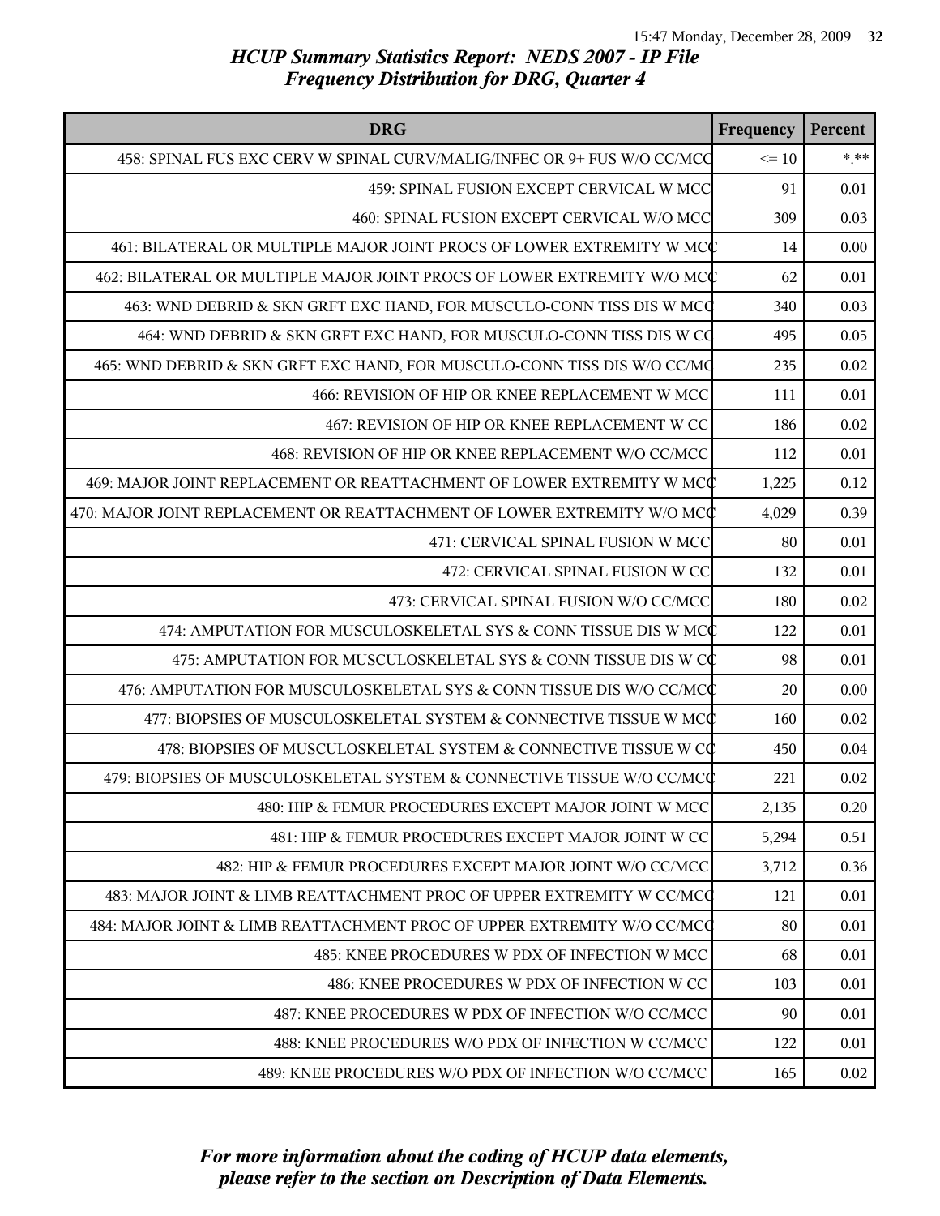## HCUP Summary Statistics Report: NEDS 2007 - IP File
## Frequency Distribution for DRG, Quarter 4

| DRG | Frequency | Percent |
|---|---|---|
| 458: SPINAL FUS EXC CERV W SPINAL CURV/MALIG/INFEC OR 9+ FUS W/O CC/MCC | <= 10 | *.** |
| 459: SPINAL FUSION EXCEPT CERVICAL W MCC | 91 | 0.01 |
| 460: SPINAL FUSION EXCEPT CERVICAL W/O MCC | 309 | 0.03 |
| 461: BILATERAL OR MULTIPLE MAJOR JOINT PROCS OF LOWER EXTREMITY W MCC | 14 | 0.00 |
| 462: BILATERAL OR MULTIPLE MAJOR JOINT PROCS OF LOWER EXTREMITY W/O MCC | 62 | 0.01 |
| 463: WND DEBRID & SKN GRFT EXC HAND, FOR MUSCULO-CONN TISS DIS W MCC | 340 | 0.03 |
| 464: WND DEBRID & SKN GRFT EXC HAND, FOR MUSCULO-CONN TISS DIS W CC | 495 | 0.05 |
| 465: WND DEBRID & SKN GRFT EXC HAND, FOR MUSCULO-CONN TISS DIS W/O CC/MCC | 235 | 0.02 |
| 466: REVISION OF HIP OR KNEE REPLACEMENT W MCC | 111 | 0.01 |
| 467: REVISION OF HIP OR KNEE REPLACEMENT W CC | 186 | 0.02 |
| 468: REVISION OF HIP OR KNEE REPLACEMENT W/O CC/MCC | 112 | 0.01 |
| 469: MAJOR JOINT REPLACEMENT OR REATTACHMENT OF LOWER EXTREMITY W MCC | 1,225 | 0.12 |
| 470: MAJOR JOINT REPLACEMENT OR REATTACHMENT OF LOWER EXTREMITY W/O MCC | 4,029 | 0.39 |
| 471: CERVICAL SPINAL FUSION W MCC | 80 | 0.01 |
| 472: CERVICAL SPINAL FUSION W CC | 132 | 0.01 |
| 473: CERVICAL SPINAL FUSION W/O CC/MCC | 180 | 0.02 |
| 474: AMPUTATION FOR MUSCULOSKELETAL SYS & CONN TISSUE DIS W MCC | 122 | 0.01 |
| 475: AMPUTATION FOR MUSCULOSKELETAL SYS & CONN TISSUE DIS W CC | 98 | 0.01 |
| 476: AMPUTATION FOR MUSCULOSKELETAL SYS & CONN TISSUE DIS W/O CC/MCC | 20 | 0.00 |
| 477: BIOPSIES OF MUSCULOSKELETAL SYSTEM & CONNECTIVE TISSUE W MCC | 160 | 0.02 |
| 478: BIOPSIES OF MUSCULOSKELETAL SYSTEM & CONNECTIVE TISSUE W CC | 450 | 0.04 |
| 479: BIOPSIES OF MUSCULOSKELETAL SYSTEM & CONNECTIVE TISSUE W/O CC/MCC | 221 | 0.02 |
| 480: HIP & FEMUR PROCEDURES EXCEPT MAJOR JOINT W MCC | 2,135 | 0.20 |
| 481: HIP & FEMUR PROCEDURES EXCEPT MAJOR JOINT W CC | 5,294 | 0.51 |
| 482: HIP & FEMUR PROCEDURES EXCEPT MAJOR JOINT W/O CC/MCC | 3,712 | 0.36 |
| 483: MAJOR JOINT & LIMB REATTACHMENT PROC OF UPPER EXTREMITY W CC/MCC | 121 | 0.01 |
| 484: MAJOR JOINT & LIMB REATTACHMENT PROC OF UPPER EXTREMITY W/O CC/MCC | 80 | 0.01 |
| 485: KNEE PROCEDURES W PDX OF INFECTION W MCC | 68 | 0.01 |
| 486: KNEE PROCEDURES W PDX OF INFECTION W CC | 103 | 0.01 |
| 487: KNEE PROCEDURES W PDX OF INFECTION W/O CC/MCC | 90 | 0.01 |
| 488: KNEE PROCEDURES W/O PDX OF INFECTION W CC/MCC | 122 | 0.01 |
| 489: KNEE PROCEDURES W/O PDX OF INFECTION W/O CC/MCC | 165 | 0.02 |

*For more information about the coding of HCUP data elements, please refer to the section on Description of Data Elements.*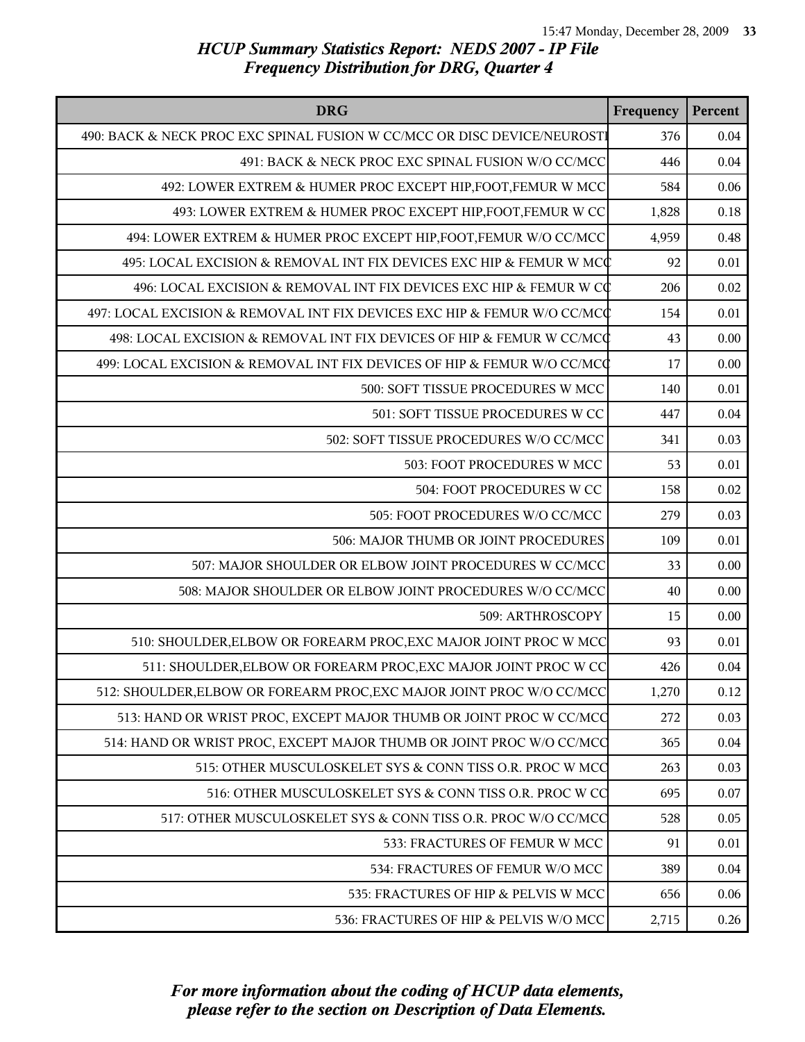# HCUP Summary Statistics Report: NEDS 2007 - IP File
## Frequency Distribution for DRG, Quarter 4

| DRG | Frequency | Percent |
|---|---|---|
| 490: BACK & NECK PROC EXC SPINAL FUSION W CC/MCC OR DISC DEVICE/NEUROSTI | 376 | 0.04 |
| 491: BACK & NECK PROC EXC SPINAL FUSION W/O CC/MCC | 446 | 0.04 |
| 492: LOWER EXTREM & HUMER PROC EXCEPT HIP,FOOT,FEMUR W MCC | 584 | 0.06 |
| 493: LOWER EXTREM & HUMER PROC EXCEPT HIP,FOOT,FEMUR W CC | 1,828 | 0.18 |
| 494: LOWER EXTREM & HUMER PROC EXCEPT HIP,FOOT,FEMUR W/O CC/MCC | 4,959 | 0.48 |
| 495: LOCAL EXCISION & REMOVAL INT FIX DEVICES EXC HIP & FEMUR W MCC | 92 | 0.01 |
| 496: LOCAL EXCISION & REMOVAL INT FIX DEVICES EXC HIP & FEMUR W CC | 206 | 0.02 |
| 497: LOCAL EXCISION & REMOVAL INT FIX DEVICES EXC HIP & FEMUR W/O CC/MCC | 154 | 0.01 |
| 498: LOCAL EXCISION & REMOVAL INT FIX DEVICES OF HIP & FEMUR W CC/MCC | 43 | 0.00 |
| 499: LOCAL EXCISION & REMOVAL INT FIX DEVICES OF HIP & FEMUR W/O CC/MCC | 17 | 0.00 |
| 500: SOFT TISSUE PROCEDURES W MCC | 140 | 0.01 |
| 501: SOFT TISSUE PROCEDURES W CC | 447 | 0.04 |
| 502: SOFT TISSUE PROCEDURES W/O CC/MCC | 341 | 0.03 |
| 503: FOOT PROCEDURES W MCC | 53 | 0.01 |
| 504: FOOT PROCEDURES W CC | 158 | 0.02 |
| 505: FOOT PROCEDURES W/O CC/MCC | 279 | 0.03 |
| 506: MAJOR THUMB OR JOINT PROCEDURES | 109 | 0.01 |
| 507: MAJOR SHOULDER OR ELBOW JOINT PROCEDURES W CC/MCC | 33 | 0.00 |
| 508: MAJOR SHOULDER OR ELBOW JOINT PROCEDURES W/O CC/MCC | 40 | 0.00 |
| 509: ARTHROSCOPY | 15 | 0.00 |
| 510: SHOULDER,ELBOW OR FOREARM PROC,EXC MAJOR JOINT PROC W MCC | 93 | 0.01 |
| 511: SHOULDER,ELBOW OR FOREARM PROC,EXC MAJOR JOINT PROC W CC | 426 | 0.04 |
| 512: SHOULDER,ELBOW OR FOREARM PROC,EXC MAJOR JOINT PROC W/O CC/MCC | 1,270 | 0.12 |
| 513: HAND OR WRIST PROC, EXCEPT MAJOR THUMB OR JOINT PROC W CC/MCC | 272 | 0.03 |
| 514: HAND OR WRIST PROC, EXCEPT MAJOR THUMB OR JOINT PROC W/O CC/MCC | 365 | 0.04 |
| 515: OTHER MUSCULOSKELET SYS & CONN TISS O.R. PROC W MCC | 263 | 0.03 |
| 516: OTHER MUSCULOSKELET SYS & CONN TISS O.R. PROC W CC | 695 | 0.07 |
| 517: OTHER MUSCULOSKELET SYS & CONN TISS O.R. PROC W/O CC/MCC | 528 | 0.05 |
| 533: FRACTURES OF FEMUR W MCC | 91 | 0.01 |
| 534: FRACTURES OF FEMUR W/O MCC | 389 | 0.04 |
| 535: FRACTURES OF HIP & PELVIS W MCC | 656 | 0.06 |
| 536: FRACTURES OF HIP & PELVIS W/O MCC | 2,715 | 0.26 |

*For more information about the coding of HCUP data elements, please refer to the section on Description of Data Elements.*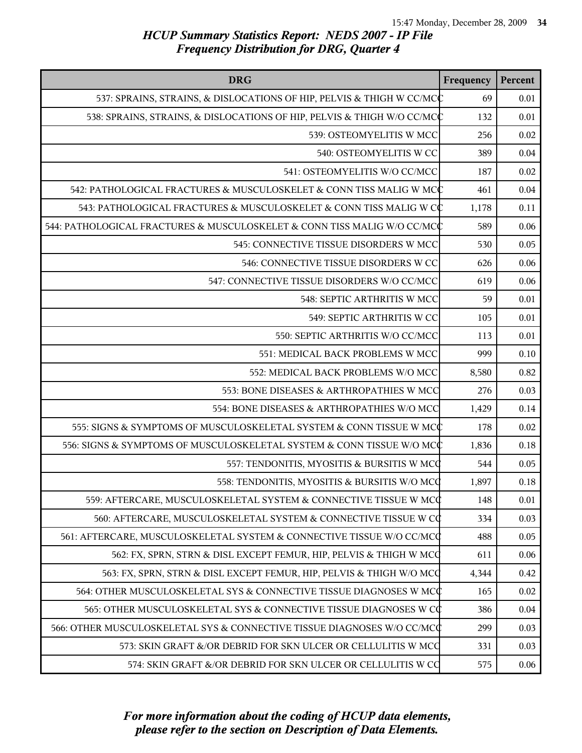## HCUP Summary Statistics Report: NEDS 2007 - IP File
## Frequency Distribution for DRG, Quarter 4

| DRG | Frequency | Percent |
| --- | --- | --- |
| 537: SPRAINS, STRAINS, & DISLOCATIONS OF HIP, PELVIS & THIGH W CC/MCC | 69 | 0.01 |
| 538: SPRAINS, STRAINS, & DISLOCATIONS OF HIP, PELVIS & THIGH W/O CC/MCC | 132 | 0.01 |
| 539: OSTEOMYELITIS W MCC | 256 | 0.02 |
| 540: OSTEOMYELITIS W CC | 389 | 0.04 |
| 541: OSTEOMYELITIS W/O CC/MCC | 187 | 0.02 |
| 542: PATHOLOGICAL FRACTURES & MUSCULOSKELET & CONN TISS MALIG W MCC | 461 | 0.04 |
| 543: PATHOLOGICAL FRACTURES & MUSCULOSKELET & CONN TISS MALIG W CC | 1,178 | 0.11 |
| 544: PATHOLOGICAL FRACTURES & MUSCULOSKELET & CONN TISS MALIG W/O CC/MCC | 589 | 0.06 |
| 545: CONNECTIVE TISSUE DISORDERS W MCC | 530 | 0.05 |
| 546: CONNECTIVE TISSUE DISORDERS W CC | 626 | 0.06 |
| 547: CONNECTIVE TISSUE DISORDERS W/O CC/MCC | 619 | 0.06 |
| 548: SEPTIC ARTHRITIS W MCC | 59 | 0.01 |
| 549: SEPTIC ARTHRITIS W CC | 105 | 0.01 |
| 550: SEPTIC ARTHRITIS W/O CC/MCC | 113 | 0.01 |
| 551: MEDICAL BACK PROBLEMS W MCC | 999 | 0.10 |
| 552: MEDICAL BACK PROBLEMS W/O MCC | 8,580 | 0.82 |
| 553: BONE DISEASES & ARTHROPATHIES W MCC | 276 | 0.03 |
| 554: BONE DISEASES & ARTHROPATHIES W/O MCC | 1,429 | 0.14 |
| 555: SIGNS & SYMPTOMS OF MUSCULOSKELETAL SYSTEM & CONN TISSUE W MCC | 178 | 0.02 |
| 556: SIGNS & SYMPTOMS OF MUSCULOSKELETAL SYSTEM & CONN TISSUE W/O MCC | 1,836 | 0.18 |
| 557: TENDONITIS, MYOSITIS & BURSITIS W MCC | 544 | 0.05 |
| 558: TENDONITIS, MYOSITIS & BURSITIS W/O MCC | 1,897 | 0.18 |
| 559: AFTERCARE, MUSCULOSKELETAL SYSTEM & CONNECTIVE TISSUE W MCC | 148 | 0.01 |
| 560: AFTERCARE, MUSCULOSKELETAL SYSTEM & CONNECTIVE TISSUE W CC | 334 | 0.03 |
| 561: AFTERCARE, MUSCULOSKELETAL SYSTEM & CONNECTIVE TISSUE W/O CC/MCC | 488 | 0.05 |
| 562: FX, SPRN, STRN & DISL EXCEPT FEMUR, HIP, PELVIS & THIGH W MCC | 611 | 0.06 |
| 563: FX, SPRN, STRN & DISL EXCEPT FEMUR, HIP, PELVIS & THIGH W/O MCC | 4,344 | 0.42 |
| 564: OTHER MUSCULOSKELETAL SYS & CONNECTIVE TISSUE DIAGNOSES W MCC | 165 | 0.02 |
| 565: OTHER MUSCULOSKELETAL SYS & CONNECTIVE TISSUE DIAGNOSES W CC | 386 | 0.04 |
| 566: OTHER MUSCULOSKELETAL SYS & CONNECTIVE TISSUE DIAGNOSES W/O CC/MCC | 299 | 0.03 |
| 573: SKIN GRAFT &/OR DEBRID FOR SKN ULCER OR CELLULITIS W MCC | 331 | 0.03 |
| 574: SKIN GRAFT &/OR DEBRID FOR SKN ULCER OR CELLULITIS W CC | 575 | 0.06 |

*For more information about the coding of HCUP data elements, please refer to the section on Description of Data Elements.*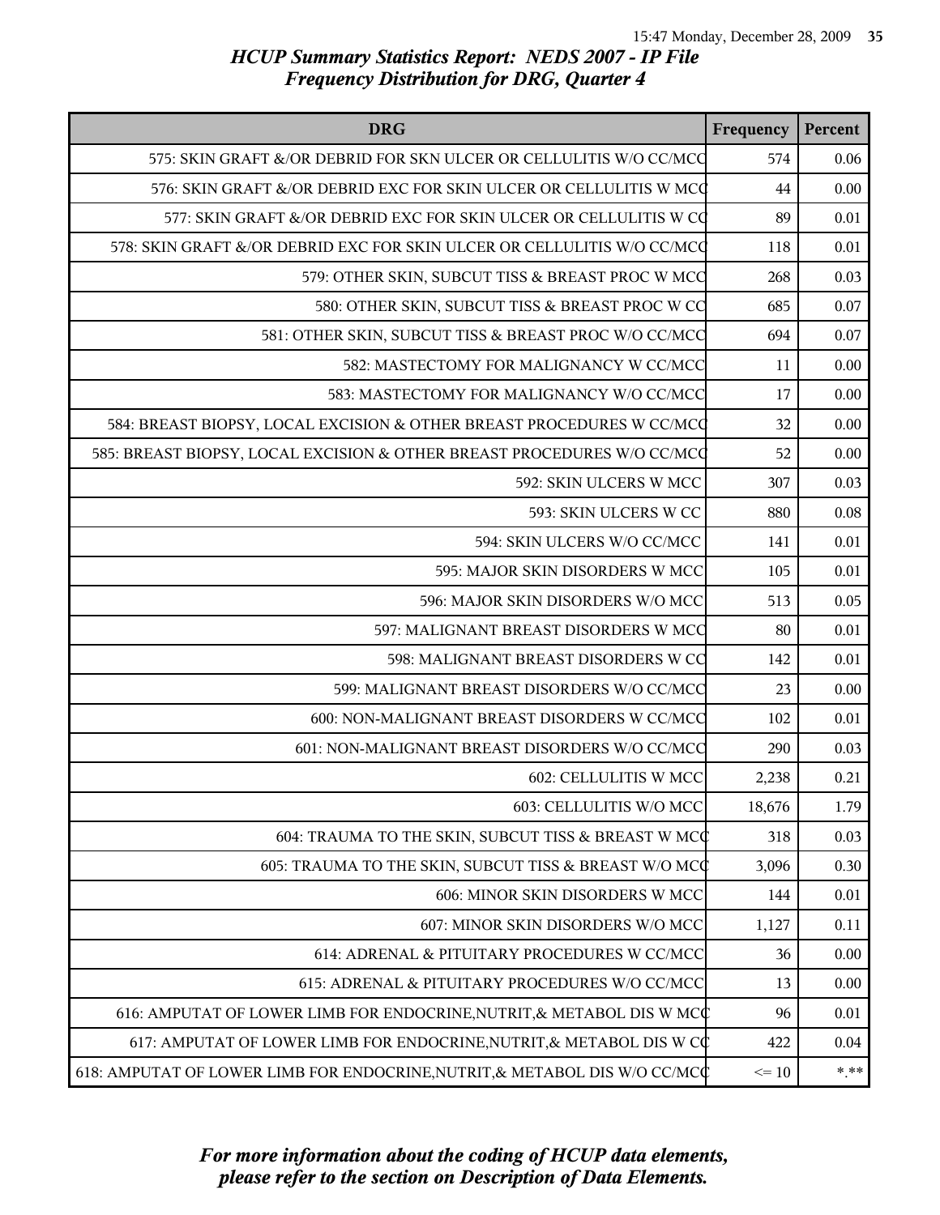# HCUP Summary Statistics Report: NEDS 2007 - IP File
## Frequency Distribution for DRG, Quarter 4

| DRG | Frequency | Percent |
|---|---|---|
| 575: SKIN GRAFT &/OR DEBRID FOR SKN ULCER OR CELLULITIS W/O CC/MCC | 574 | 0.06 |
| 576: SKIN GRAFT &/OR DEBRID EXC FOR SKIN ULCER OR CELLULITIS W MCC | 44 | 0.00 |
| 577: SKIN GRAFT &/OR DEBRID EXC FOR SKIN ULCER OR CELLULITIS W CC | 89 | 0.01 |
| 578: SKIN GRAFT &/OR DEBRID EXC FOR SKIN ULCER OR CELLULITIS W/O CC/MCC | 118 | 0.01 |
| 579: OTHER SKIN, SUBCUT TISS & BREAST PROC W MCC | 268 | 0.03 |
| 580: OTHER SKIN, SUBCUT TISS & BREAST PROC W CC | 685 | 0.07 |
| 581: OTHER SKIN, SUBCUT TISS & BREAST PROC W/O CC/MCC | 694 | 0.07 |
| 582: MASTECTOMY FOR MALIGNANCY W CC/MCC | 11 | 0.00 |
| 583: MASTECTOMY FOR MALIGNANCY W/O CC/MCC | 17 | 0.00 |
| 584: BREAST BIOPSY, LOCAL EXCISION & OTHER BREAST PROCEDURES W CC/MCC | 32 | 0.00 |
| 585: BREAST BIOPSY, LOCAL EXCISION & OTHER BREAST PROCEDURES W/O CC/MCC | 52 | 0.00 |
| 592: SKIN ULCERS W MCC | 307 | 0.03 |
| 593: SKIN ULCERS W CC | 880 | 0.08 |
| 594: SKIN ULCERS W/O CC/MCC | 141 | 0.01 |
| 595: MAJOR SKIN DISORDERS W MCC | 105 | 0.01 |
| 596: MAJOR SKIN DISORDERS W/O MCC | 513 | 0.05 |
| 597: MALIGNANT BREAST DISORDERS W MCC | 80 | 0.01 |
| 598: MALIGNANT BREAST DISORDERS W CC | 142 | 0.01 |
| 599: MALIGNANT BREAST DISORDERS W/O CC/MCC | 23 | 0.00 |
| 600: NON-MALIGNANT BREAST DISORDERS W CC/MCC | 102 | 0.01 |
| 601: NON-MALIGNANT BREAST DISORDERS W/O CC/MCC | 290 | 0.03 |
| 602: CELLULITIS W MCC | 2,238 | 0.21 |
| 603: CELLULITIS W/O MCC | 18,676 | 1.79 |
| 604: TRAUMA TO THE SKIN, SUBCUT TISS & BREAST W MCC | 318 | 0.03 |
| 605: TRAUMA TO THE SKIN, SUBCUT TISS & BREAST W/O MCC | 3,096 | 0.30 |
| 606: MINOR SKIN DISORDERS W MCC | 144 | 0.01 |
| 607: MINOR SKIN DISORDERS W/O MCC | 1,127 | 0.11 |
| 614: ADRENAL & PITUITARY PROCEDURES W CC/MCC | 36 | 0.00 |
| 615: ADRENAL & PITUITARY PROCEDURES W/O CC/MCC | 13 | 0.00 |
| 616: AMPUTAT OF LOWER LIMB FOR ENDOCRINE,NUTRIT,& METABOL DIS W MCC | 96 | 0.01 |
| 617: AMPUTAT OF LOWER LIMB FOR ENDOCRINE,NUTRIT,& METABOL DIS W CC | 422 | 0.04 |
| 618: AMPUTAT OF LOWER LIMB FOR ENDOCRINE,NUTRIT,& METABOL DIS W/O CC/MCC | <= 10 | *.** |

*For more information about the coding of HCUP data elements, please refer to the section on Description of Data Elements.*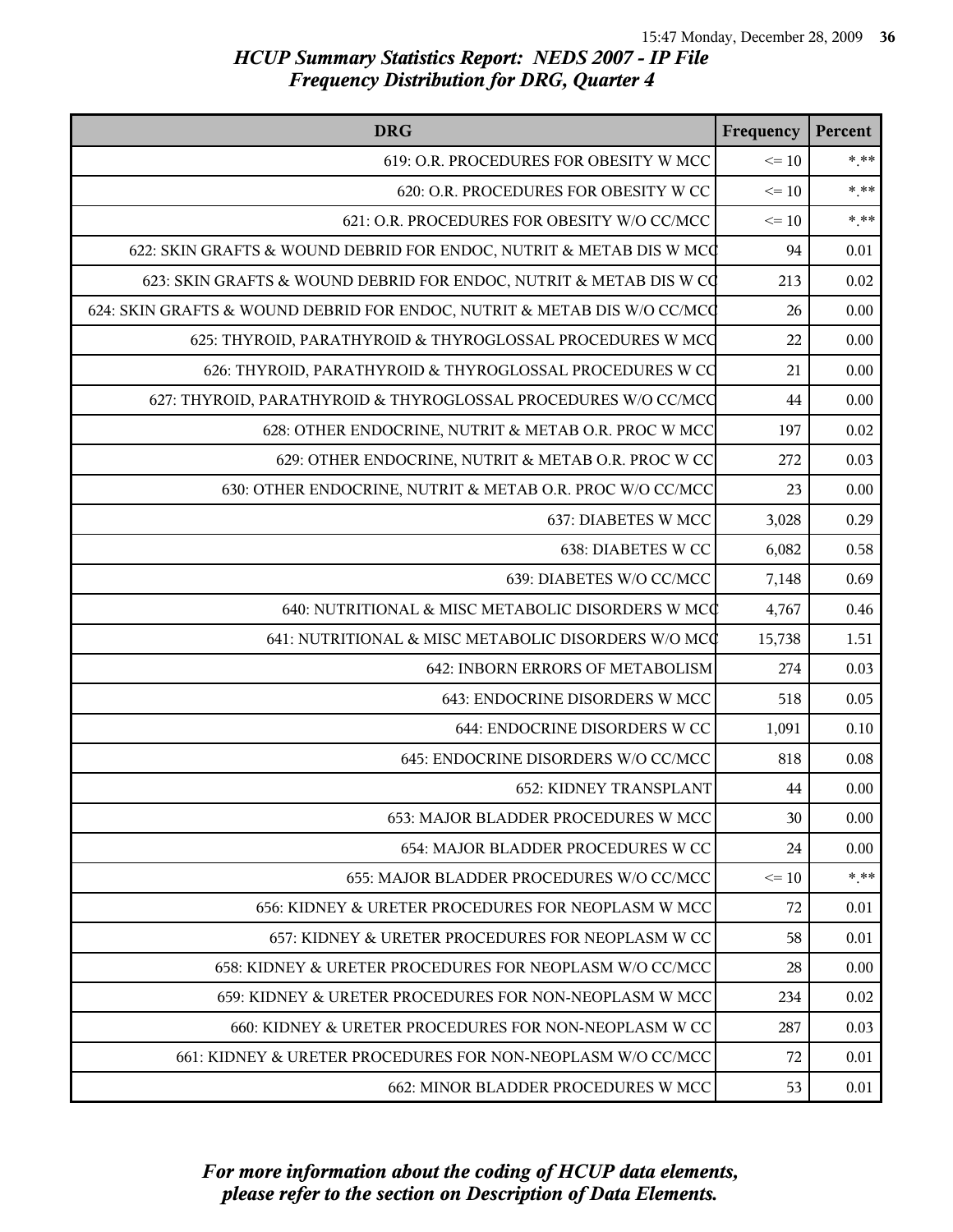# HCUP Summary Statistics Report: NEDS 2007 - IP File
## Frequency Distribution for DRG, Quarter 4

| DRG | Frequency | Percent |
|---|---|---|
| 619: O.R. PROCEDURES FOR OBESITY W MCC | <= 10 | *.** |
| 620: O.R. PROCEDURES FOR OBESITY W CC | <= 10 | *.** |
| 621: O.R. PROCEDURES FOR OBESITY W/O CC/MCC | <= 10 | *.** |
| 622: SKIN GRAFTS & WOUND DEBRID FOR ENDOC, NUTRIT & METAB DIS W MCC | 94 | 0.01 |
| 623: SKIN GRAFTS & WOUND DEBRID FOR ENDOC, NUTRIT & METAB DIS W CC | 213 | 0.02 |
| 624: SKIN GRAFTS & WOUND DEBRID FOR ENDOC, NUTRIT & METAB DIS W/O CC/MCC | 26 | 0.00 |
| 625: THYROID, PARATHYROID & THYROGLOSSAL PROCEDURES W MCC | 22 | 0.00 |
| 626: THYROID, PARATHYROID & THYROGLOSSAL PROCEDURES W CC | 21 | 0.00 |
| 627: THYROID, PARATHYROID & THYROGLOSSAL PROCEDURES W/O CC/MCC | 44 | 0.00 |
| 628: OTHER ENDOCRINE, NUTRIT & METAB O.R. PROC W MCC | 197 | 0.02 |
| 629: OTHER ENDOCRINE, NUTRIT & METAB O.R. PROC W CC | 272 | 0.03 |
| 630: OTHER ENDOCRINE, NUTRIT & METAB O.R. PROC W/O CC/MCC | 23 | 0.00 |
| 637: DIABETES W MCC | 3,028 | 0.29 |
| 638: DIABETES W CC | 6,082 | 0.58 |
| 639: DIABETES W/O CC/MCC | 7,148 | 0.69 |
| 640: NUTRITIONAL & MISC METABOLIC DISORDERS W MCC | 4,767 | 0.46 |
| 641: NUTRITIONAL & MISC METABOLIC DISORDERS W/O MCC | 15,738 | 1.51 |
| 642: INBORN ERRORS OF METABOLISM | 274 | 0.03 |
| 643: ENDOCRINE DISORDERS W MCC | 518 | 0.05 |
| 644: ENDOCRINE DISORDERS W CC | 1,091 | 0.10 |
| 645: ENDOCRINE DISORDERS W/O CC/MCC | 818 | 0.08 |
| 652: KIDNEY TRANSPLANT | 44 | 0.00 |
| 653: MAJOR BLADDER PROCEDURES W MCC | 30 | 0.00 |
| 654: MAJOR BLADDER PROCEDURES W CC | 24 | 0.00 |
| 655: MAJOR BLADDER PROCEDURES W/O CC/MCC | <= 10 | *.** |
| 656: KIDNEY & URETER PROCEDURES FOR NEOPLASM W MCC | 72 | 0.01 |
| 657: KIDNEY & URETER PROCEDURES FOR NEOPLASM W CC | 58 | 0.01 |
| 658: KIDNEY & URETER PROCEDURES FOR NEOPLASM W/O CC/MCC | 28 | 0.00 |
| 659: KIDNEY & URETER PROCEDURES FOR NON-NEOPLASM W MCC | 234 | 0.02 |
| 660: KIDNEY & URETER PROCEDURES FOR NON-NEOPLASM W CC | 287 | 0.03 |
| 661: KIDNEY & URETER PROCEDURES FOR NON-NEOPLASM W/O CC/MCC | 72 | 0.01 |
| 662: MINOR BLADDER PROCEDURES W MCC | 53 | 0.01 |

*For more information about the coding of HCUP data elements, please refer to the section on Description of Data Elements.*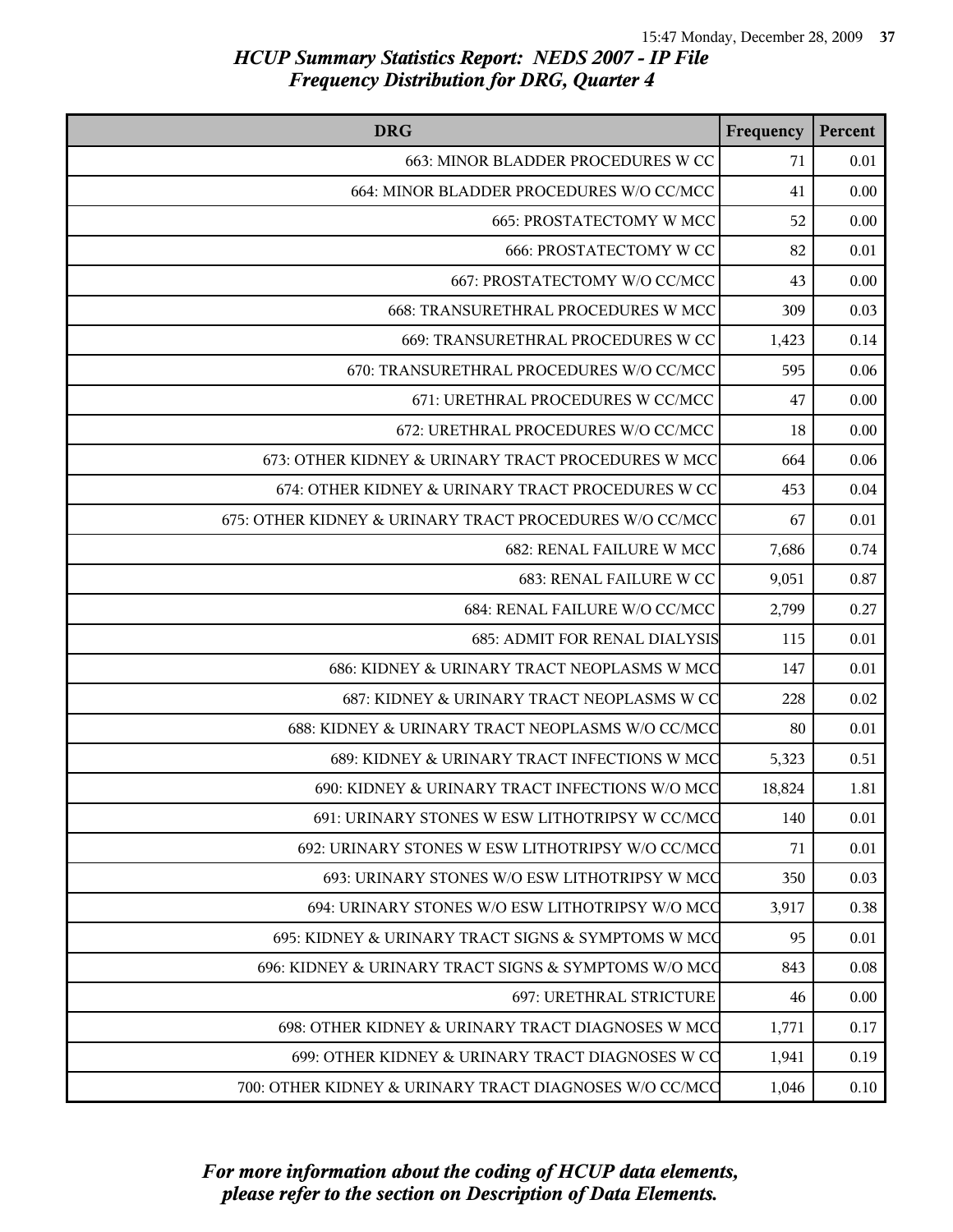*HCUP Summary Statistics Report: NEDS 2007 - IP File*
*Frequency Distribution for DRG, Quarter 4*

| DRG | Frequency | Percent |
| --- | --- | --- |
| 663: MINOR BLADDER PROCEDURES W CC | 71 | 0.01 |
| 664: MINOR BLADDER PROCEDURES W/O CC/MCC | 41 | 0.00 |
| 665: PROSTATECTOMY W MCC | 52 | 0.00 |
| 666: PROSTATECTOMY W CC | 82 | 0.01 |
| 667: PROSTATECTOMY W/O CC/MCC | 43 | 0.00 |
| 668: TRANSURETHRAL PROCEDURES W MCC | 309 | 0.03 |
| 669: TRANSURETHRAL PROCEDURES W CC | 1,423 | 0.14 |
| 670: TRANSURETHRAL PROCEDURES W/O CC/MCC | 595 | 0.06 |
| 671: URETHRAL PROCEDURES W CC/MCC | 47 | 0.00 |
| 672: URETHRAL PROCEDURES W/O CC/MCC | 18 | 0.00 |
| 673: OTHER KIDNEY & URINARY TRACT PROCEDURES W MCC | 664 | 0.06 |
| 674: OTHER KIDNEY & URINARY TRACT PROCEDURES W CC | 453 | 0.04 |
| 675: OTHER KIDNEY & URINARY TRACT PROCEDURES W/O CC/MCC | 67 | 0.01 |
| 682: RENAL FAILURE W MCC | 7,686 | 0.74 |
| 683: RENAL FAILURE W CC | 9,051 | 0.87 |
| 684: RENAL FAILURE W/O CC/MCC | 2,799 | 0.27 |
| 685: ADMIT FOR RENAL DIALYSIS | 115 | 0.01 |
| 686: KIDNEY & URINARY TRACT NEOPLASMS W MCC | 147 | 0.01 |
| 687: KIDNEY & URINARY TRACT NEOPLASMS W CC | 228 | 0.02 |
| 688: KIDNEY & URINARY TRACT NEOPLASMS W/O CC/MCC | 80 | 0.01 |
| 689: KIDNEY & URINARY TRACT INFECTIONS W MCC | 5,323 | 0.51 |
| 690: KIDNEY & URINARY TRACT INFECTIONS W/O MCC | 18,824 | 1.81 |
| 691: URINARY STONES W ESW LITHOTRIPSY W CC/MCC | 140 | 0.01 |
| 692: URINARY STONES W ESW LITHOTRIPSY W/O CC/MCC | 71 | 0.01 |
| 693: URINARY STONES W/O ESW LITHOTRIPSY W MCC | 350 | 0.03 |
| 694: URINARY STONES W/O ESW LITHOTRIPSY W/O MCC | 3,917 | 0.38 |
| 695: KIDNEY & URINARY TRACT SIGNS & SYMPTOMS W MCC | 95 | 0.01 |
| 696: KIDNEY & URINARY TRACT SIGNS & SYMPTOMS W/O MCC | 843 | 0.08 |
| 697: URETHRAL STRICTURE | 46 | 0.00 |
| 698: OTHER KIDNEY & URINARY TRACT DIAGNOSES W MCC | 1,771 | 0.17 |
| 699: OTHER KIDNEY & URINARY TRACT DIAGNOSES W CC | 1,941 | 0.19 |
| 700: OTHER KIDNEY & URINARY TRACT DIAGNOSES W/O CC/MCC | 1,046 | 0.10 |

*For more information about the coding of HCUP data elements, please refer to the section on Description of Data Elements.*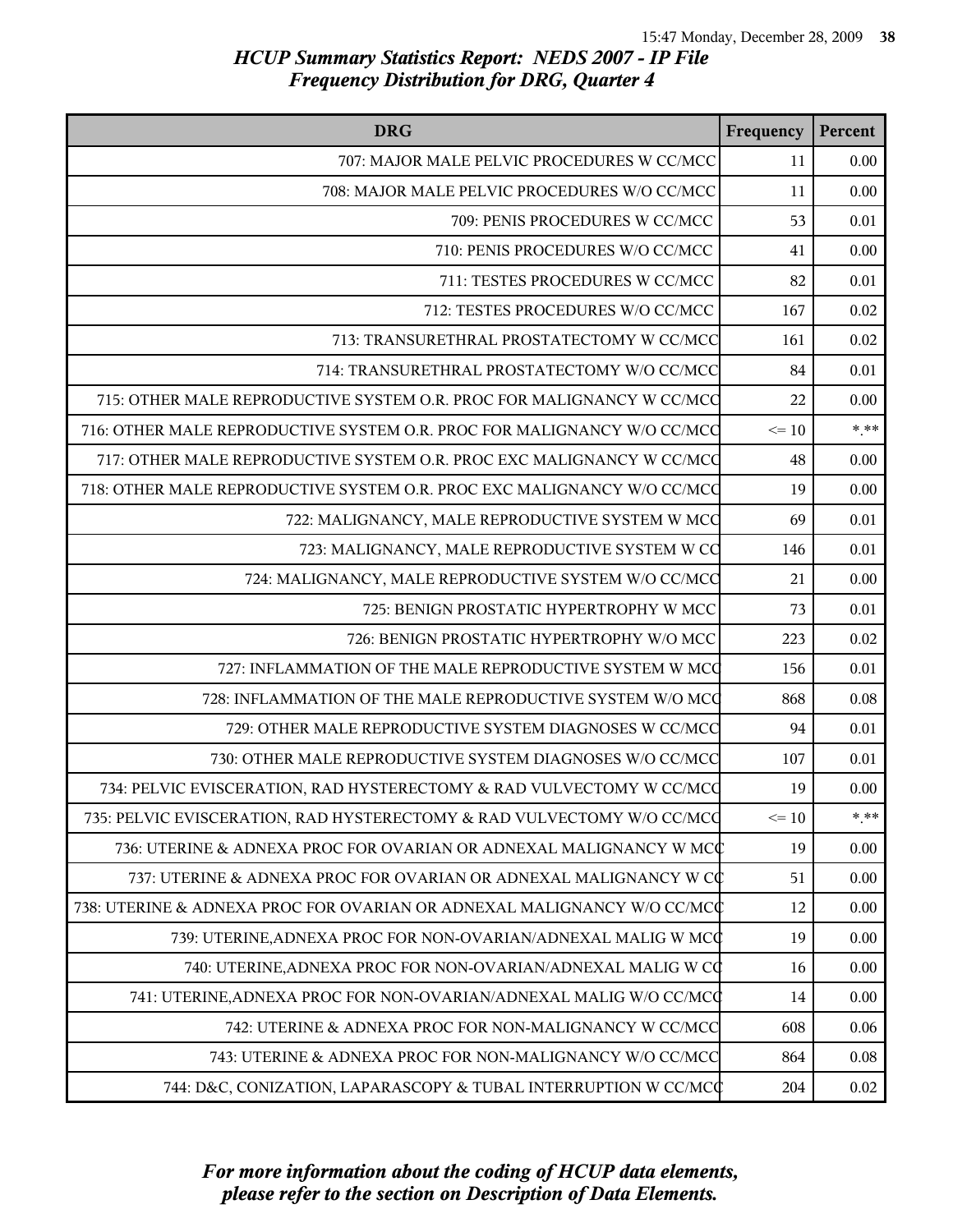*HCUP Summary Statistics Report: NEDS 2007 - IP File*
*Frequency Distribution for DRG, Quarter 4*

| DRG | Frequency | Percent |
|---|---|---|
| 707: MAJOR MALE PELVIC PROCEDURES W CC/MCC | 11 | 0.00 |
| 708: MAJOR MALE PELVIC PROCEDURES W/O CC/MCC | 11 | 0.00 |
| 709: PENIS PROCEDURES W CC/MCC | 53 | 0.01 |
| 710: PENIS PROCEDURES W/O CC/MCC | 41 | 0.00 |
| 711: TESTES PROCEDURES W CC/MCC | 82 | 0.01 |
| 712: TESTES PROCEDURES W/O CC/MCC | 167 | 0.02 |
| 713: TRANSURETHRAL PROSTATECTOMY W CC/MCC | 161 | 0.02 |
| 714: TRANSURETHRAL PROSTATECTOMY W/O CC/MCC | 84 | 0.01 |
| 715: OTHER MALE REPRODUCTIVE SYSTEM O.R. PROC FOR MALIGNANCY W CC/MCC | 22 | 0.00 |
| 716: OTHER MALE REPRODUCTIVE SYSTEM O.R. PROC FOR MALIGNANCY W/O CC/MCC | <= 10 | *.** |
| 717: OTHER MALE REPRODUCTIVE SYSTEM O.R. PROC EXC MALIGNANCY W CC/MCC | 48 | 0.00 |
| 718: OTHER MALE REPRODUCTIVE SYSTEM O.R. PROC EXC MALIGNANCY W/O CC/MCC | 19 | 0.00 |
| 722: MALIGNANCY, MALE REPRODUCTIVE SYSTEM W MCC | 69 | 0.01 |
| 723: MALIGNANCY, MALE REPRODUCTIVE SYSTEM W CC | 146 | 0.01 |
| 724: MALIGNANCY, MALE REPRODUCTIVE SYSTEM W/O CC/MCC | 21 | 0.00 |
| 725: BENIGN PROSTATIC HYPERTROPHY W MCC | 73 | 0.01 |
| 726: BENIGN PROSTATIC HYPERTROPHY W/O MCC | 223 | 0.02 |
| 727: INFLAMMATION OF THE MALE REPRODUCTIVE SYSTEM W MCC | 156 | 0.01 |
| 728: INFLAMMATION OF THE MALE REPRODUCTIVE SYSTEM W/O MCC | 868 | 0.08 |
| 729: OTHER MALE REPRODUCTIVE SYSTEM DIAGNOSES W CC/MCC | 94 | 0.01 |
| 730: OTHER MALE REPRODUCTIVE SYSTEM DIAGNOSES W/O CC/MCC | 107 | 0.01 |
| 734: PELVIC EVISCERATION, RAD HYSTERECTOMY & RAD VULVECTOMY W CC/MCC | 19 | 0.00 |
| 735: PELVIC EVISCERATION, RAD HYSTERECTOMY & RAD VULVECTOMY W/O CC/MCC | <= 10 | *.** |
| 736: UTERINE & ADNEXA PROC FOR OVARIAN OR ADNEXAL MALIGNANCY W MCC | 19 | 0.00 |
| 737: UTERINE & ADNEXA PROC FOR OVARIAN OR ADNEXAL MALIGNANCY W CC | 51 | 0.00 |
| 738: UTERINE & ADNEXA PROC FOR OVARIAN OR ADNEXAL MALIGNANCY W/O CC/MCC | 12 | 0.00 |
| 739: UTERINE,ADNEXA PROC FOR NON-OVARIAN/ADNEXAL MALIG W MCC | 19 | 0.00 |
| 740: UTERINE,ADNEXA PROC FOR NON-OVARIAN/ADNEXAL MALIG W CC | 16 | 0.00 |
| 741: UTERINE,ADNEXA PROC FOR NON-OVARIAN/ADNEXAL MALIG W/O CC/MCC | 14 | 0.00 |
| 742: UTERINE & ADNEXA PROC FOR NON-MALIGNANCY W CC/MCC | 608 | 0.06 |
| 743: UTERINE & ADNEXA PROC FOR NON-MALIGNANCY W/O CC/MCC | 864 | 0.08 |
| 744: D&C, CONIZATION, LAPARASCOPY & TUBAL INTERRUPTION W CC/MCC | 204 | 0.02 |

*For more information about the coding of HCUP data elements, please refer to the section on Description of Data Elements.*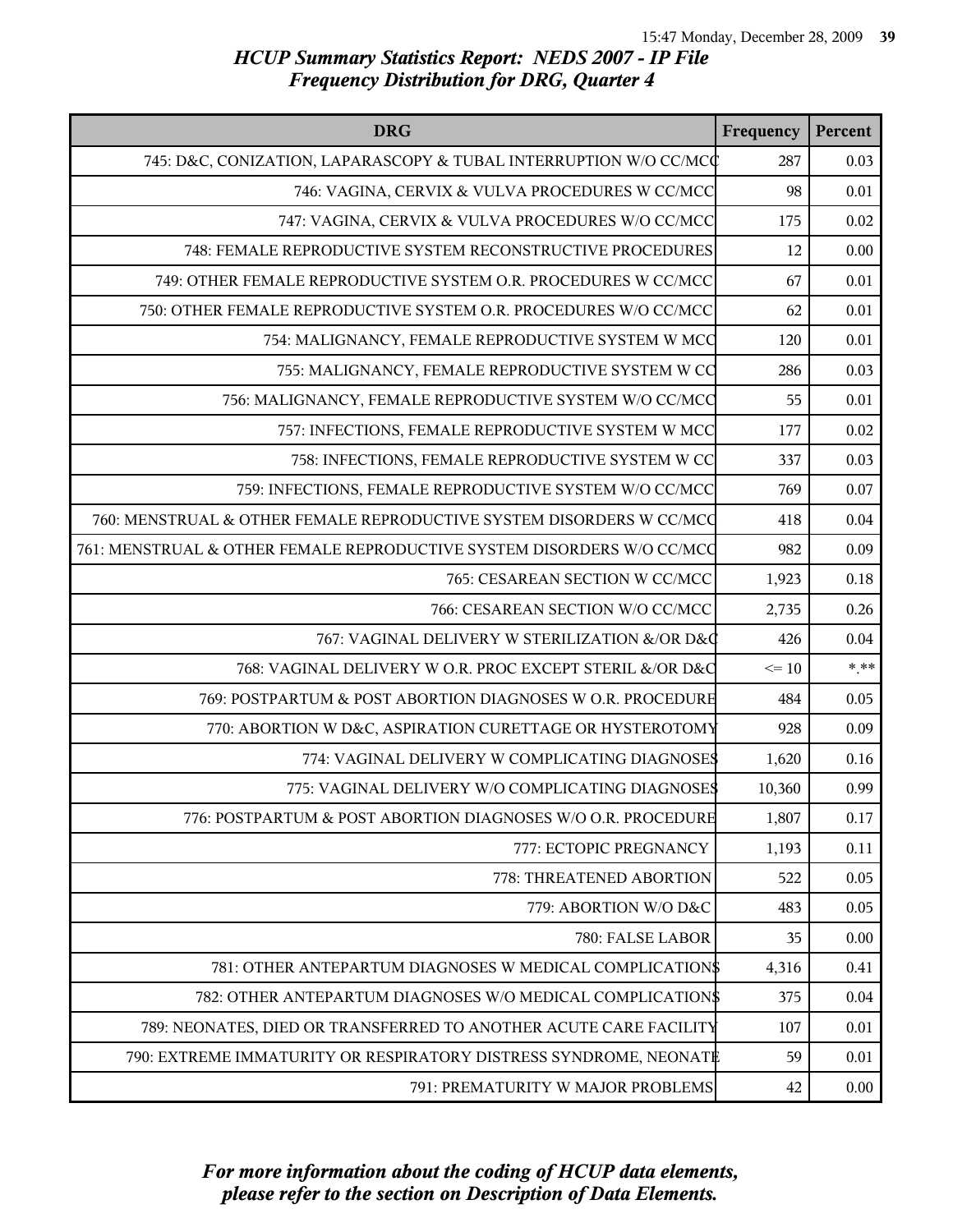## HCUP Summary Statistics Report: NEDS 2007 - IP File
### Frequency Distribution for DRG, Quarter 4

| DRG | Frequency | Percent |
|---|---|---|
| 745: D&C, CONIZATION, LAPARASCOPY & TUBAL INTERRUPTION W/O CC/MCC | 287 | 0.03 |
| 746: VAGINA, CERVIX & VULVA PROCEDURES W CC/MCC | 98 | 0.01 |
| 747: VAGINA, CERVIX & VULVA PROCEDURES W/O CC/MCC | 175 | 0.02 |
| 748: FEMALE REPRODUCTIVE SYSTEM RECONSTRUCTIVE PROCEDURES | 12 | 0.00 |
| 749: OTHER FEMALE REPRODUCTIVE SYSTEM O.R. PROCEDURES W CC/MCC | 67 | 0.01 |
| 750: OTHER FEMALE REPRODUCTIVE SYSTEM O.R. PROCEDURES W/O CC/MCC | 62 | 0.01 |
| 754: MALIGNANCY, FEMALE REPRODUCTIVE SYSTEM W MCC | 120 | 0.01 |
| 755: MALIGNANCY, FEMALE REPRODUCTIVE SYSTEM W CC | 286 | 0.03 |
| 756: MALIGNANCY, FEMALE REPRODUCTIVE SYSTEM W/O CC/MCC | 55 | 0.01 |
| 757: INFECTIONS, FEMALE REPRODUCTIVE SYSTEM W MCC | 177 | 0.02 |
| 758: INFECTIONS, FEMALE REPRODUCTIVE SYSTEM W CC | 337 | 0.03 |
| 759: INFECTIONS, FEMALE REPRODUCTIVE SYSTEM W/O CC/MCC | 769 | 0.07 |
| 760: MENSTRUAL & OTHER FEMALE REPRODUCTIVE SYSTEM DISORDERS W CC/MCC | 418 | 0.04 |
| 761: MENSTRUAL & OTHER FEMALE REPRODUCTIVE SYSTEM DISORDERS W/O CC/MCC | 982 | 0.09 |
| 765: CESAREAN SECTION W CC/MCC | 1,923 | 0.18 |
| 766: CESAREAN SECTION W/O CC/MCC | 2,735 | 0.26 |
| 767: VAGINAL DELIVERY W STERILIZATION &/OR D&C | 426 | 0.04 |
| 768: VAGINAL DELIVERY W O.R. PROC EXCEPT STERIL &/OR D&C | <= 10 | *.** |
| 769: POSTPARTUM & POST ABORTION DIAGNOSES W O.R. PROCEDURE | 484 | 0.05 |
| 770: ABORTION W D&C, ASPIRATION CURETTAGE OR HYSTEROTOMY | 928 | 0.09 |
| 774: VAGINAL DELIVERY W COMPLICATING DIAGNOSES | 1,620 | 0.16 |
| 775: VAGINAL DELIVERY W/O COMPLICATING DIAGNOSES | 10,360 | 0.99 |
| 776: POSTPARTUM & POST ABORTION DIAGNOSES W/O O.R. PROCEDURE | 1,807 | 0.17 |
| 777: ECTOPIC PREGNANCY | 1,193 | 0.11 |
| 778: THREATENED ABORTION | 522 | 0.05 |
| 779: ABORTION W/O D&C | 483 | 0.05 |
| 780: FALSE LABOR | 35 | 0.00 |
| 781: OTHER ANTEPARTUM DIAGNOSES W MEDICAL COMPLICATIONS | 4,316 | 0.41 |
| 782: OTHER ANTEPARTUM DIAGNOSES W/O MEDICAL COMPLICATIONS | 375 | 0.04 |
| 789: NEONATES, DIED OR TRANSFERRED TO ANOTHER ACUTE CARE FACILITY | 107 | 0.01 |
| 790: EXTREME IMMATURITY OR RESPIRATORY DISTRESS SYNDROME, NEONATE | 59 | 0.01 |
| 791: PREMATURITY W MAJOR PROBLEMS | 42 | 0.00 |

*For more information about the coding of HCUP data elements, please refer to the section on Description of Data Elements.*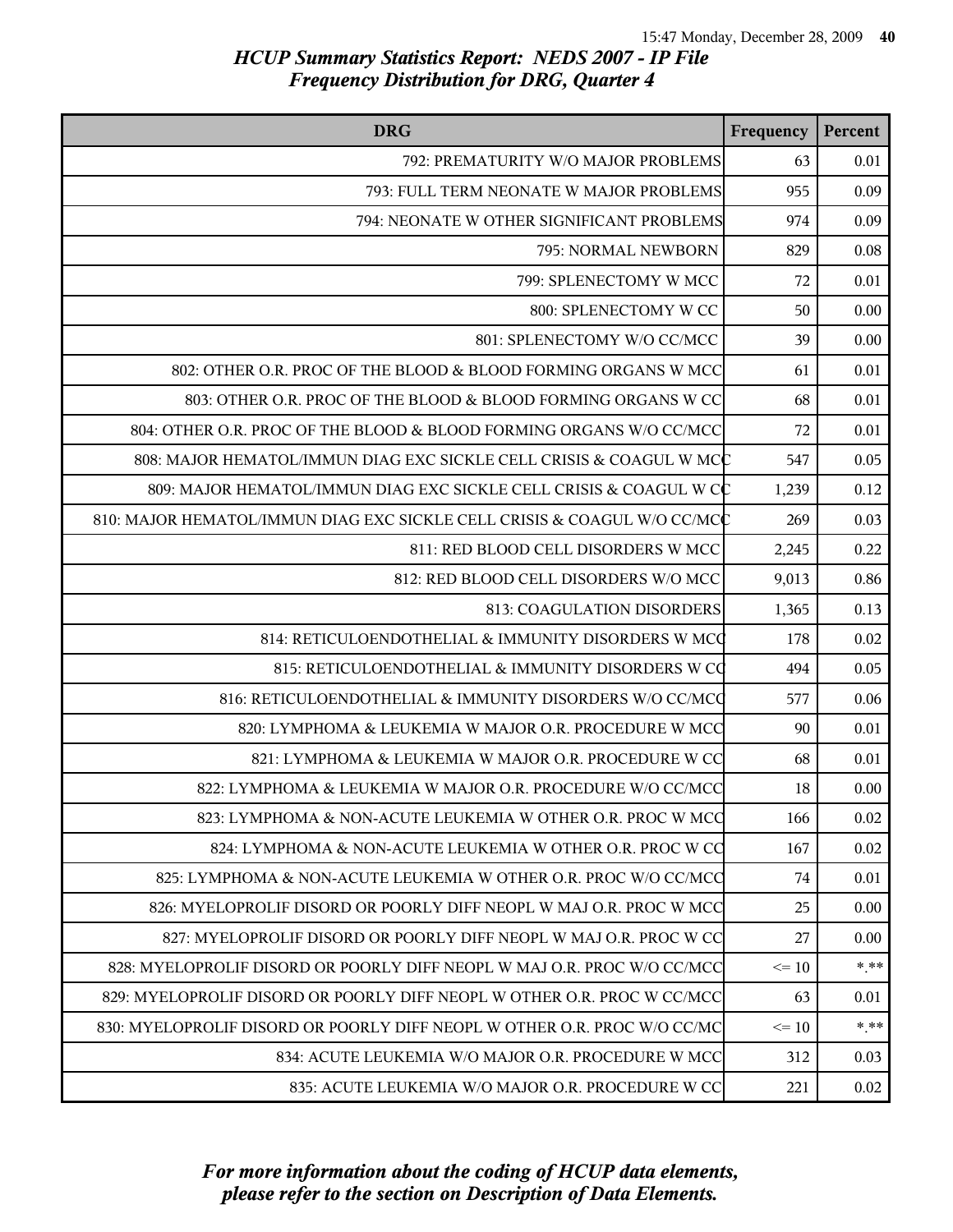*HCUP Summary Statistics Report: NEDS 2007 - IP File*
*Frequency Distribution for DRG, Quarter 4*

| DRG | Frequency | Percent |
|---|---|---|
| 792: PREMATURITY W/O MAJOR PROBLEMS | 63 | 0.01 |
| 793: FULL TERM NEONATE W MAJOR PROBLEMS | 955 | 0.09 |
| 794: NEONATE W OTHER SIGNIFICANT PROBLEMS | 974 | 0.09 |
| 795: NORMAL NEWBORN | 829 | 0.08 |
| 799: SPLENECTOMY W MCC | 72 | 0.01 |
| 800: SPLENECTOMY W CC | 50 | 0.00 |
| 801: SPLENECTOMY W/O CC/MCC | 39 | 0.00 |
| 802: OTHER O.R. PROC OF THE BLOOD & BLOOD FORMING ORGANS W MCC | 61 | 0.01 |
| 803: OTHER O.R. PROC OF THE BLOOD & BLOOD FORMING ORGANS W CC | 68 | 0.01 |
| 804: OTHER O.R. PROC OF THE BLOOD & BLOOD FORMING ORGANS W/O CC/MCC | 72 | 0.01 |
| 808: MAJOR HEMATOL/IMMUN DIAG EXC SICKLE CELL CRISIS & COAGUL W MCC | 547 | 0.05 |
| 809: MAJOR HEMATOL/IMMUN DIAG EXC SICKLE CELL CRISIS & COAGUL W CC | 1,239 | 0.12 |
| 810: MAJOR HEMATOL/IMMUN DIAG EXC SICKLE CELL CRISIS & COAGUL W/O CC/MCC | 269 | 0.03 |
| 811: RED BLOOD CELL DISORDERS W MCC | 2,245 | 0.22 |
| 812: RED BLOOD CELL DISORDERS W/O MCC | 9,013 | 0.86 |
| 813: COAGULATION DISORDERS | 1,365 | 0.13 |
| 814: RETICULOENDOTHELIAL & IMMUNITY DISORDERS W MCC | 178 | 0.02 |
| 815: RETICULOENDOTHELIAL & IMMUNITY DISORDERS W CC | 494 | 0.05 |
| 816: RETICULOENDOTHELIAL & IMMUNITY DISORDERS W/O CC/MCC | 577 | 0.06 |
| 820: LYMPHOMA & LEUKEMIA W MAJOR O.R. PROCEDURE W MCC | 90 | 0.01 |
| 821: LYMPHOMA & LEUKEMIA W MAJOR O.R. PROCEDURE W CC | 68 | 0.01 |
| 822: LYMPHOMA & LEUKEMIA W MAJOR O.R. PROCEDURE W/O CC/MCC | 18 | 0.00 |
| 823: LYMPHOMA & NON-ACUTE LEUKEMIA W OTHER O.R. PROC W MCC | 166 | 0.02 |
| 824: LYMPHOMA & NON-ACUTE LEUKEMIA W OTHER O.R. PROC W CC | 167 | 0.02 |
| 825: LYMPHOMA & NON-ACUTE LEUKEMIA W OTHER O.R. PROC W/O CC/MCC | 74 | 0.01 |
| 826: MYELOPROLIF DISORD OR POORLY DIFF NEOPL W MAJ O.R. PROC W MCC | 25 | 0.00 |
| 827: MYELOPROLIF DISORD OR POORLY DIFF NEOPL W MAJ O.R. PROC W CC | 27 | 0.00 |
| 828: MYELOPROLIF DISORD OR POORLY DIFF NEOPL W MAJ O.R. PROC W/O CC/MCC | <= 10 | *.** |
| 829: MYELOPROLIF DISORD OR POORLY DIFF NEOPL W OTHER O.R. PROC W CC/MCC | 63 | 0.01 |
| 830: MYELOPROLIF DISORD OR POORLY DIFF NEOPL W OTHER O.R. PROC W/O CC/MC | <= 10 | *.** |
| 834: ACUTE LEUKEMIA W/O MAJOR O.R. PROCEDURE W MCC | 312 | 0.03 |
| 835: ACUTE LEUKEMIA W/O MAJOR O.R. PROCEDURE W CC | 221 | 0.02 |

*For more information about the coding of HCUP data elements, please refer to the section on Description of Data Elements.*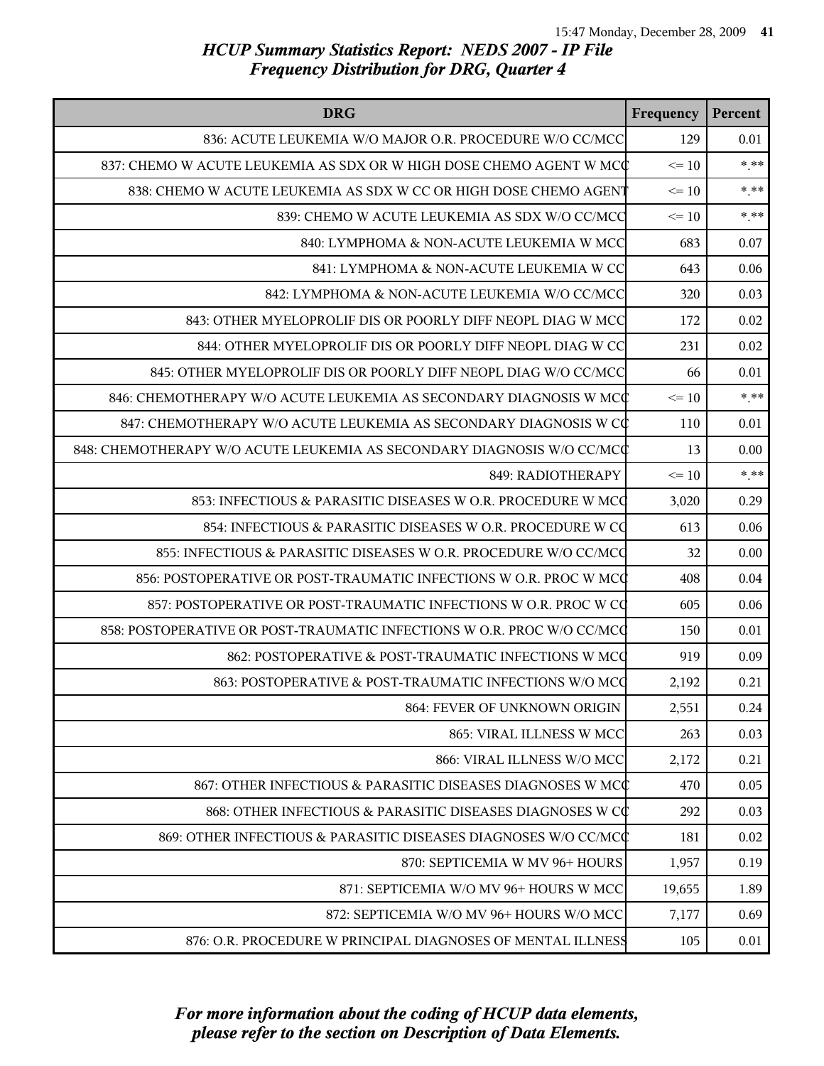## HCUP Summary Statistics Report: NEDS 2007 - IP File
## Frequency Distribution for DRG, Quarter 4

| DRG | Frequency | Percent |
|---|---|---|
| 836: ACUTE LEUKEMIA W/O MAJOR O.R. PROCEDURE W/O CC/MCC | 129 | 0.01 |
| 837: CHEMO W ACUTE LEUKEMIA AS SDX OR W HIGH DOSE CHEMO AGENT W MCC | <= 10 | *.** |
| 838: CHEMO W ACUTE LEUKEMIA AS SDX W CC OR HIGH DOSE CHEMO AGENT | <= 10 | *.** |
| 839: CHEMO W ACUTE LEUKEMIA AS SDX W/O CC/MCC | <= 10 | *.** |
| 840: LYMPHOMA & NON-ACUTE LEUKEMIA W MCC | 683 | 0.07 |
| 841: LYMPHOMA & NON-ACUTE LEUKEMIA W CC | 643 | 0.06 |
| 842: LYMPHOMA & NON-ACUTE LEUKEMIA W/O CC/MCC | 320 | 0.03 |
| 843: OTHER MYELOPROLIF DIS OR POORLY DIFF NEOPL DIAG W MCC | 172 | 0.02 |
| 844: OTHER MYELOPROLIF DIS OR POORLY DIFF NEOPL DIAG W CC | 231 | 0.02 |
| 845: OTHER MYELOPROLIF DIS OR POORLY DIFF NEOPL DIAG W/O CC/MCC | 66 | 0.01 |
| 846: CHEMOTHERAPY W/O ACUTE LEUKEMIA AS SECONDARY DIAGNOSIS W MCC | <= 10 | *.** |
| 847: CHEMOTHERAPY W/O ACUTE LEUKEMIA AS SECONDARY DIAGNOSIS W CC | 110 | 0.01 |
| 848: CHEMOTHERAPY W/O ACUTE LEUKEMIA AS SECONDARY DIAGNOSIS W/O CC/MCC | 13 | 0.00 |
| 849: RADIOTHERAPY | <= 10 | *.** |
| 853: INFECTIOUS & PARASITIC DISEASES W O.R. PROCEDURE W MCC | 3,020 | 0.29 |
| 854: INFECTIOUS & PARASITIC DISEASES W O.R. PROCEDURE W CC | 613 | 0.06 |
| 855: INFECTIOUS & PARASITIC DISEASES W O.R. PROCEDURE W/O CC/MCC | 32 | 0.00 |
| 856: POSTOPERATIVE OR POST-TRAUMATIC INFECTIONS W O.R. PROC W MCC | 408 | 0.04 |
| 857: POSTOPERATIVE OR POST-TRAUMATIC INFECTIONS W O.R. PROC W CC | 605 | 0.06 |
| 858: POSTOPERATIVE OR POST-TRAUMATIC INFECTIONS W O.R. PROC W/O CC/MCC | 150 | 0.01 |
| 862: POSTOPERATIVE & POST-TRAUMATIC INFECTIONS W MCC | 919 | 0.09 |
| 863: POSTOPERATIVE & POST-TRAUMATIC INFECTIONS W/O MCC | 2,192 | 0.21 |
| 864: FEVER OF UNKNOWN ORIGIN | 2,551 | 0.24 |
| 865: VIRAL ILLNESS W MCC | 263 | 0.03 |
| 866: VIRAL ILLNESS W/O MCC | 2,172 | 0.21 |
| 867: OTHER INFECTIOUS & PARASITIC DISEASES DIAGNOSES W MCC | 470 | 0.05 |
| 868: OTHER INFECTIOUS & PARASITIC DISEASES DIAGNOSES W CC | 292 | 0.03 |
| 869: OTHER INFECTIOUS & PARASITIC DISEASES DIAGNOSES W/O CC/MCC | 181 | 0.02 |
| 870: SEPTICEMIA W MV 96+ HOURS | 1,957 | 0.19 |
| 871: SEPTICEMIA W/O MV 96+ HOURS W MCC | 19,655 | 1.89 |
| 872: SEPTICEMIA W/O MV 96+ HOURS W/O MCC | 7,177 | 0.69 |
| 876: O.R. PROCEDURE W PRINCIPAL DIAGNOSES OF MENTAL ILLNESS | 105 | 0.01 |

*For more information about the coding of HCUP data elements, please refer to the section on Description of Data Elements.*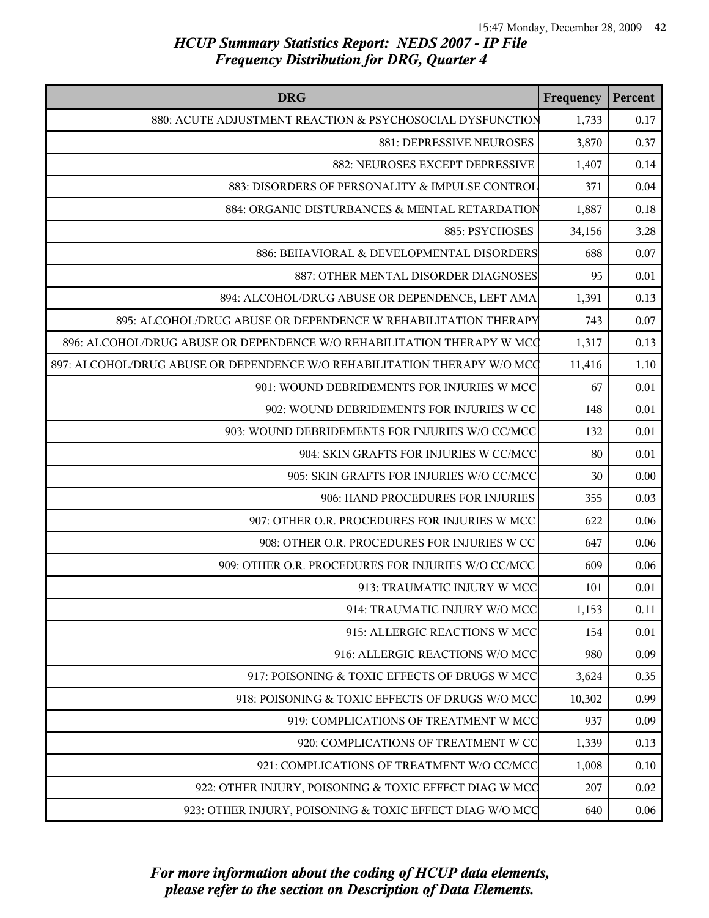# HCUP Summary Statistics Report: NEDS 2007 - IP File
## Frequency Distribution for DRG, Quarter 4

| DRG | Frequency | Percent |
| --- | --- | --- |
| 880: ACUTE ADJUSTMENT REACTION & PSYCHOSOCIAL DYSFUNCTION | 1,733 | 0.17 |
| 881: DEPRESSIVE NEUROSES | 3,870 | 0.37 |
| 882: NEUROSES EXCEPT DEPRESSIVE | 1,407 | 0.14 |
| 883: DISORDERS OF PERSONALITY & IMPULSE CONTROL | 371 | 0.04 |
| 884: ORGANIC DISTURBANCES & MENTAL RETARDATION | 1,887 | 0.18 |
| 885: PSYCHOSES | 34,156 | 3.28 |
| 886: BEHAVIORAL & DEVELOPMENTAL DISORDERS | 688 | 0.07 |
| 887: OTHER MENTAL DISORDER DIAGNOSES | 95 | 0.01 |
| 894: ALCOHOL/DRUG ABUSE OR DEPENDENCE, LEFT AMA | 1,391 | 0.13 |
| 895: ALCOHOL/DRUG ABUSE OR DEPENDENCE W REHABILITATION THERAPY | 743 | 0.07 |
| 896: ALCOHOL/DRUG ABUSE OR DEPENDENCE W/O REHABILITATION THERAPY W MCC | 1,317 | 0.13 |
| 897: ALCOHOL/DRUG ABUSE OR DEPENDENCE W/O REHABILITATION THERAPY W/O MCC | 11,416 | 1.10 |
| 901: WOUND DEBRIDEMENTS FOR INJURIES W MCC | 67 | 0.01 |
| 902: WOUND DEBRIDEMENTS FOR INJURIES W CC | 148 | 0.01 |
| 903: WOUND DEBRIDEMENTS FOR INJURIES W/O CC/MCC | 132 | 0.01 |
| 904: SKIN GRAFTS FOR INJURIES W CC/MCC | 80 | 0.01 |
| 905: SKIN GRAFTS FOR INJURIES W/O CC/MCC | 30 | 0.00 |
| 906: HAND PROCEDURES FOR INJURIES | 355 | 0.03 |
| 907: OTHER O.R. PROCEDURES FOR INJURIES W MCC | 622 | 0.06 |
| 908: OTHER O.R. PROCEDURES FOR INJURIES W CC | 647 | 0.06 |
| 909: OTHER O.R. PROCEDURES FOR INJURIES W/O CC/MCC | 609 | 0.06 |
| 913: TRAUMATIC INJURY W MCC | 101 | 0.01 |
| 914: TRAUMATIC INJURY W/O MCC | 1,153 | 0.11 |
| 915: ALLERGIC REACTIONS W MCC | 154 | 0.01 |
| 916: ALLERGIC REACTIONS W/O MCC | 980 | 0.09 |
| 917: POISONING & TOXIC EFFECTS OF DRUGS W MCC | 3,624 | 0.35 |
| 918: POISONING & TOXIC EFFECTS OF DRUGS W/O MCC | 10,302 | 0.99 |
| 919: COMPLICATIONS OF TREATMENT W MCC | 937 | 0.09 |
| 920: COMPLICATIONS OF TREATMENT W CC | 1,339 | 0.13 |
| 921: COMPLICATIONS OF TREATMENT W/O CC/MCC | 1,008 | 0.10 |
| 922: OTHER INJURY, POISONING & TOXIC EFFECT DIAG W MCC | 207 | 0.02 |
| 923: OTHER INJURY, POISONING & TOXIC EFFECT DIAG W/O MCC | 640 | 0.06 |

*For more information about the coding of HCUP data elements, please refer to the section on Description of Data Elements.*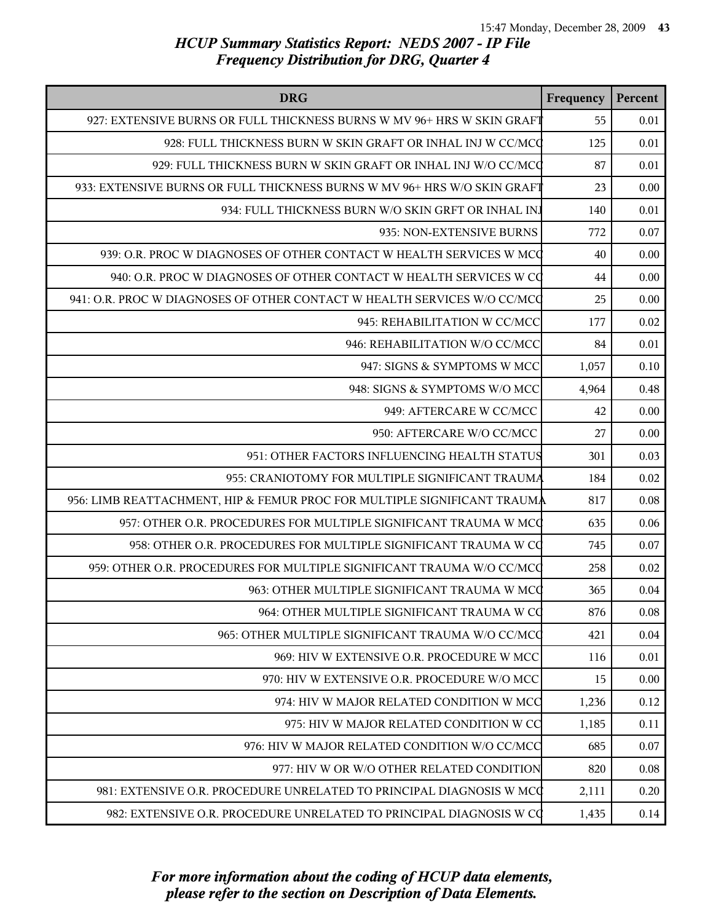# HCUP Summary Statistics Report: NEDS 2007 - IP File
## Frequency Distribution for DRG, Quarter 4

| DRG | Frequency | Percent |
|---|---|---|
| 927: EXTENSIVE BURNS OR FULL THICKNESS BURNS W MV 96+ HRS W SKIN GRAFT | 55 | 0.01 |
| 928: FULL THICKNESS BURN W SKIN GRAFT OR INHAL INJ W CC/MCC | 125 | 0.01 |
| 929: FULL THICKNESS BURN W SKIN GRAFT OR INHAL INJ W/O CC/MCC | 87 | 0.01 |
| 933: EXTENSIVE BURNS OR FULL THICKNESS BURNS W MV 96+ HRS W/O SKIN GRAFT | 23 | 0.00 |
| 934: FULL THICKNESS BURN W/O SKIN GRFT OR INHAL INJ | 140 | 0.01 |
| 935: NON-EXTENSIVE BURNS | 772 | 0.07 |
| 939: O.R. PROC W DIAGNOSES OF OTHER CONTACT W HEALTH SERVICES W MCC | 40 | 0.00 |
| 940: O.R. PROC W DIAGNOSES OF OTHER CONTACT W HEALTH SERVICES W CC | 44 | 0.00 |
| 941: O.R. PROC W DIAGNOSES OF OTHER CONTACT W HEALTH SERVICES W/O CC/MCC | 25 | 0.00 |
| 945: REHABILITATION W CC/MCC | 177 | 0.02 |
| 946: REHABILITATION W/O CC/MCC | 84 | 0.01 |
| 947: SIGNS & SYMPTOMS W MCC | 1,057 | 0.10 |
| 948: SIGNS & SYMPTOMS W/O MCC | 4,964 | 0.48 |
| 949: AFTERCARE W CC/MCC | 42 | 0.00 |
| 950: AFTERCARE W/O CC/MCC | 27 | 0.00 |
| 951: OTHER FACTORS INFLUENCING HEALTH STATUS | 301 | 0.03 |
| 955: CRANIOTOMY FOR MULTIPLE SIGNIFICANT TRAUMA | 184 | 0.02 |
| 956: LIMB REATTACHMENT, HIP & FEMUR PROC FOR MULTIPLE SIGNIFICANT TRAUMA | 817 | 0.08 |
| 957: OTHER O.R. PROCEDURES FOR MULTIPLE SIGNIFICANT TRAUMA W MCC | 635 | 0.06 |
| 958: OTHER O.R. PROCEDURES FOR MULTIPLE SIGNIFICANT TRAUMA W CC | 745 | 0.07 |
| 959: OTHER O.R. PROCEDURES FOR MULTIPLE SIGNIFICANT TRAUMA W/O CC/MCC | 258 | 0.02 |
| 963: OTHER MULTIPLE SIGNIFICANT TRAUMA W MCC | 365 | 0.04 |
| 964: OTHER MULTIPLE SIGNIFICANT TRAUMA W CC | 876 | 0.08 |
| 965: OTHER MULTIPLE SIGNIFICANT TRAUMA W/O CC/MCC | 421 | 0.04 |
| 969: HIV W EXTENSIVE O.R. PROCEDURE W MCC | 116 | 0.01 |
| 970: HIV W EXTENSIVE O.R. PROCEDURE W/O MCC | 15 | 0.00 |
| 974: HIV W MAJOR RELATED CONDITION W MCC | 1,236 | 0.12 |
| 975: HIV W MAJOR RELATED CONDITION W CC | 1,185 | 0.11 |
| 976: HIV W MAJOR RELATED CONDITION W/O CC/MCC | 685 | 0.07 |
| 977: HIV W OR W/O OTHER RELATED CONDITION | 820 | 0.08 |
| 981: EXTENSIVE O.R. PROCEDURE UNRELATED TO PRINCIPAL DIAGNOSIS W MCC | 2,111 | 0.20 |
| 982: EXTENSIVE O.R. PROCEDURE UNRELATED TO PRINCIPAL DIAGNOSIS W CC | 1,435 | 0.14 |

*For more information about the coding of HCUP data elements, please refer to the section on Description of Data Elements.*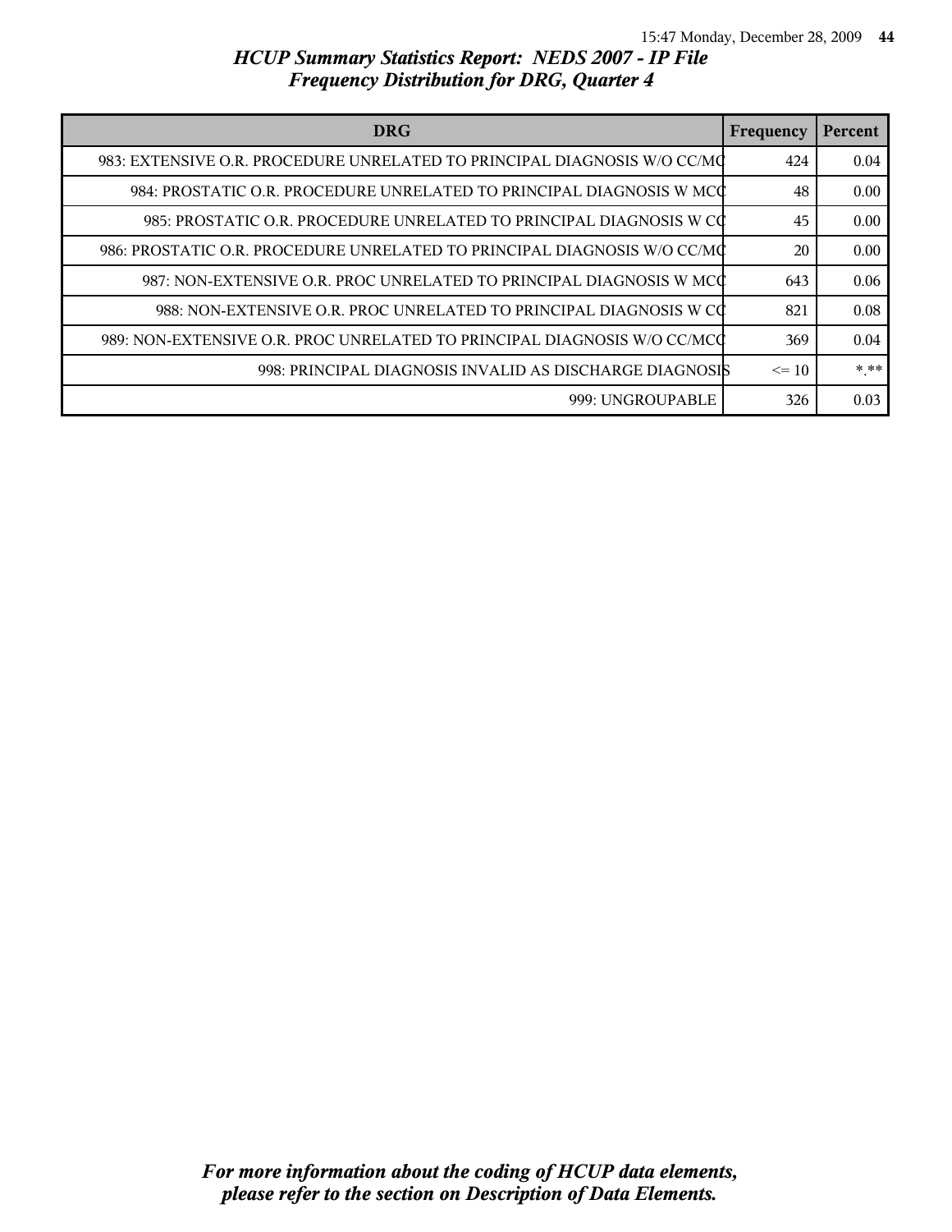# HCUP Summary Statistics Report: NEDS 2007 - IP File

## Frequency Distribution for DRG, Quarter 4

| DRG | Frequency | Percent |
|---|---|---|
| 983: EXTENSIVE O.R. PROCEDURE UNRELATED TO PRINCIPAL DIAGNOSIS W/O CC/MCC | 424 | 0.04 |
| 984: PROSTATIC O.R. PROCEDURE UNRELATED TO PRINCIPAL DIAGNOSIS W MCC | 48 | 0.00 |
| 985: PROSTATIC O.R. PROCEDURE UNRELATED TO PRINCIPAL DIAGNOSIS W CC | 45 | 0.00 |
| 986: PROSTATIC O.R. PROCEDURE UNRELATED TO PRINCIPAL DIAGNOSIS W/O CC/MCC | 20 | 0.00 |
| 987: NON-EXTENSIVE O.R. PROC UNRELATED TO PRINCIPAL DIAGNOSIS W MCC | 643 | 0.06 |
| 988: NON-EXTENSIVE O.R. PROC UNRELATED TO PRINCIPAL DIAGNOSIS W CC | 821 | 0.08 |
| 989: NON-EXTENSIVE O.R. PROC UNRELATED TO PRINCIPAL DIAGNOSIS W/O CC/MCC | 369 | 0.04 |
| 998: PRINCIPAL DIAGNOSIS INVALID AS DISCHARGE DIAGNOSIS | <= 10 | *.** |
| 999: UNGROUPABLE | 326 | 0.03 |

*For more information about the coding of HCUP data elements, please refer to the section on Description of Data Elements.*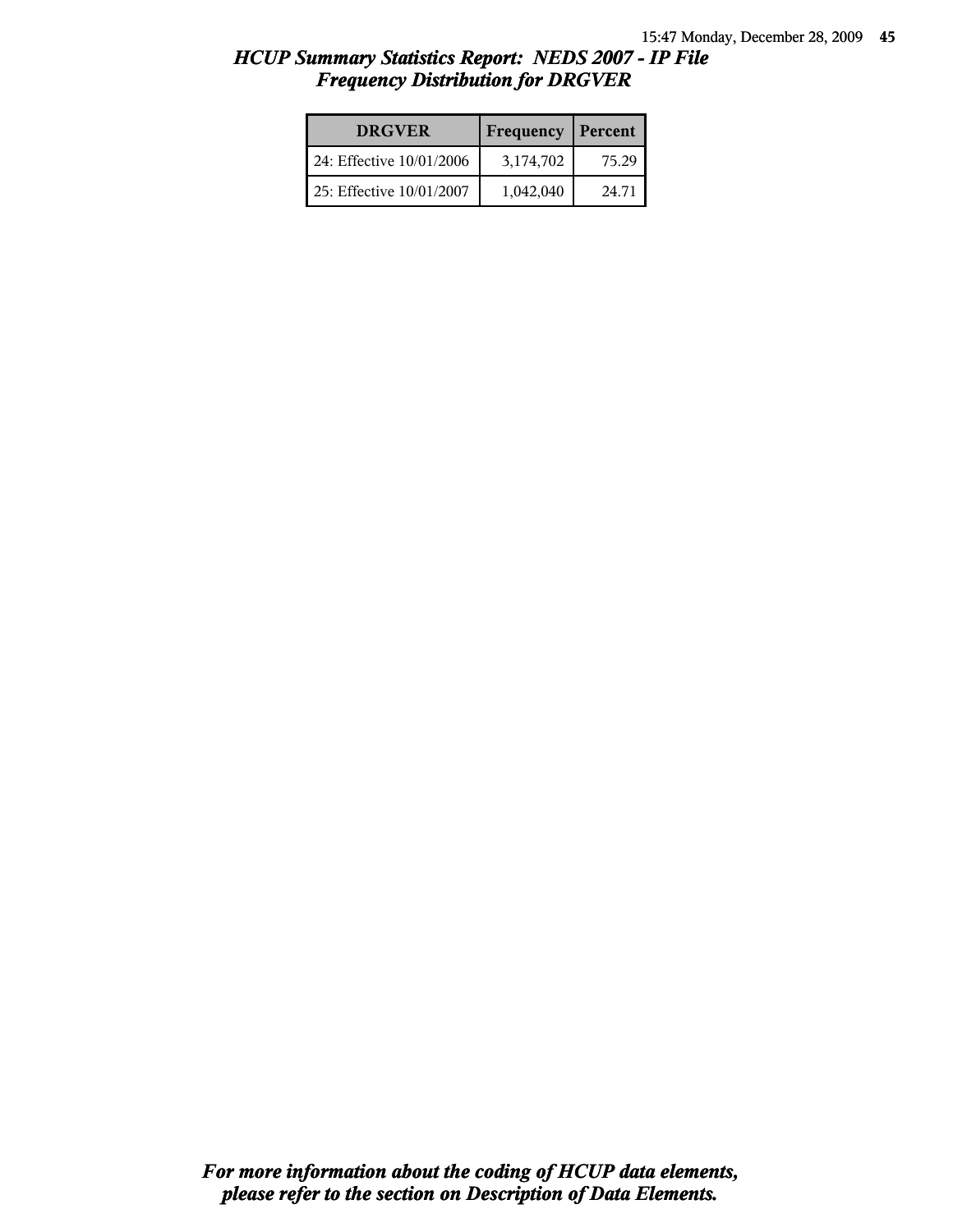# *HCUP Summary Statistics Report: NEDS 2007 - IP File*
## *Frequency Distribution for DRGVER*

| DRGVER | Frequency | Percent |
|---|---|---|
| 24: Effective 10/01/2006 | 3,174,702 | 75.29 |
| 25: Effective 10/01/2007 | 1,042,040 | 24.71 |

***For more information about the coding of HCUP data elements, please refer to the section on Description of Data Elements.***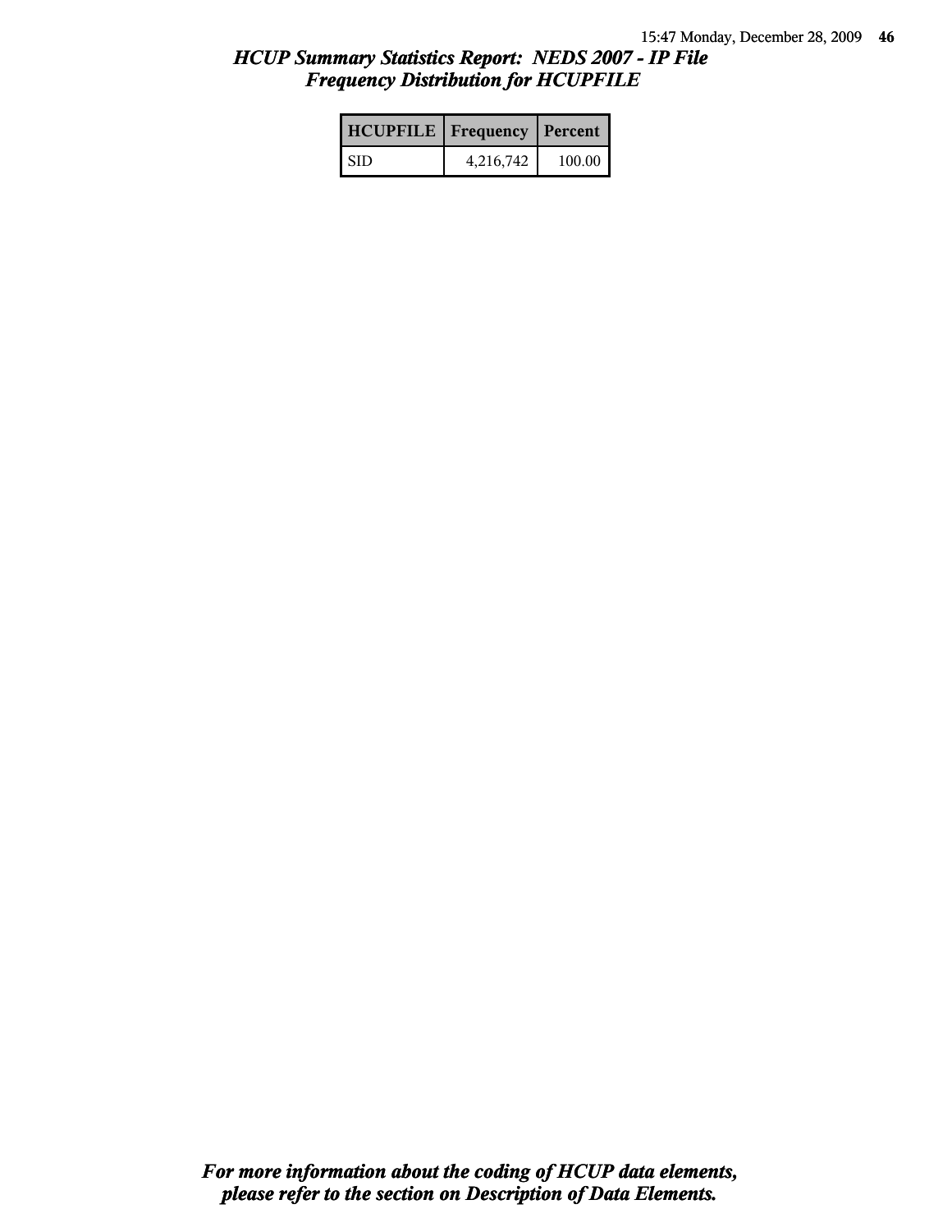# HCUP Summary Statistics Report: NEDS 2007 - IP File

## Frequency Distribution for HCUPFILE

| HCUPFILE | Frequency | Percent |
|---|---|---|
| SID | 4,216,742 | 100.00 |

***For more information about the coding of HCUP data elements, please refer to the section on Description of Data Elements.***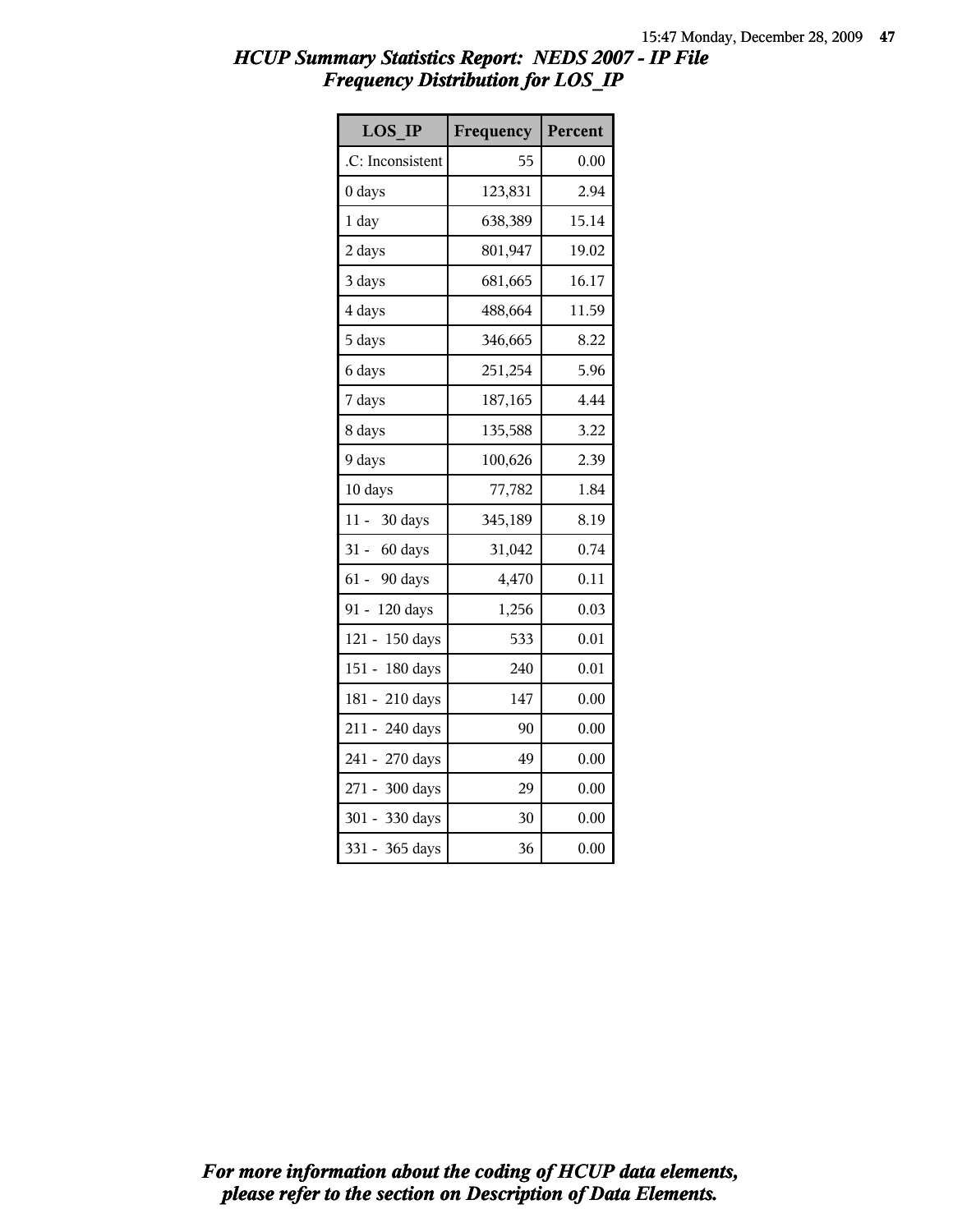# *HCUP Summary Statistics Report: NEDS 2007 - IP File*
## *Frequency Distribution for LOS_IP*

| LOS_IP | Frequency | Percent |
| --- | --- | --- |
| .C: Inconsistent | 55 | 0.00 |
| 0 days | 123,831 | 2.94 |
| 1 day | 638,389 | 15.14 |
| 2 days | 801,947 | 19.02 |
| 3 days | 681,665 | 16.17 |
| 4 days | 488,664 | 11.59 |
| 5 days | 346,665 | 8.22 |
| 6 days | 251,254 | 5.96 |
| 7 days | 187,165 | 4.44 |
| 8 days | 135,588 | 3.22 |
| 9 days | 100,626 | 2.39 |
| 10 days | 77,782 | 1.84 |
| 11 - 30 days | 345,189 | 8.19 |
| 31 - 60 days | 31,042 | 0.74 |
| 61 - 90 days | 4,470 | 0.11 |
| 91 - 120 days | 1,256 | 0.03 |
| 121 - 150 days | 533 | 0.01 |
| 151 - 180 days | 240 | 0.01 |
| 181 - 210 days | 147 | 0.00 |
| 211 - 240 days | 90 | 0.00 |
| 241 - 270 days | 49 | 0.00 |
| 271 - 300 days | 29 | 0.00 |
| 301 - 330 days | 30 | 0.00 |
| 331 - 365 days | 36 | 0.00 |

***For more information about the coding of HCUP data elements, please refer to the section on Description of Data Elements.***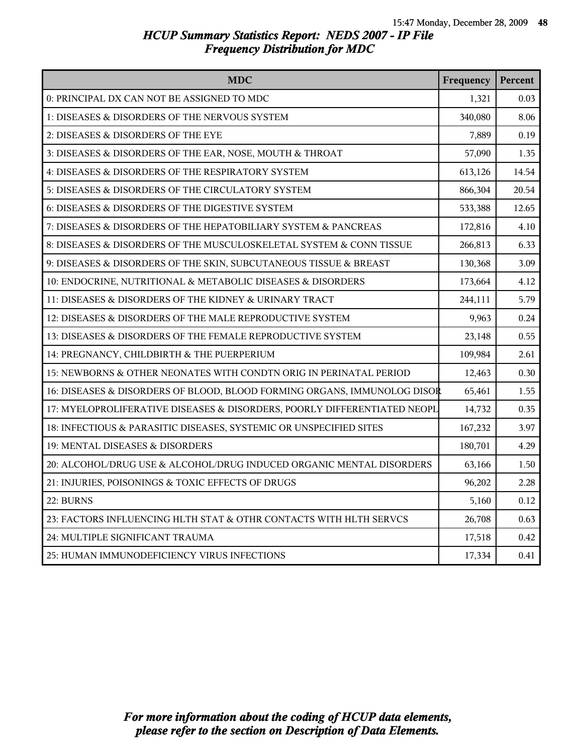# HCUP Summary Statistics Report: NEDS 2007 - IP File
## Frequency Distribution for MDC

| MDC | Frequency | Percent |
|---|---|---|
| 0: PRINCIPAL DX CAN NOT BE ASSIGNED TO MDC | 1,321 | 0.03 |
| 1: DISEASES & DISORDERS OF THE NERVOUS SYSTEM | 340,080 | 8.06 |
| 2: DISEASES & DISORDERS OF THE EYE | 7,889 | 0.19 |
| 3: DISEASES & DISORDERS OF THE EAR, NOSE, MOUTH & THROAT | 57,090 | 1.35 |
| 4: DISEASES & DISORDERS OF THE RESPIRATORY SYSTEM | 613,126 | 14.54 |
| 5: DISEASES & DISORDERS OF THE CIRCULATORY SYSTEM | 866,304 | 20.54 |
| 6: DISEASES & DISORDERS OF THE DIGESTIVE SYSTEM | 533,388 | 12.65 |
| 7: DISEASES & DISORDERS OF THE HEPATOBILIARY SYSTEM & PANCREAS | 172,816 | 4.10 |
| 8: DISEASES & DISORDERS OF THE MUSCULOSKELETAL SYSTEM & CONN TISSUE | 266,813 | 6.33 |
| 9: DISEASES & DISORDERS OF THE SKIN, SUBCUTANEOUS TISSUE & BREAST | 130,368 | 3.09 |
| 10: ENDOCRINE, NUTRITIONAL & METABOLIC DISEASES & DISORDERS | 173,664 | 4.12 |
| 11: DISEASES & DISORDERS OF THE KIDNEY & URINARY TRACT | 244,111 | 5.79 |
| 12: DISEASES & DISORDERS OF THE MALE REPRODUCTIVE SYSTEM | 9,963 | 0.24 |
| 13: DISEASES & DISORDERS OF THE FEMALE REPRODUCTIVE SYSTEM | 23,148 | 0.55 |
| 14: PREGNANCY, CHILDBIRTH & THE PUERPERIUM | 109,984 | 2.61 |
| 15: NEWBORNS & OTHER NEONATES WITH CONDTN ORIG IN PERINATAL PERIOD | 12,463 | 0.30 |
| 16: DISEASES & DISORDERS OF BLOOD, BLOOD FORMING ORGANS, IMMUNOLOG DISOR | 65,461 | 1.55 |
| 17: MYELOPROLIFERATIVE DISEASES & DISORDERS, POORLY DIFFERENTIATED NEOPL | 14,732 | 0.35 |
| 18: INFECTIOUS & PARASITIC DISEASES, SYSTEMIC OR UNSPECIFIED SITES | 167,232 | 3.97 |
| 19: MENTAL DISEASES & DISORDERS | 180,701 | 4.29 |
| 20: ALCOHOL/DRUG USE & ALCOHOL/DRUG INDUCED ORGANIC MENTAL DISORDERS | 63,166 | 1.50 |
| 21: INJURIES, POISONINGS & TOXIC EFFECTS OF DRUGS | 96,202 | 2.28 |
| 22: BURNS | 5,160 | 0.12 |
| 23: FACTORS INFLUENCING HLTH STAT & OTHR CONTACTS WITH HLTH SERVCS | 26,708 | 0.63 |
| 24: MULTIPLE SIGNIFICANT TRAUMA | 17,518 | 0.42 |
| 25: HUMAN IMMUNODEFICIENCY VIRUS INFECTIONS | 17,334 | 0.41 |

*For more information about the coding of HCUP data elements, please refer to the section on Description of Data Elements.*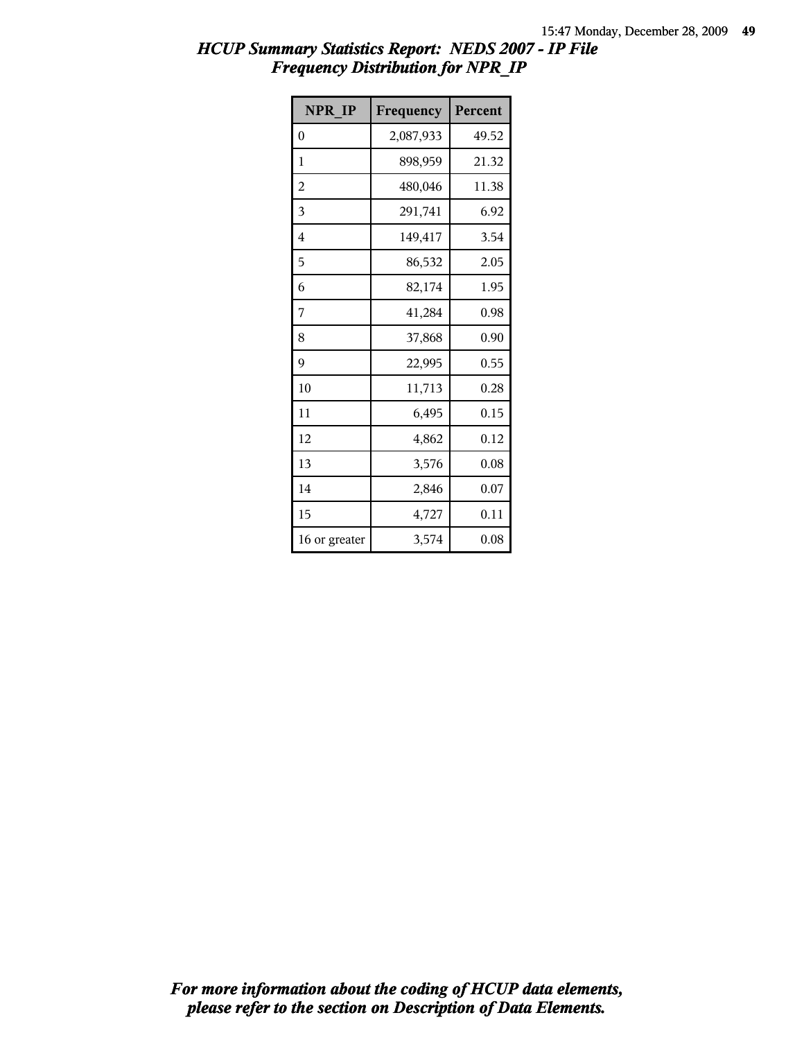# HCUP Summary Statistics Report: NEDS 2007 - IP File

## Frequency Distribution for NPR_IP

| NPR_IP | Frequency | Percent |
|---|---|---|
| 0 | 2,087,933 | 49.52 |
| 1 | 898,959 | 21.32 |
| 2 | 480,046 | 11.38 |
| 3 | 291,741 | 6.92 |
| 4 | 149,417 | 3.54 |
| 5 | 86,532 | 2.05 |
| 6 | 82,174 | 1.95 |
| 7 | 41,284 | 0.98 |
| 8 | 37,868 | 0.90 |
| 9 | 22,995 | 0.55 |
| 10 | 11,713 | 0.28 |
| 11 | 6,495 | 0.15 |
| 12 | 4,862 | 0.12 |
| 13 | 3,576 | 0.08 |
| 14 | 2,846 | 0.07 |
| 15 | 4,727 | 0.11 |
| 16 or greater | 3,574 | 0.08 |

*For more information about the coding of HCUP data elements, please refer to the section on Description of Data Elements.*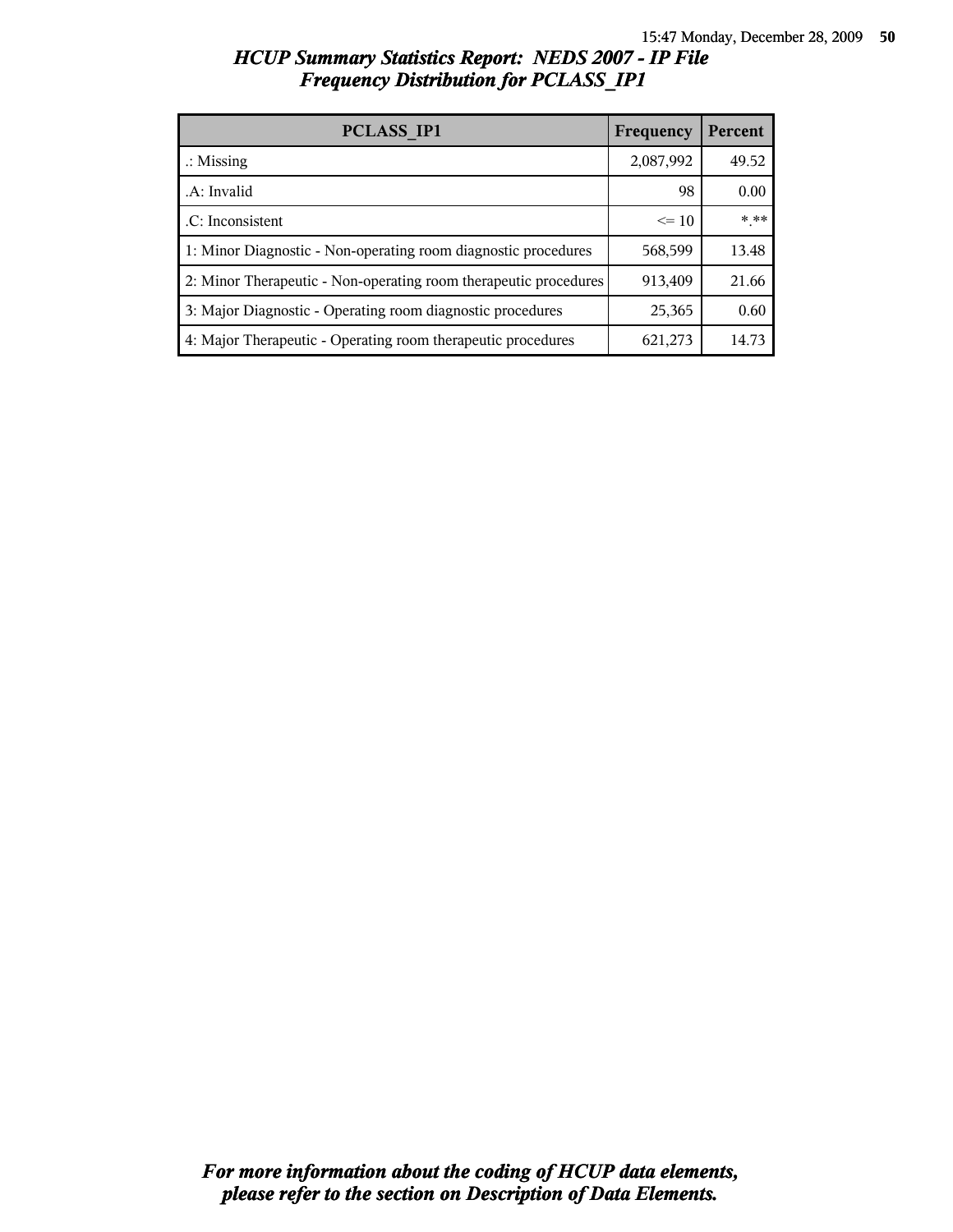# HCUP Summary Statistics Report: NEDS 2007 - IP File
## Frequency Distribution for PCLASS_IP1

| PCLASS_IP1 | Frequency | Percent |
|---|---|---|
| .: Missing | 2,087,992 | 49.52 |
| .A: Invalid | 98 | 0.00 |
| .C: Inconsistent | <= 10 | *.** |
| 1: Minor Diagnostic - Non-operating room diagnostic procedures | 568,599 | 13.48 |
| 2: Minor Therapeutic - Non-operating room therapeutic procedures | 913,409 | 21.66 |
| 3: Major Diagnostic - Operating room diagnostic procedures | 25,365 | 0.60 |
| 4: Major Therapeutic - Operating room therapeutic procedures | 621,273 | 14.73 |

*For more information about the coding of HCUP data elements, please refer to the section on Description of Data Elements.*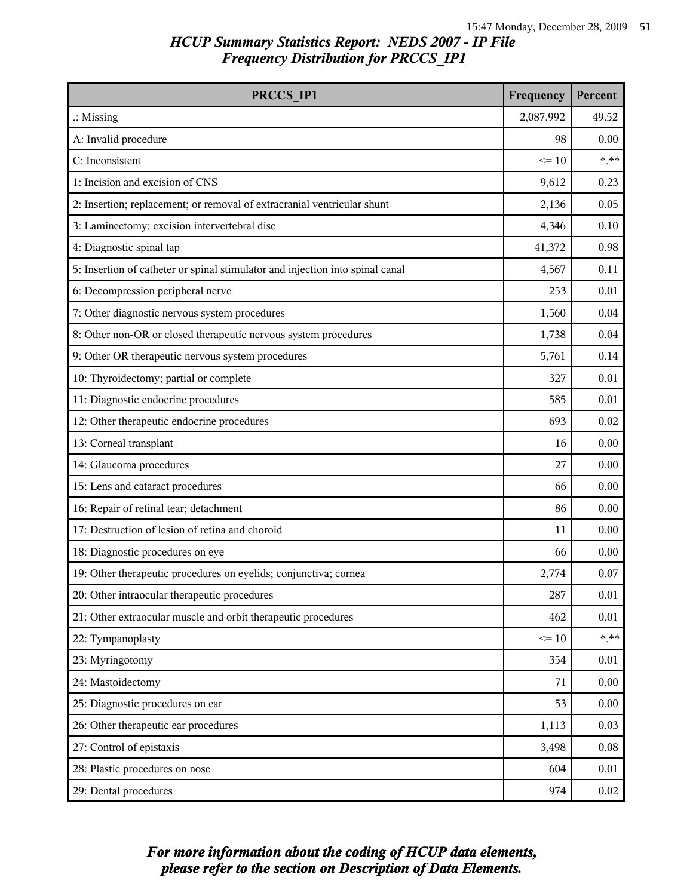# HCUP Summary Statistics Report: NEDS 2007 - IP File

## Frequency Distribution for PRCCS_IP1

| PRCCS_IP1 | Frequency | Percent |
|---|---|---|
| .: Missing | 2,087,992 | 49.52 |
| A: Invalid procedure | 98 | 0.00 |
| C: Inconsistent | <= 10 | *.** |
| 1: Incision and excision of CNS | 9,612 | 0.23 |
| 2: Insertion; replacement; or removal of extracranial ventricular shunt | 2,136 | 0.05 |
| 3: Laminectomy; excision intervertebral disc | 4,346 | 0.10 |
| 4: Diagnostic spinal tap | 41,372 | 0.98 |
| 5: Insertion of catheter or spinal stimulator and injection into spinal canal | 4,567 | 0.11 |
| 6: Decompression peripheral nerve | 253 | 0.01 |
| 7: Other diagnostic nervous system procedures | 1,560 | 0.04 |
| 8: Other non-OR or closed therapeutic nervous system procedures | 1,738 | 0.04 |
| 9: Other OR therapeutic nervous system procedures | 5,761 | 0.14 |
| 10: Thyroidectomy; partial or complete | 327 | 0.01 |
| 11: Diagnostic endocrine procedures | 585 | 0.01 |
| 12: Other therapeutic endocrine procedures | 693 | 0.02 |
| 13: Corneal transplant | 16 | 0.00 |
| 14: Glaucoma procedures | 27 | 0.00 |
| 15: Lens and cataract procedures | 66 | 0.00 |
| 16: Repair of retinal tear; detachment | 86 | 0.00 |
| 17: Destruction of lesion of retina and choroid | 11 | 0.00 |
| 18: Diagnostic procedures on eye | 66 | 0.00 |
| 19: Other therapeutic procedures on eyelids; conjunctiva; cornea | 2,774 | 0.07 |
| 20: Other intraocular therapeutic procedures | 287 | 0.01 |
| 21: Other extraocular muscle and orbit therapeutic procedures | 462 | 0.01 |
| 22: Tympanoplasty | <= 10 | *.** |
| 23: Myringotomy | 354 | 0.01 |
| 24: Mastoidectomy | 71 | 0.00 |
| 25: Diagnostic procedures on ear | 53 | 0.00 |
| 26: Other therapeutic ear procedures | 1,113 | 0.03 |
| 27: Control of epistaxis | 3,498 | 0.08 |
| 28: Plastic procedures on nose | 604 | 0.01 |
| 29: Dental procedures | 974 | 0.02 |

*For more information about the coding of HCUP data elements, please refer to the section on Description of Data Elements.*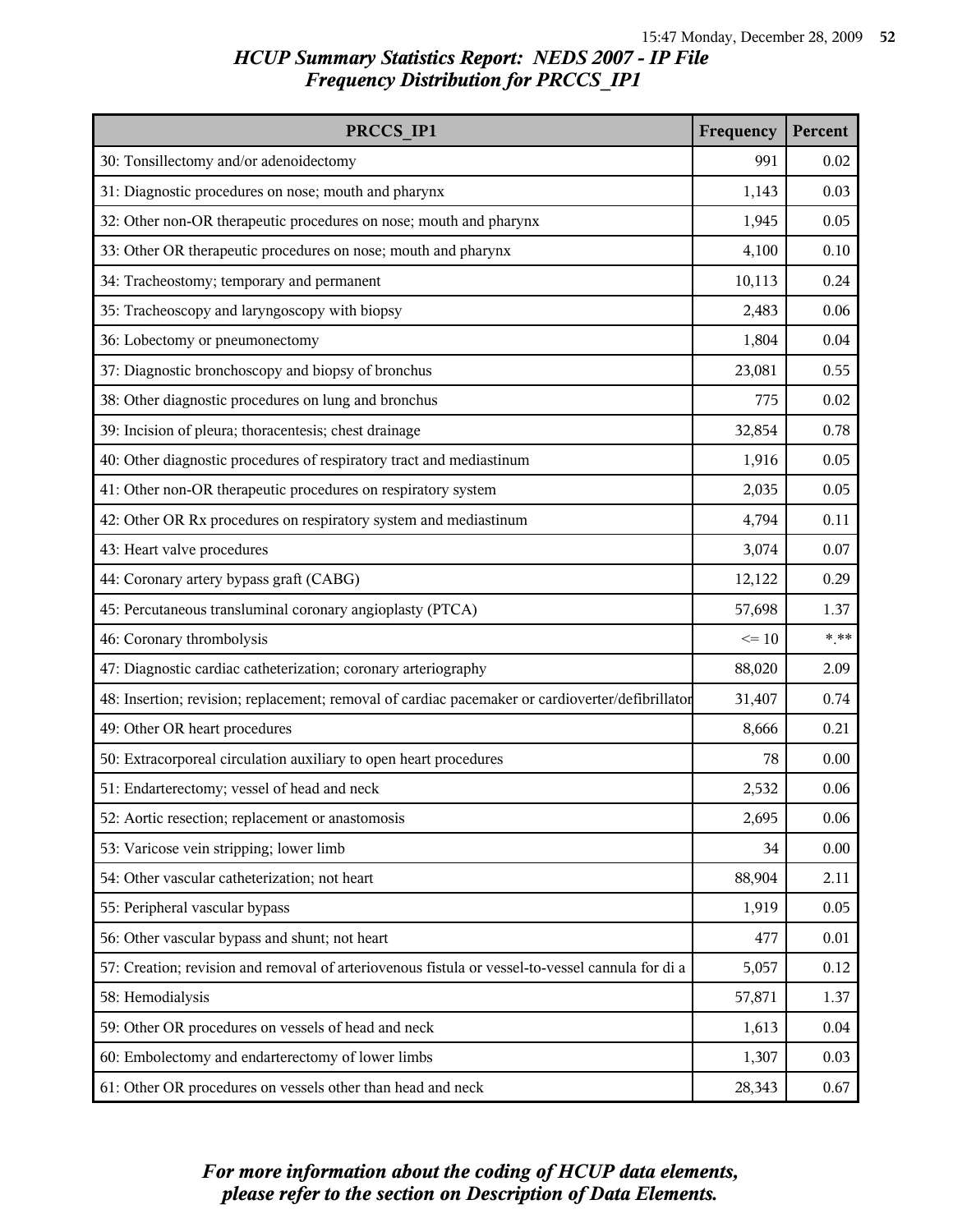## HCUP Summary Statistics Report: NEDS 2007 - IP File
## Frequency Distribution for PRCCS_IP1

| PRCCS_IP1 | Frequency | Percent |
|---|---|---|
| 30: Tonsillectomy and/or adenoidectomy | 991 | 0.02 |
| 31: Diagnostic procedures on nose; mouth and pharynx | 1,143 | 0.03 |
| 32: Other non-OR therapeutic procedures on nose; mouth and pharynx | 1,945 | 0.05 |
| 33: Other OR therapeutic procedures on nose; mouth and pharynx | 4,100 | 0.10 |
| 34: Tracheostomy; temporary and permanent | 10,113 | 0.24 |
| 35: Tracheoscopy and laryngoscopy with biopsy | 2,483 | 0.06 |
| 36: Lobectomy or pneumonectomy | 1,804 | 0.04 |
| 37: Diagnostic bronchoscopy and biopsy of bronchus | 23,081 | 0.55 |
| 38: Other diagnostic procedures on lung and bronchus | 775 | 0.02 |
| 39: Incision of pleura; thoracentesis; chest drainage | 32,854 | 0.78 |
| 40: Other diagnostic procedures of respiratory tract and mediastinum | 1,916 | 0.05 |
| 41: Other non-OR therapeutic procedures on respiratory system | 2,035 | 0.05 |
| 42: Other OR Rx procedures on respiratory system and mediastinum | 4,794 | 0.11 |
| 43: Heart valve procedures | 3,074 | 0.07 |
| 44: Coronary artery bypass graft (CABG) | 12,122 | 0.29 |
| 45: Percutaneous transluminal coronary angioplasty (PTCA) | 57,698 | 1.37 |
| 46: Coronary thrombolysis | <= 10 | *.** |
| 47: Diagnostic cardiac catheterization; coronary arteriography | 88,020 | 2.09 |
| 48: Insertion; revision; replacement; removal of cardiac pacemaker or cardioverter/defibrillator | 31,407 | 0.74 |
| 49: Other OR heart procedures | 8,666 | 0.21 |
| 50: Extracorporeal circulation auxiliary to open heart procedures | 78 | 0.00 |
| 51: Endarterectomy; vessel of head and neck | 2,532 | 0.06 |
| 52: Aortic resection; replacement or anastomosis | 2,695 | 0.06 |
| 53: Varicose vein stripping; lower limb | 34 | 0.00 |
| 54: Other vascular catheterization; not heart | 88,904 | 2.11 |
| 55: Peripheral vascular bypass | 1,919 | 0.05 |
| 56: Other vascular bypass and shunt; not heart | 477 | 0.01 |
| 57: Creation; revision and removal of arteriovenous fistula or vessel-to-vessel cannula for di a | 5,057 | 0.12 |
| 58: Hemodialysis | 57,871 | 1.37 |
| 59: Other OR procedures on vessels of head and neck | 1,613 | 0.04 |
| 60: Embolectomy and endarterectomy of lower limbs | 1,307 | 0.03 |
| 61: Other OR procedures on vessels other than head and neck | 28,343 | 0.67 |

*For more information about the coding of HCUP data elements, please refer to the section on Description of Data Elements.*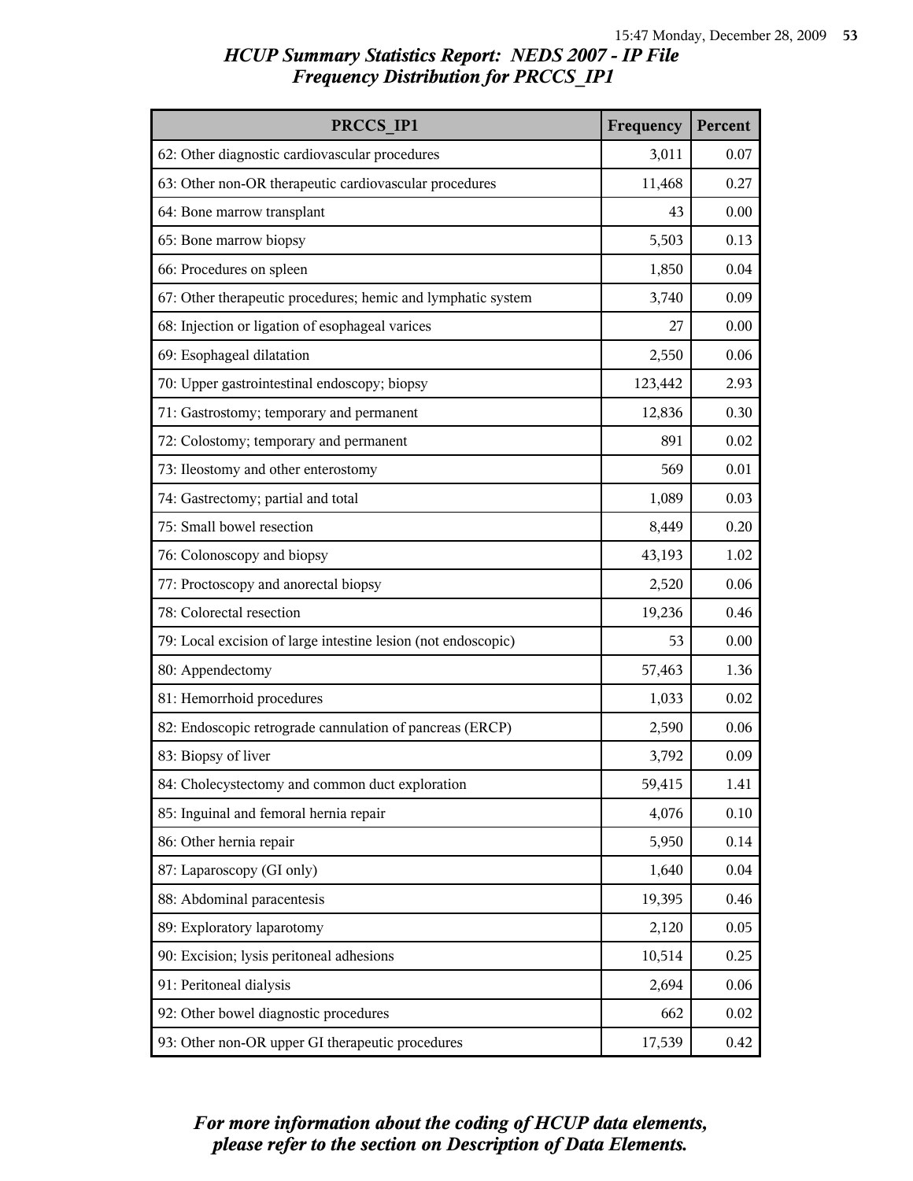## HCUP Summary Statistics Report: NEDS 2007 - IP File
## Frequency Distribution for PRCCS_IP1

| PRCCS_IP1 | Frequency | Percent |
|---|---|---|
| 62: Other diagnostic cardiovascular procedures | 3,011 | 0.07 |
| 63: Other non-OR therapeutic cardiovascular procedures | 11,468 | 0.27 |
| 64: Bone marrow transplant | 43 | 0.00 |
| 65: Bone marrow biopsy | 5,503 | 0.13 |
| 66: Procedures on spleen | 1,850 | 0.04 |
| 67: Other therapeutic procedures; hemic and lymphatic system | 3,740 | 0.09 |
| 68: Injection or ligation of esophageal varices | 27 | 0.00 |
| 69: Esophageal dilatation | 2,550 | 0.06 |
| 70: Upper gastrointestinal endoscopy; biopsy | 123,442 | 2.93 |
| 71: Gastrostomy; temporary and permanent | 12,836 | 0.30 |
| 72: Colostomy; temporary and permanent | 891 | 0.02 |
| 73: Ileostomy and other enterostomy | 569 | 0.01 |
| 74: Gastrectomy; partial and total | 1,089 | 0.03 |
| 75: Small bowel resection | 8,449 | 0.20 |
| 76: Colonoscopy and biopsy | 43,193 | 1.02 |
| 77: Proctoscopy and anorectal biopsy | 2,520 | 0.06 |
| 78: Colorectal resection | 19,236 | 0.46 |
| 79: Local excision of large intestine lesion (not endoscopic) | 53 | 0.00 |
| 80: Appendectomy | 57,463 | 1.36 |
| 81: Hemorrhoid procedures | 1,033 | 0.02 |
| 82: Endoscopic retrograde cannulation of pancreas (ERCP) | 2,590 | 0.06 |
| 83: Biopsy of liver | 3,792 | 0.09 |
| 84: Cholecystectomy and common duct exploration | 59,415 | 1.41 |
| 85: Inguinal and femoral hernia repair | 4,076 | 0.10 |
| 86: Other hernia repair | 5,950 | 0.14 |
| 87: Laparoscopy (GI only) | 1,640 | 0.04 |
| 88: Abdominal paracentesis | 19,395 | 0.46 |
| 89: Exploratory laparotomy | 2,120 | 0.05 |
| 90: Excision; lysis peritoneal adhesions | 10,514 | 0.25 |
| 91: Peritoneal dialysis | 2,694 | 0.06 |
| 92: Other bowel diagnostic procedures | 662 | 0.02 |
| 93: Other non-OR upper GI therapeutic procedures | 17,539 | 0.42 |

*For more information about the coding of HCUP data elements, please refer to the section on Description of Data Elements.*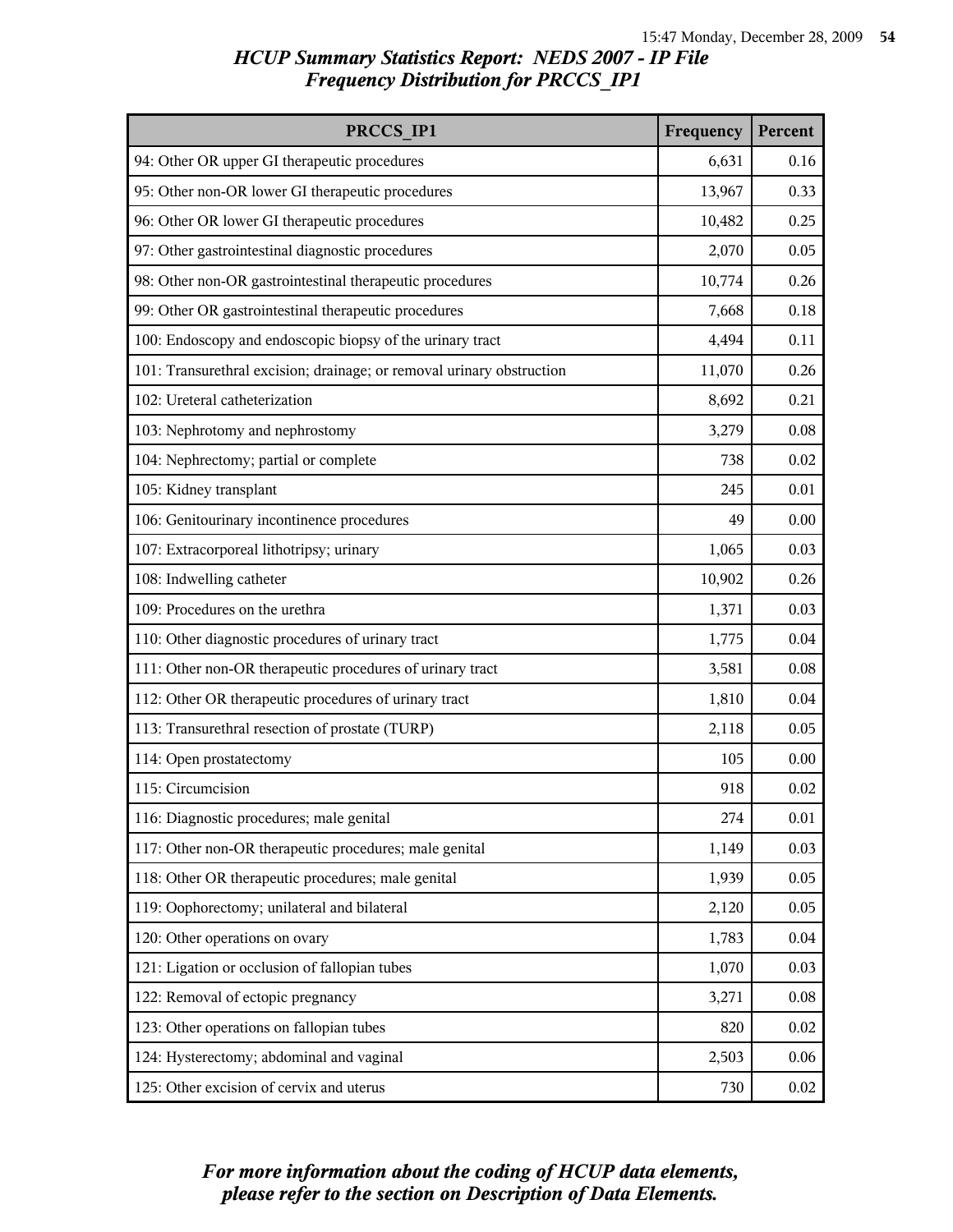## HCUP Summary Statistics Report: NEDS 2007 - IP File
## Frequency Distribution for PRCCS_IP1

| PRCCS_IP1 | Frequency | Percent |
|---|---|---|
| 94: Other OR upper GI therapeutic procedures | 6,631 | 0.16 |
| 95: Other non-OR lower GI therapeutic procedures | 13,967 | 0.33 |
| 96: Other OR lower GI therapeutic procedures | 10,482 | 0.25 |
| 97: Other gastrointestinal diagnostic procedures | 2,070 | 0.05 |
| 98: Other non-OR gastrointestinal therapeutic procedures | 10,774 | 0.26 |
| 99: Other OR gastrointestinal therapeutic procedures | 7,668 | 0.18 |
| 100: Endoscopy and endoscopic biopsy of the urinary tract | 4,494 | 0.11 |
| 101: Transurethral excision; drainage; or removal urinary obstruction | 11,070 | 0.26 |
| 102: Ureteral catheterization | 8,692 | 0.21 |
| 103: Nephrotomy and nephrostomy | 3,279 | 0.08 |
| 104: Nephrectomy; partial or complete | 738 | 0.02 |
| 105: Kidney transplant | 245 | 0.01 |
| 106: Genitourinary incontinence procedures | 49 | 0.00 |
| 107: Extracorporeal lithotripsy; urinary | 1,065 | 0.03 |
| 108: Indwelling catheter | 10,902 | 0.26 |
| 109: Procedures on the urethra | 1,371 | 0.03 |
| 110: Other diagnostic procedures of urinary tract | 1,775 | 0.04 |
| 111: Other non-OR therapeutic procedures of urinary tract | 3,581 | 0.08 |
| 112: Other OR therapeutic procedures of urinary tract | 1,810 | 0.04 |
| 113: Transurethral resection of prostate (TURP) | 2,118 | 0.05 |
| 114: Open prostatectomy | 105 | 0.00 |
| 115: Circumcision | 918 | 0.02 |
| 116: Diagnostic procedures; male genital | 274 | 0.01 |
| 117: Other non-OR therapeutic procedures; male genital | 1,149 | 0.03 |
| 118: Other OR therapeutic procedures; male genital | 1,939 | 0.05 |
| 119: Oophorectomy; unilateral and bilateral | 2,120 | 0.05 |
| 120: Other operations on ovary | 1,783 | 0.04 |
| 121: Ligation or occlusion of fallopian tubes | 1,070 | 0.03 |
| 122: Removal of ectopic pregnancy | 3,271 | 0.08 |
| 123: Other operations on fallopian tubes | 820 | 0.02 |
| 124: Hysterectomy; abdominal and vaginal | 2,503 | 0.06 |
| 125: Other excision of cervix and uterus | 730 | 0.02 |

*For more information about the coding of HCUP data elements, please refer to the section on Description of Data Elements.*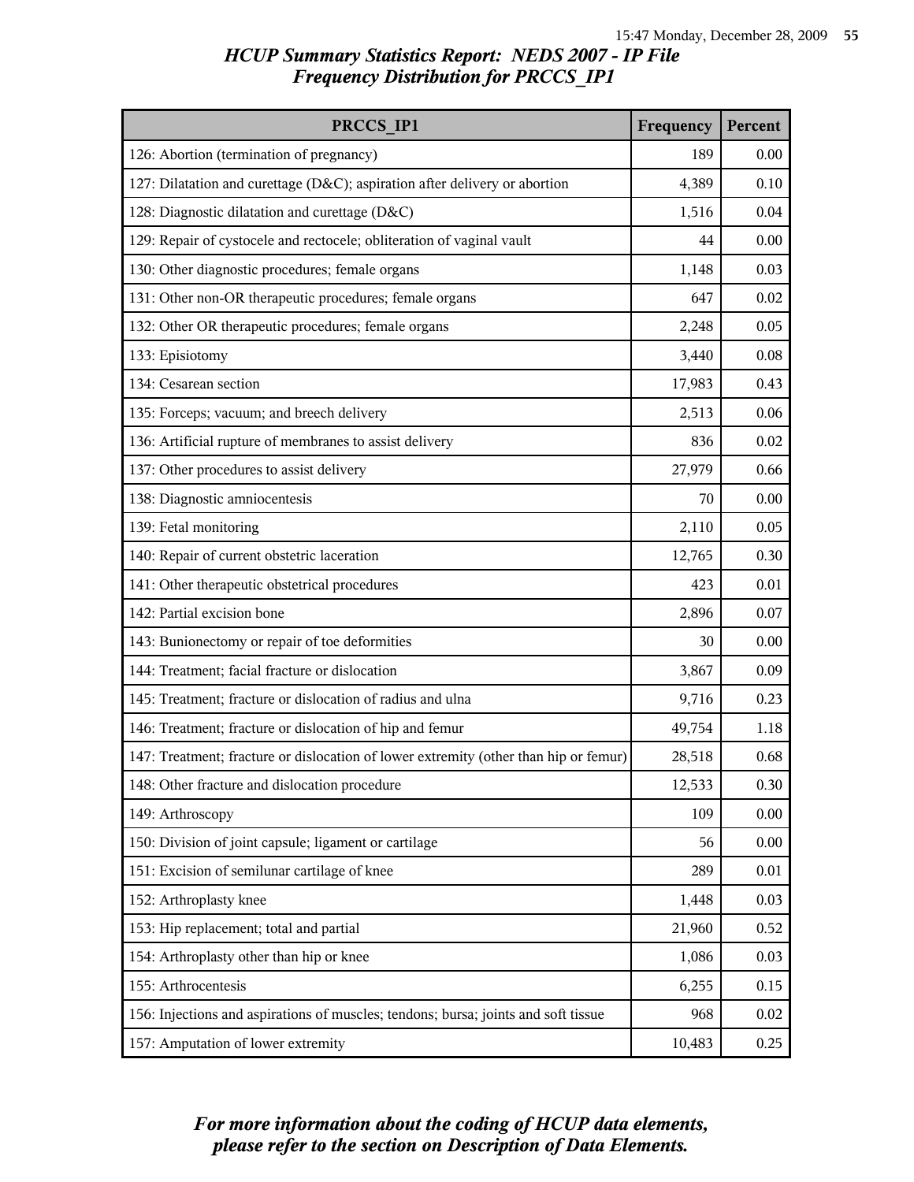## HCUP Summary Statistics Report: NEDS 2007 - IP File
## Frequency Distribution for PRCCS_IP1

| PRCCS_IP1 | Frequency | Percent |
|---|---|---|
| 126: Abortion (termination of pregnancy) | 189 | 0.00 |
| 127: Dilatation and curettage (D&C); aspiration after delivery or abortion | 4,389 | 0.10 |
| 128: Diagnostic dilatation and curettage (D&C) | 1,516 | 0.04 |
| 129: Repair of cystocele and rectocele; obliteration of vaginal vault | 44 | 0.00 |
| 130: Other diagnostic procedures; female organs | 1,148 | 0.03 |
| 131: Other non-OR therapeutic procedures; female organs | 647 | 0.02 |
| 132: Other OR therapeutic procedures; female organs | 2,248 | 0.05 |
| 133: Episiotomy | 3,440 | 0.08 |
| 134: Cesarean section | 17,983 | 0.43 |
| 135: Forceps; vacuum; and breech delivery | 2,513 | 0.06 |
| 136: Artificial rupture of membranes to assist delivery | 836 | 0.02 |
| 137: Other procedures to assist delivery | 27,979 | 0.66 |
| 138: Diagnostic amniocentesis | 70 | 0.00 |
| 139: Fetal monitoring | 2,110 | 0.05 |
| 140: Repair of current obstetric laceration | 12,765 | 0.30 |
| 141: Other therapeutic obstetrical procedures | 423 | 0.01 |
| 142: Partial excision bone | 2,896 | 0.07 |
| 143: Bunionectomy or repair of toe deformities | 30 | 0.00 |
| 144: Treatment; facial fracture or dislocation | 3,867 | 0.09 |
| 145: Treatment; fracture or dislocation of radius and ulna | 9,716 | 0.23 |
| 146: Treatment; fracture or dislocation of hip and femur | 49,754 | 1.18 |
| 147: Treatment; fracture or dislocation of lower extremity (other than hip or femur) | 28,518 | 0.68 |
| 148: Other fracture and dislocation procedure | 12,533 | 0.30 |
| 149: Arthroscopy | 109 | 0.00 |
| 150: Division of joint capsule; ligament or cartilage | 56 | 0.00 |
| 151: Excision of semilunar cartilage of knee | 289 | 0.01 |
| 152: Arthroplasty knee | 1,448 | 0.03 |
| 153: Hip replacement; total and partial | 21,960 | 0.52 |
| 154: Arthroplasty other than hip or knee | 1,086 | 0.03 |
| 155: Arthrocentesis | 6,255 | 0.15 |
| 156: Injections and aspirations of muscles; tendons; bursa; joints and soft tissue | 968 | 0.02 |
| 157: Amputation of lower extremity | 10,483 | 0.25 |

*For more information about the coding of HCUP data elements, please refer to the section on Description of Data Elements.*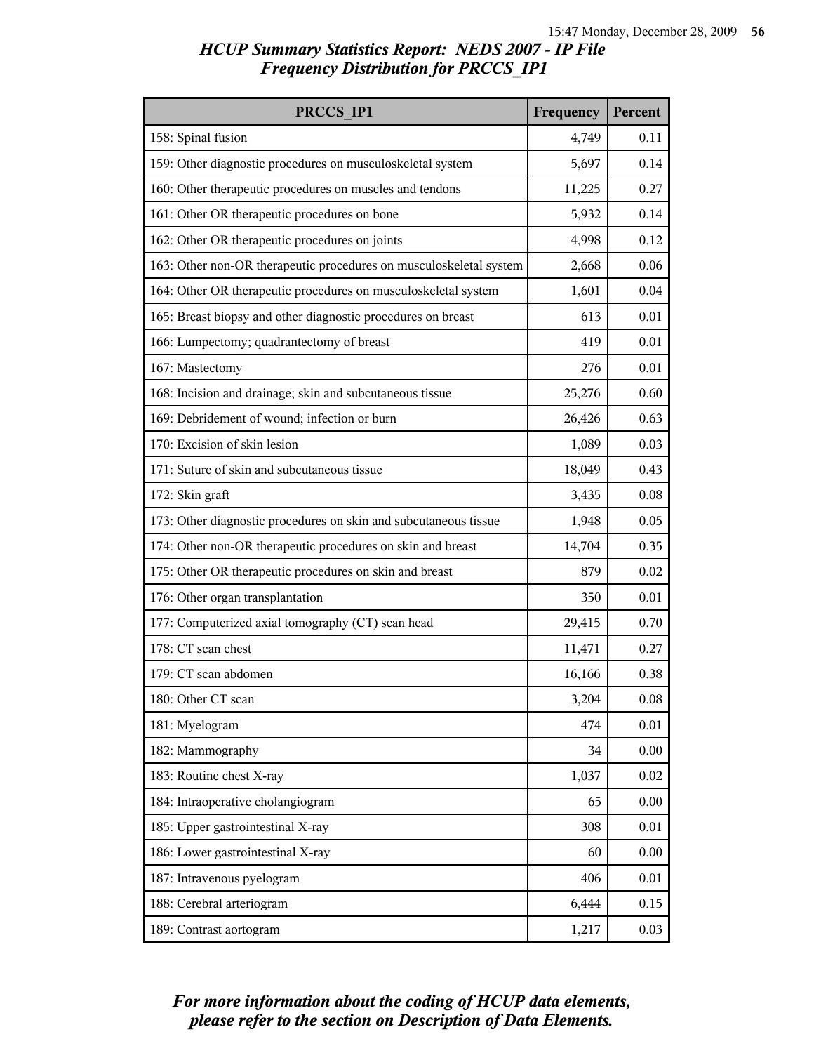# *HCUP Summary Statistics Report: NEDS 2007 - IP File*
## *Frequency Distribution for PRCCS_IP1*

| PRCCS_IP1 | Frequency | Percent |
|---|---|---|
| 158: Spinal fusion | 4,749 | 0.11 |
| 159: Other diagnostic procedures on musculoskeletal system | 5,697 | 0.14 |
| 160: Other therapeutic procedures on muscles and tendons | 11,225 | 0.27 |
| 161: Other OR therapeutic procedures on bone | 5,932 | 0.14 |
| 162: Other OR therapeutic procedures on joints | 4,998 | 0.12 |
| 163: Other non-OR therapeutic procedures on musculoskeletal system | 2,668 | 0.06 |
| 164: Other OR therapeutic procedures on musculoskeletal system | 1,601 | 0.04 |
| 165: Breast biopsy and other diagnostic procedures on breast | 613 | 0.01 |
| 166: Lumpectomy; quadrantectomy of breast | 419 | 0.01 |
| 167: Mastectomy | 276 | 0.01 |
| 168: Incision and drainage; skin and subcutaneous tissue | 25,276 | 0.60 |
| 169: Debridement of wound; infection or burn | 26,426 | 0.63 |
| 170: Excision of skin lesion | 1,089 | 0.03 |
| 171: Suture of skin and subcutaneous tissue | 18,049 | 0.43 |
| 172: Skin graft | 3,435 | 0.08 |
| 173: Other diagnostic procedures on skin and subcutaneous tissue | 1,948 | 0.05 |
| 174: Other non-OR therapeutic procedures on skin and breast | 14,704 | 0.35 |
| 175: Other OR therapeutic procedures on skin and breast | 879 | 0.02 |
| 176: Other organ transplantation | 350 | 0.01 |
| 177: Computerized axial tomography (CT) scan head | 29,415 | 0.70 |
| 178: CT scan chest | 11,471 | 0.27 |
| 179: CT scan abdomen | 16,166 | 0.38 |
| 180: Other CT scan | 3,204 | 0.08 |
| 181: Myelogram | 474 | 0.01 |
| 182: Mammography | 34 | 0.00 |
| 183: Routine chest X-ray | 1,037 | 0.02 |
| 184: Intraoperative cholangiogram | 65 | 0.00 |
| 185: Upper gastrointestinal X-ray | 308 | 0.01 |
| 186: Lower gastrointestinal X-ray | 60 | 0.00 |
| 187: Intravenous pyelogram | 406 | 0.01 |
| 188: Cerebral arteriogram | 6,444 | 0.15 |
| 189: Contrast aortogram | 1,217 | 0.03 |

***For more information about the coding of HCUP data elements, please refer to the section on Description of Data Elements.***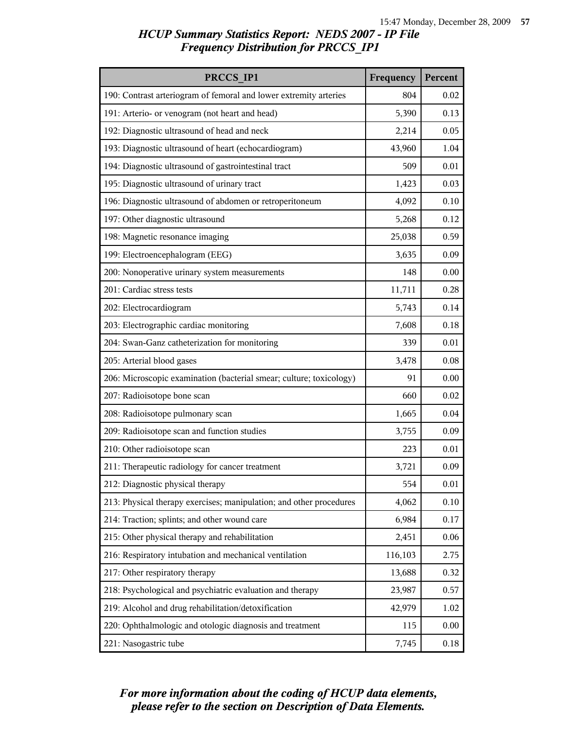# HCUP Summary Statistics Report: NEDS 2007 - IP File
## Frequency Distribution for PRCCS_IP1

| PRCCS_IP1 | Frequency | Percent |
|---|---|---|
| 190: Contrast arteriogram of femoral and lower extremity arteries | 804 | 0.02 |
| 191: Arterio- or venogram (not heart and head) | 5,390 | 0.13 |
| 192: Diagnostic ultrasound of head and neck | 2,214 | 0.05 |
| 193: Diagnostic ultrasound of heart (echocardiogram) | 43,960 | 1.04 |
| 194: Diagnostic ultrasound of gastrointestinal tract | 509 | 0.01 |
| 195: Diagnostic ultrasound of urinary tract | 1,423 | 0.03 |
| 196: Diagnostic ultrasound of abdomen or retroperitoneum | 4,092 | 0.10 |
| 197: Other diagnostic ultrasound | 5,268 | 0.12 |
| 198: Magnetic resonance imaging | 25,038 | 0.59 |
| 199: Electroencephalogram (EEG) | 3,635 | 0.09 |
| 200: Nonoperative urinary system measurements | 148 | 0.00 |
| 201: Cardiac stress tests | 11,711 | 0.28 |
| 202: Electrocardiogram | 5,743 | 0.14 |
| 203: Electrographic cardiac monitoring | 7,608 | 0.18 |
| 204: Swan-Ganz catheterization for monitoring | 339 | 0.01 |
| 205: Arterial blood gases | 3,478 | 0.08 |
| 206: Microscopic examination (bacterial smear; culture; toxicology) | 91 | 0.00 |
| 207: Radioisotope bone scan | 660 | 0.02 |
| 208: Radioisotope pulmonary scan | 1,665 | 0.04 |
| 209: Radioisotope scan and function studies | 3,755 | 0.09 |
| 210: Other radioisotope scan | 223 | 0.01 |
| 211: Therapeutic radiology for cancer treatment | 3,721 | 0.09 |
| 212: Diagnostic physical therapy | 554 | 0.01 |
| 213: Physical therapy exercises; manipulation; and other procedures | 4,062 | 0.10 |
| 214: Traction; splints; and other wound care | 6,984 | 0.17 |
| 215: Other physical therapy and rehabilitation | 2,451 | 0.06 |
| 216: Respiratory intubation and mechanical ventilation | 116,103 | 2.75 |
| 217: Other respiratory therapy | 13,688 | 0.32 |
| 218: Psychological and psychiatric evaluation and therapy | 23,987 | 0.57 |
| 219: Alcohol and drug rehabilitation/detoxification | 42,979 | 1.02 |
| 220: Ophthalmologic and otologic diagnosis and treatment | 115 | 0.00 |
| 221: Nasogastric tube | 7,745 | 0.18 |

*For more information about the coding of HCUP data elements, please refer to the section on Description of Data Elements.*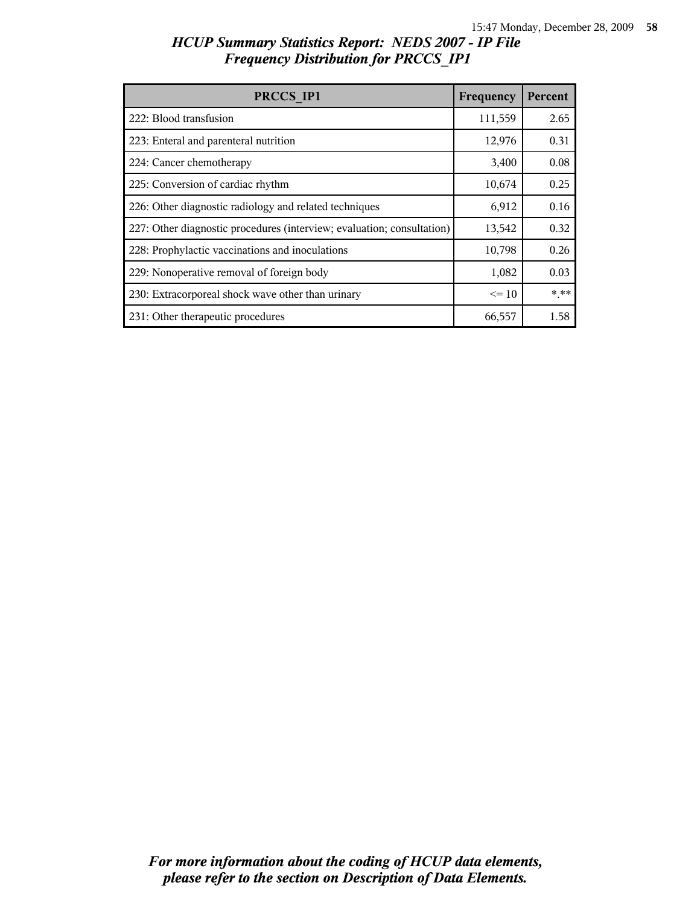*HCUP Summary Statistics Report: NEDS 2007 - IP File*
*Frequency Distribution for PRCCS_IP1*

| PRCCS_IP1 | Frequency | Percent |
|---|---|---|
| 222: Blood transfusion | 111,559 | 2.65 |
| 223: Enteral and parenteral nutrition | 12,976 | 0.31 |
| 224: Cancer chemotherapy | 3,400 | 0.08 |
| 225: Conversion of cardiac rhythm | 10,674 | 0.25 |
| 226: Other diagnostic radiology and related techniques | 6,912 | 0.16 |
| 227: Other diagnostic procedures (interview; evaluation; consultation) | 13,542 | 0.32 |
| 228: Prophylactic vaccinations and inoculations | 10,798 | 0.26 |
| 229: Nonoperative removal of foreign body | 1,082 | 0.03 |
| 230: Extracorporeal shock wave other than urinary | <= 10 | *.** |
| 231: Other therapeutic procedures | 66,557 | 1.58 |

*For more information about the coding of HCUP data elements, please refer to the section on Description of Data Elements.*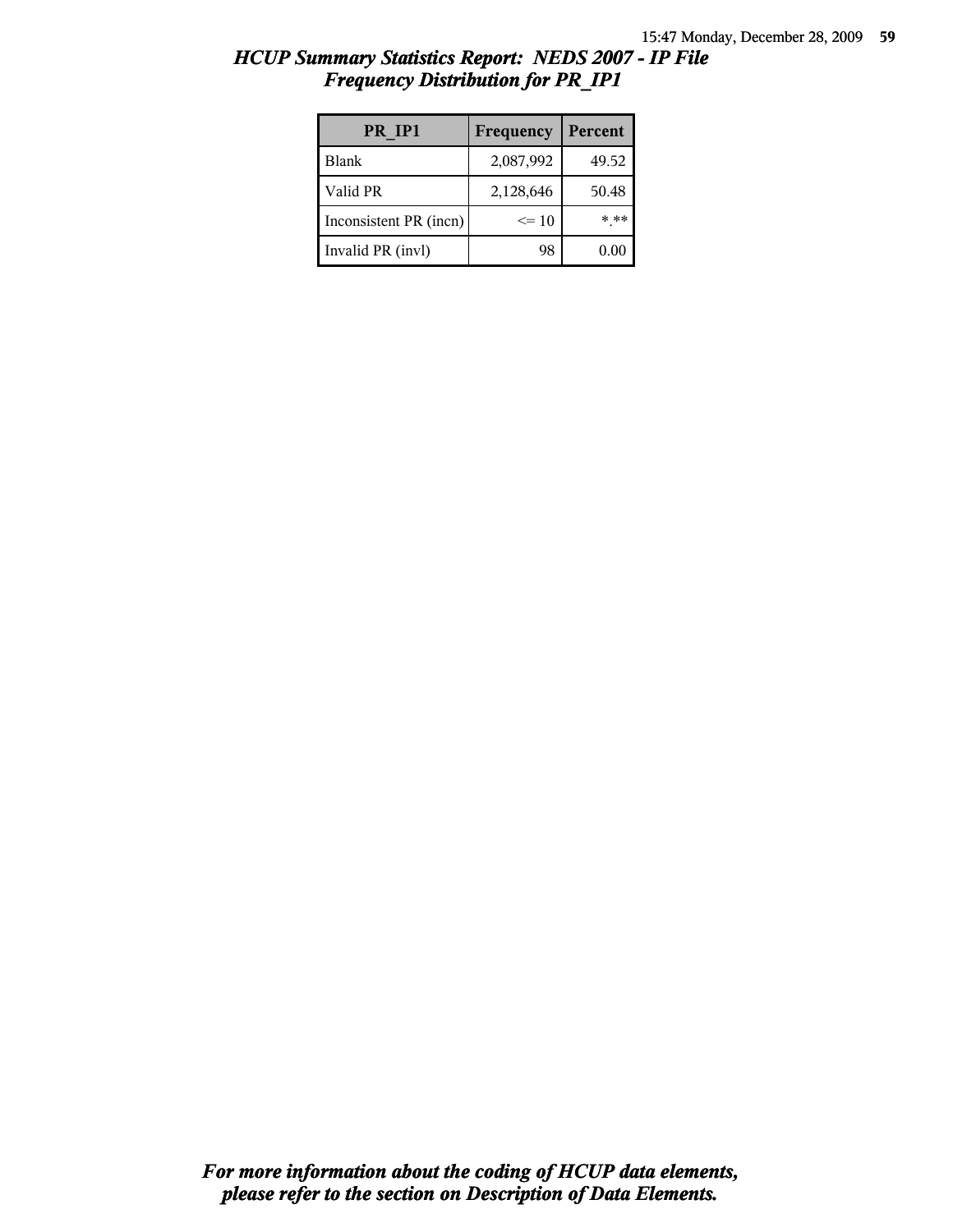## HCUP Summary Statistics Report: NEDS 2007 - IP File
## Frequency Distribution for PR_IP1

| PR_IP1 | Frequency | Percent |
|---|---|---|
| Blank | 2,087,992 | 49.52 |
| Valid PR | 2,128,646 | 50.48 |
| Inconsistent PR (incn) | <= 10 | *.** |
| Invalid PR (invl) | 98 | 0.00 |

***For more information about the coding of HCUP data elements, please refer to the section on Description of Data Elements.***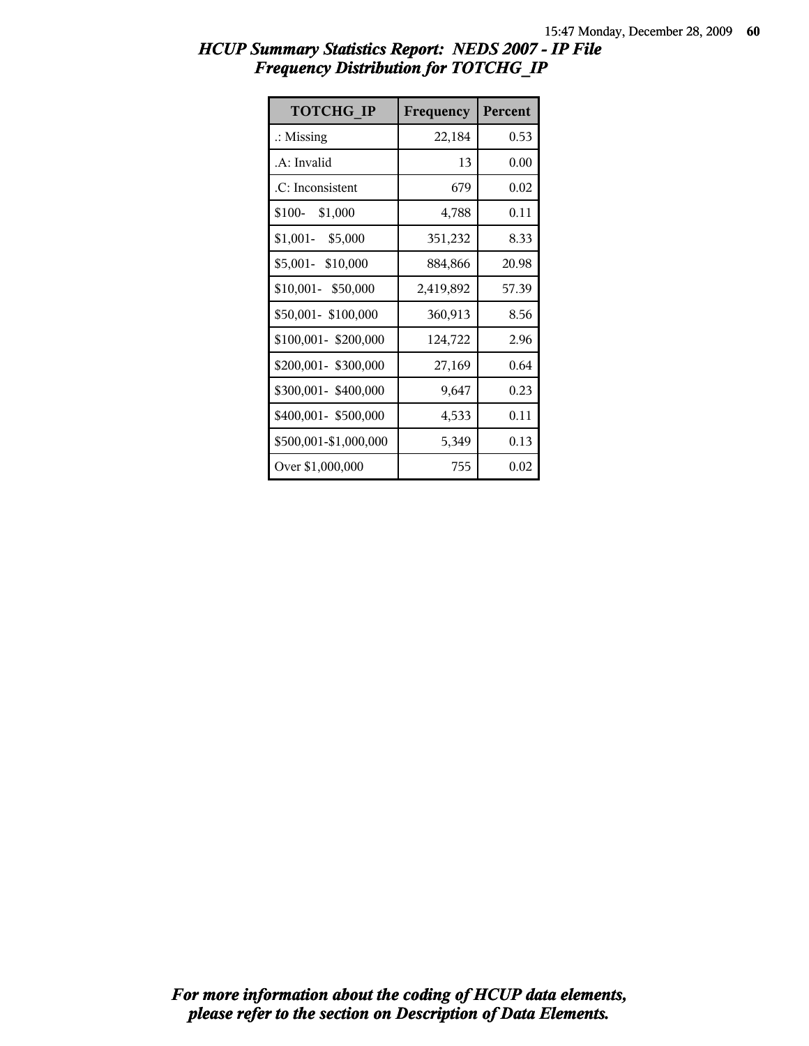## HCUP Summary Statistics Report: NEDS 2007 - IP File
## Frequency Distribution for TOTCHG_IP

| TOTCHG_IP | Frequency | Percent |
|---|---|---|
| .: Missing | 22,184 | 0.53 |
| .A: Invalid | 13 | 0.00 |
| .C: Inconsistent | 679 | 0.02 |
| $100- $1,000 | 4,788 | 0.11 |
| $1,001- $5,000 | 351,232 | 8.33 |
| $5,001- $10,000 | 884,866 | 20.98 |
| $10,001- $50,000 | 2,419,892 | 57.39 |
| $50,001- $100,000 | 360,913 | 8.56 |
| $100,001- $200,000 | 124,722 | 2.96 |
| $200,001- $300,000 | 27,169 | 0.64 |
| $300,001- $400,000 | 9,647 | 0.23 |
| $400,001- $500,000 | 4,533 | 0.11 |
| $500,001-$1,000,000 | 5,349 | 0.13 |
| Over $1,000,000 | 755 | 0.02 |

***For more information about the coding of HCUP data elements, please refer to the section on Description of Data Elements.***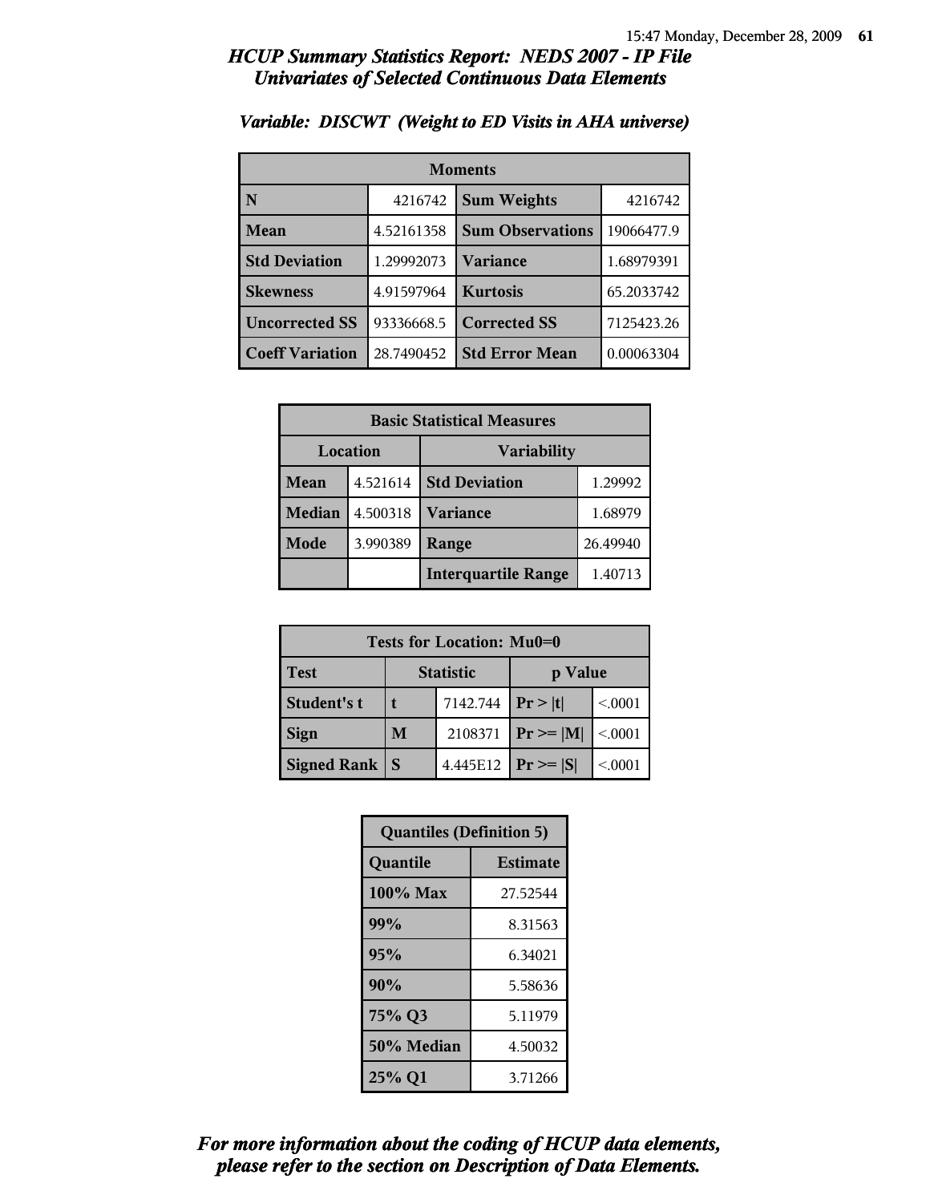# HCUP Summary Statistics Report: NEDS 2007 - IP File
## Univariates of Selected Continuous Data Elements

### Variable: DISCWT (Weight to ED Visits in AHA universe)

| Moments | | | |
|---|---|---|---|
| N | 4216742 | Sum Weights | 4216742 |
| Mean | 4.52161358 | Sum Observations | 19066477.9 |
| Std Deviation | 1.29992073 | Variance | 1.68979391 |
| Skewness | 4.91597964 | Kurtosis | 65.2033742 |
| Uncorrected SS | 93336668.5 | Corrected SS | 7125423.26 |
| Coeff Variation | 28.7490452 | Std Error Mean | 0.00063304 |

| Basic Statistical Measures | | | |
|---|---|---|---|
| Location | | Variability | |
| Mean | 4.521614 | Std Deviation | 1.29992 |
| Median | 4.500318 | Variance | 1.68979 |
| Mode | 3.990389 | Range | 26.49940 |
| | | Interquartile Range | 1.40713 |

| Tests for Location: Mu0=0 | | | | |
|---|---|---|---|---|
| Test | Statistic | | p Value | |
| Student's t | t | 7142.744 | Pr > \|t\| | <.0001 |
| Sign | M | 2108371 | Pr >= \|M\| | <.0001 |
| Signed Rank | S | 4.445E12 | Pr >= \|S\| | <.0001 |

| Quantiles (Definition 5) | |
|---|---|
| Quantile | Estimate |
| 100% Max | 27.52544 |
| 99% | 8.31563 |
| 95% | 6.34021 |
| 90% | 5.58636 |
| 75% Q3 | 5.11979 |
| 50% Median | 4.50032 |
| 25% Q1 | 3.71266 |

*For more information about the coding of HCUP data elements, please refer to the section on Description of Data Elements.*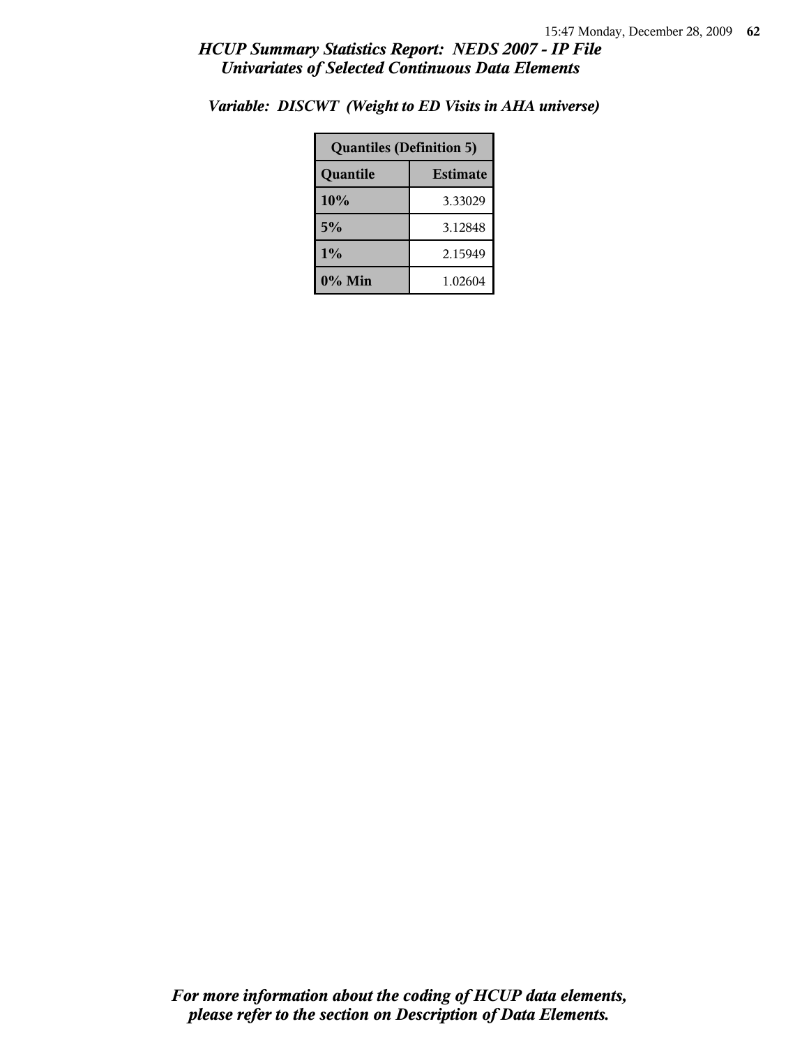# HCUP Summary Statistics Report: NEDS 2007 - IP File
## Univariates of Selected Continuous Data Elements

### Variable: DISCWT (Weight to ED Visits in AHA universe)

| Quantiles (Definition 5) | |
|---|---|
| **Quantile** | **Estimate** |
| 10% | 3.33029 |
| 5% | 3.12848 |
| 1% | 2.15949 |
| 0% Min | 1.02604 |

*For more information about the coding of HCUP data elements, please refer to the section on Description of Data Elements.*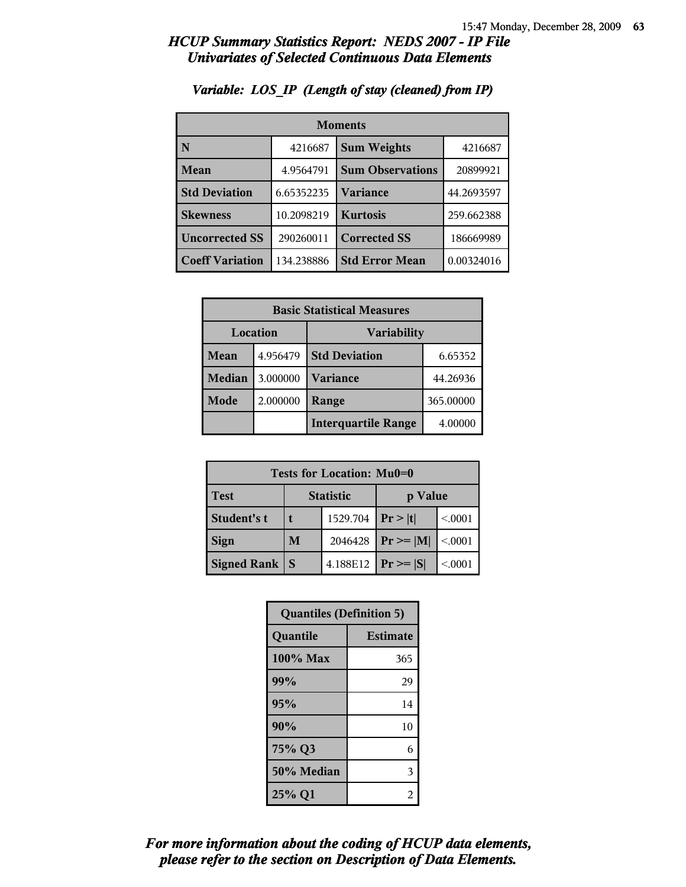# HCUP Summary Statistics Report: NEDS 2007 - IP File
## Univariates of Selected Continuous Data Elements

### Variable: LOS_IP (Length of stay (cleaned) from IP)

| Moments | | | |
|---|---|---|---|
| N | 4216687 | Sum Weights | 4216687 |
| Mean | 4.9564791 | Sum Observations | 20899921 |
| Std Deviation | 6.65352235 | Variance | 44.2693597 |
| Skewness | 10.2098219 | Kurtosis | 259.662388 |
| Uncorrected SS | 290260011 | Corrected SS | 186669989 |
| Coeff Variation | 134.238886 | Std Error Mean | 0.00324016 |

| Basic Statistical Measures | | | |
|---|---|---|---|
| Location | | Variability | |
| Mean | 4.956479 | Std Deviation | 6.65352 |
| Median | 3.000000 | Variance | 44.26936 |
| Mode | 2.000000 | Range | 365.00000 |
| | | Interquartile Range | 4.00000 |

| Tests for Location: Mu0=0 | | | | |
|---|---|---|---|---|
| Test | Statistic | | p Value | |
| Student's t | t | 1529.704 | Pr > \|t\| | <.0001 |
| Sign | M | 2046428 | Pr >= \|M\| | <.0001 |
| Signed Rank | S | 4.188E12 | Pr >= \|S\| | <.0001 |

| Quantiles (Definition 5) | |
|---|---|
| Quantile | Estimate |
| 100% Max | 365 |
| 99% | 29 |
| 95% | 14 |
| 90% | 10 |
| 75% Q3 | 6 |
| 50% Median | 3 |
| 25% Q1 | 2 |

*For more information about the coding of HCUP data elements, please refer to the section on Description of Data Elements.*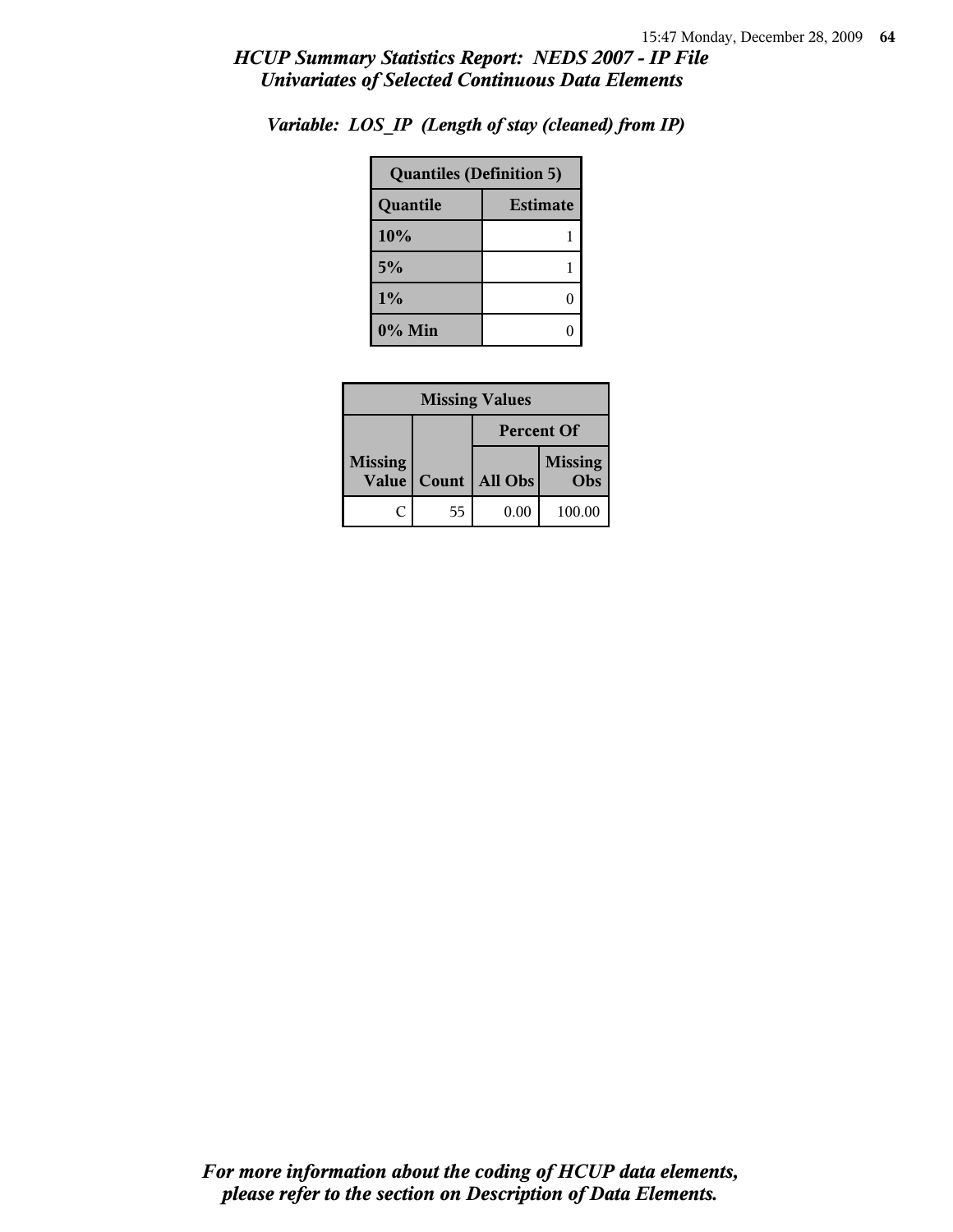*Variable: LOS_IP (Length of stay (cleaned) from IP)*

| Quantiles (Definition 5) | |
|---|---|
| **Quantile** | **Estimate** |
| **10%** | 1 |
| **5%** | 1 |
| **1%** | 0 |
| **0% Min** | 0 |

| Missing Values | | | |
|---|---|---|---|
| | | Percent Of | |
| Missing Value | Count | All Obs | Missing Obs |
| C | 55 | 0.00 | 100.00 |

*For more information about the coding of HCUP data elements, please refer to the section on Description of Data Elements.*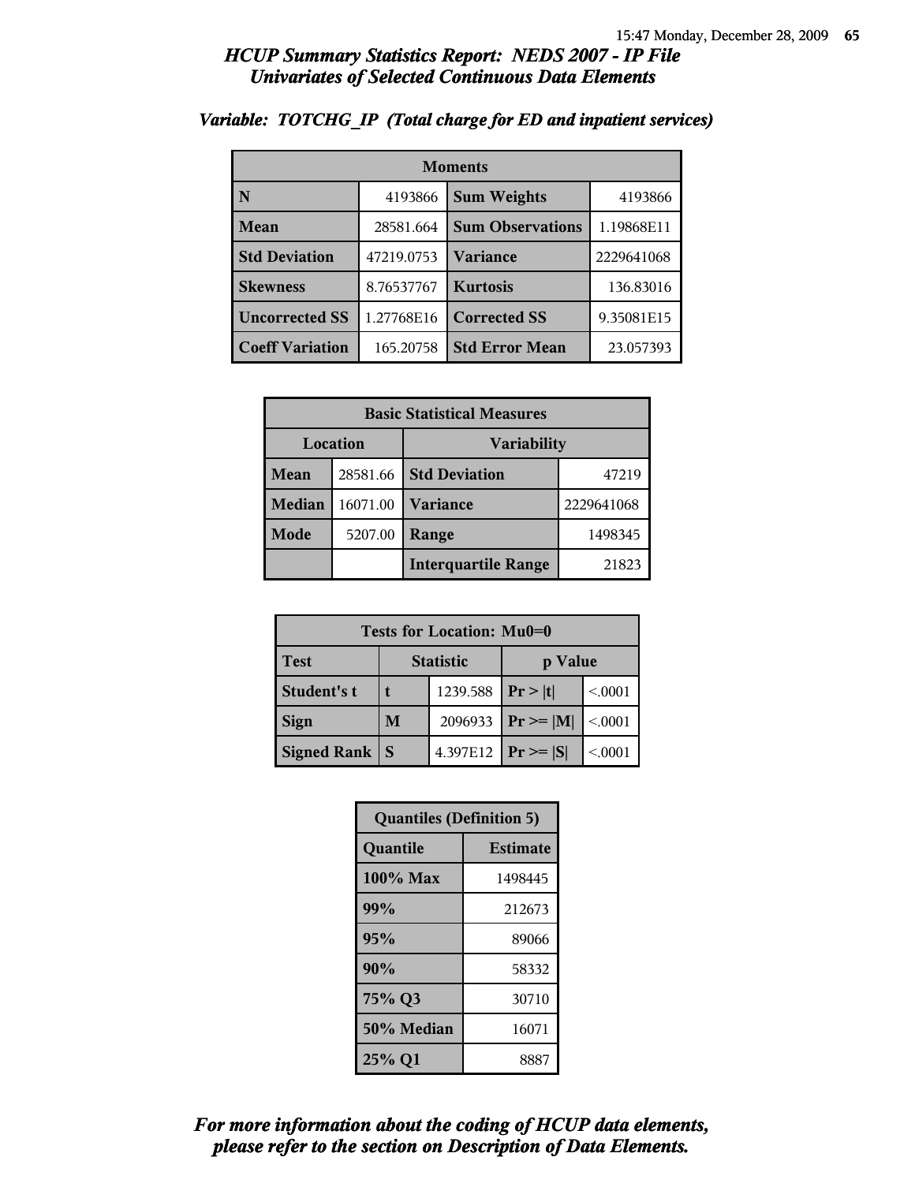## *HCUP Summary Statistics Report: NEDS 2007 - IP File*
## *Univariates of Selected Continuous Data Elements*

### *Variable: TOTCHG_IP (Total charge for ED and inpatient services)*

| Moments | | | |
|---|---|---|---|
| **N** | 4193866 | **Sum Weights** | 4193866 |
| **Mean** | 28581.664 | **Sum Observations** | 1.19868E11 |
| **Std Deviation** | 47219.0753 | **Variance** | 2229641068 |
| **Skewness** | 8.76537767 | **Kurtosis** | 136.83016 |
| **Uncorrected SS** | 1.27768E16 | **Corrected SS** | 9.35081E15 |
| **Coeff Variation** | 165.20758 | **Std Error Mean** | 23.057393 |

| Basic Statistical Measures | | | |
|---|---|---|---|
| **Location** | | **Variability** | |
| **Mean** | 28581.66 | **Std Deviation** | 47219 |
| **Median** | 16071.00 | **Variance** | 2229641068 |
| **Mode** | 5207.00 | **Range** | 1498345 |
| | | **Interquartile Range** | 21823 |

| Tests for Location: Mu0=0 | | | | |
|---|---|---|---|---|
| **Test** | **Statistic** | | **p Value** | |
| **Student's t** | **t** | 1239.588 | **Pr > \|t\|** | <.0001 |
| **Sign** | **M** | 2096933 | **Pr >= \|M\|** | <.0001 |
| **Signed Rank** | **S** | 4.397E12 | **Pr >= \|S\|** | <.0001 |

| Quantiles (Definition 5) | |
|---|---|
| **Quantile** | **Estimate** |
| **100% Max** | 1498445 |
| **99%** | 212673 |
| **95%** | 89066 |
| **90%** | 58332 |
| **75% Q3** | 30710 |
| **50% Median** | 16071 |
| **25% Q1** | 8887 |

***For more information about the coding of HCUP data elements, please refer to the section on Description of Data Elements.***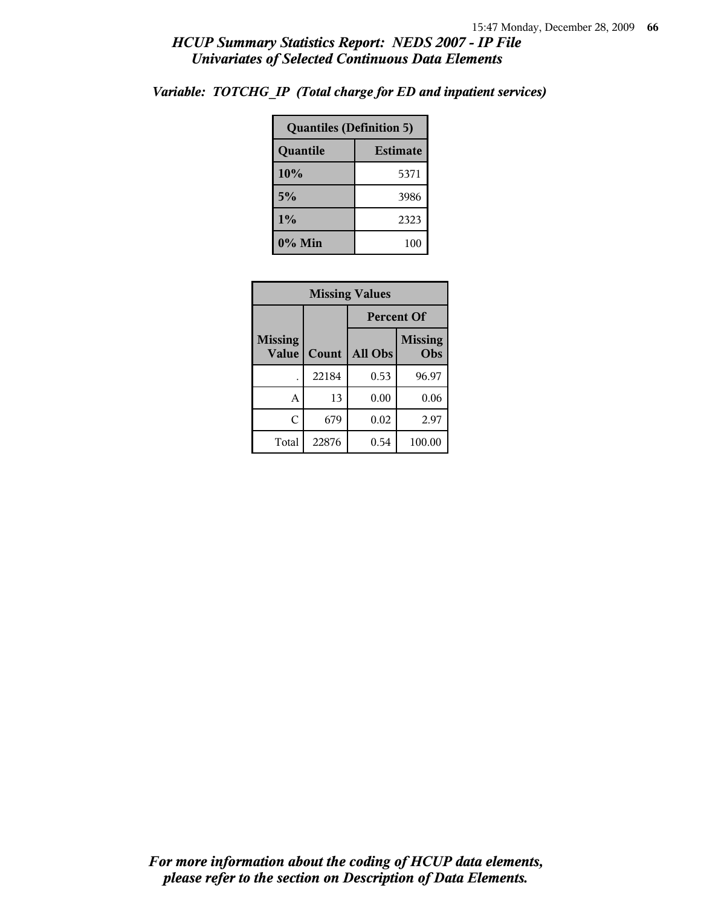*HCUP Summary Statistics Report: NEDS 2007 - IP File*
*Univariates of Selected Continuous Data Elements*

*Variable: TOTCHG_IP (Total charge for ED and inpatient services)*

| Quantiles (Definition 5) | |
|---|---|
| **Quantile** | **Estimate** |
| **10%** | 5371 |
| **5%** | 3986 |
| **1%** | 2323 |
| **0% Min** | 100 |

| Missing Values | | | |
|---|---|---|---|
| | | Percent Of | |
| Missing Value | Count | All Obs | Missing Obs |
| . | 22184 | 0.53 | 96.97 |
| A | 13 | 0.00 | 0.06 |
| C | 679 | 0.02 | 2.97 |
| Total | 22876 | 0.54 | 100.00 |

*For more information about the coding of HCUP data elements, please refer to the section on Description of Data Elements.*